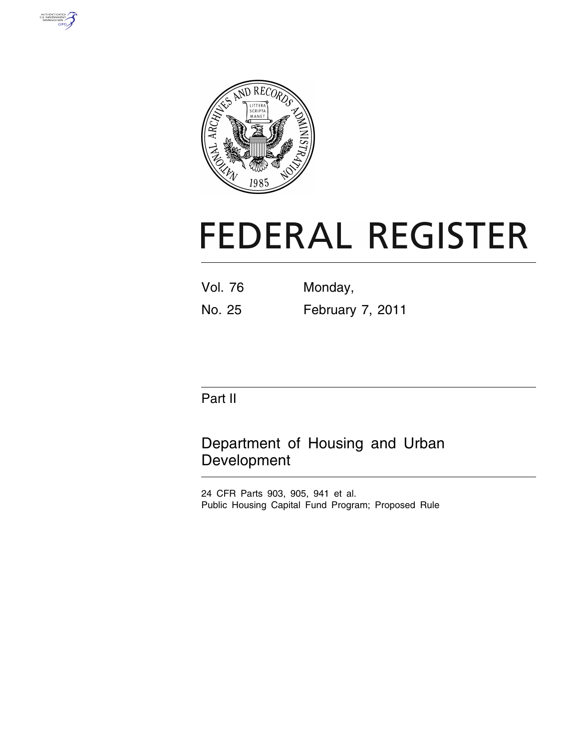# FEDERAL REGISTER

Vol. 76 Monday,

No. 25 February 7, 2011

## Part II

## Department of Housing and Urban Development

24 CFR Parts 903, 905, 941 et al.

Public Housing Capital Fund Program; Proposed Rule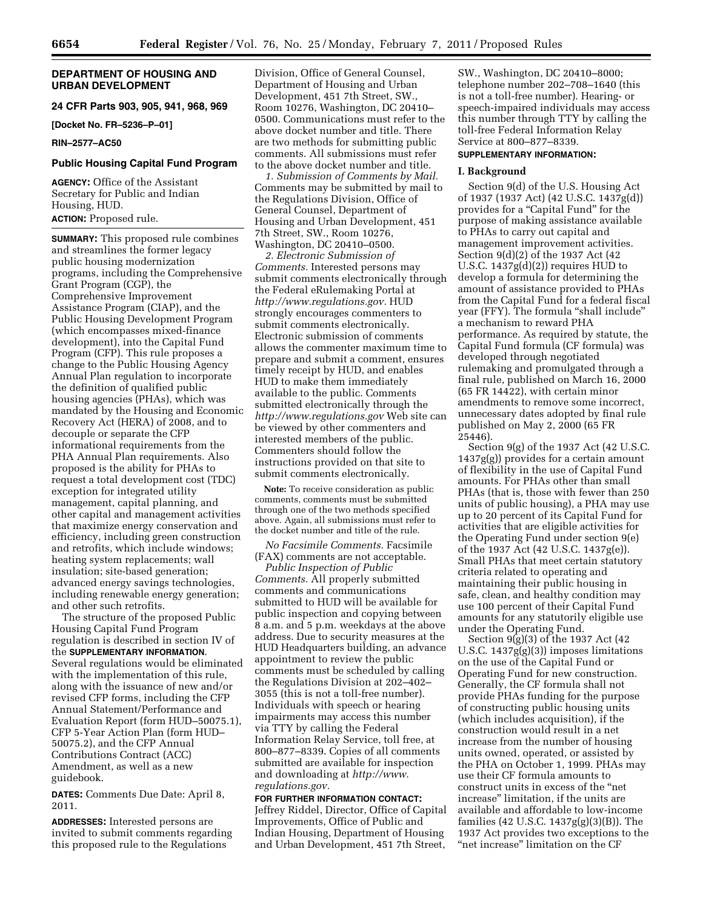## DEPARTMENT OF HOUSING AND URBAN DEVELOPMENT

### 24 CFR Parts 903, 905, 941, 968, 969

**[Docket No. FR–5236–P–01]**

**RIN–2577–AC50**

### Public Housing Capital Fund Program

**AGENCY:** Office of the Assistant Secretary for Public and Indian Housing, HUD.

**ACTION:** Proposed rule.

**SUMMARY:** This proposed rule combines and streamlines the former legacy public housing modernization programs, including the Comprehensive Grant Program (CGP), the Comprehensive Improvement Assistance Program (CIAP), and the Public Housing Development Program (which encompasses mixed-finance development), into the Capital Fund Program (CFP). This rule proposes a change to the Public Housing Agency Annual Plan regulation to incorporate the definition of qualified public housing agencies (PHAs), which was mandated by the Housing and Economic Recovery Act (HERA) of 2008, and to decouple or separate the CFP informational requirements from the PHA Annual Plan requirements. Also proposed is the ability for PHAs to request a total development cost (TDC) exception for integrated utility management, capital planning, and other capital and management activities that maximize energy conservation and efficiency, including green construction and retrofits, which include windows; heating system replacements; wall insulation; site-based generation; advanced energy savings technologies, including renewable energy generation; and other such retrofits.

The structure of the proposed Public Housing Capital Fund Program regulation is described in section IV of the **SUPPLEMENTARY INFORMATION**. Several regulations would be eliminated with the implementation of this rule, along with the issuance of new and/or revised CFP forms, including the CFP Annual Statement/Performance and Evaluation Report (form HUD–50075.1), CFP 5-Year Action Plan (form HUD–50075.2), and the CFP Annual Contributions Contract (ACC) Amendment, as well as a new guidebook.

**DATES:** Comments Due Date: April 8, 2011.

**ADDRESSES:** Interested persons are invited to submit comments regarding this proposed rule to the Regulations Division, Office of General Counsel, Department of Housing and Urban Development, 451 7th Street, SW., Room 10276, Washington, DC 20410–0500. Communications must refer to the above docket number and title. There are two methods for submitting public comments. All submissions must refer to the above docket number and title.

*1. Submission of Comments by Mail.* Comments may be submitted by mail to the Regulations Division, Office of General Counsel, Department of Housing and Urban Development, 451 7th Street, SW., Room 10276, Washington, DC 20410–0500.

*2. Electronic Submission of Comments.* Interested persons may submit comments electronically through the Federal eRulemaking Portal at *http://www.regulations.gov.* HUD strongly encourages commenters to submit comments electronically. Electronic submission of comments allows the commenter maximum time to prepare and submit a comment, ensures timely receipt by HUD, and enables HUD to make them immediately available to the public. Comments submitted electronically through the *http://www.regulations.gov* Web site can be viewed by other commenters and interested members of the public. Commenters should follow the instructions provided on that site to submit comments electronically.

**Note:** To receive consideration as public comments, comments must be submitted through one of the two methods specified above. Again, all submissions must refer to the docket number and title of the rule.

*No Facsimile Comments.* Facsimile (FAX) comments are not acceptable.

*Public Inspection of Public Comments.* All properly submitted comments and communications submitted to HUD will be available for public inspection and copying between 8 a.m. and 5 p.m. weekdays at the above address. Due to security measures at the HUD Headquarters building, an advance appointment to review the public comments must be scheduled by calling the Regulations Division at 202–402–3055 (this is not a toll-free number). Individuals with speech or hearing impairments may access this number via TTY by calling the Federal Information Relay Service, toll free, at 800–877–8339. Copies of all comments submitted are available for inspection and downloading at *http://www.regulations.gov.*

**FOR FURTHER INFORMATION CONTACT:** Jeffrey Riddel, Director, Office of Capital Improvements, Office of Public and Indian Housing, Department of Housing and Urban Development, 451 7th Street, SW., Washington, DC 20410–8000; telephone number 202–708–1640 (this is not a toll-free number). Hearing- or speech-impaired individuals may access this number through TTY by calling the toll-free Federal Information Relay Service at 800–877–8339.

**SUPPLEMENTARY INFORMATION:**

#### I. Background

Section 9(d) of the U.S. Housing Act of 1937 (1937 Act) (42 U.S.C. 1437g(d)) provides for a "Capital Fund" for the purpose of making assistance available to PHAs to carry out capital and management improvement activities. Section 9(d)(2) of the 1937 Act (42 U.S.C. 1437g(d)(2)) requires HUD to develop a formula for determining the amount of assistance provided to PHAs from the Capital Fund for a federal fiscal year (FFY). The formula "shall include" a mechanism to reward PHA performance. As required by statute, the Capital Fund formula (CF formula) was developed through negotiated rulemaking and promulgated through a final rule, published on March 16, 2000 (65 FR 14422), with certain minor amendments to remove some incorrect, unnecessary dates adopted by final rule published on May 2, 2000 (65 FR 25446).

Section 9(g) of the 1937 Act (42 U.S.C. 1437g(g)) provides for a certain amount of flexibility in the use of Capital Fund amounts. For PHAs other than small PHAs (that is, those with fewer than 250 units of public housing), a PHA may use up to 20 percent of its Capital Fund for activities that are eligible activities for the Operating Fund under section 9(e) of the 1937 Act (42 U.S.C. 1437g(e)). Small PHAs that meet certain statutory criteria related to operating and maintaining their public housing in safe, clean, and healthy condition may use 100 percent of their Capital Fund amounts for any statutorily eligible use under the Operating Fund.

Section 9(g)(3) of the 1937 Act (42 U.S.C. 1437g(g)(3)) imposes limitations on the use of the Capital Fund or Operating Fund for new construction. Generally, the CF formula shall not provide PHAs funding for the purpose of constructing public housing units (which includes acquisition), if the construction would result in a net increase from the number of housing units owned, operated, or assisted by the PHA on October 1, 1999. PHAs may use their CF formula amounts to construct units in excess of the "net increase" limitation, if the units are available and affordable to low-income families (42 U.S.C. 1437g(g)(3)(B)). The 1937 Act provides two exceptions to the "net increase" limitation on the CF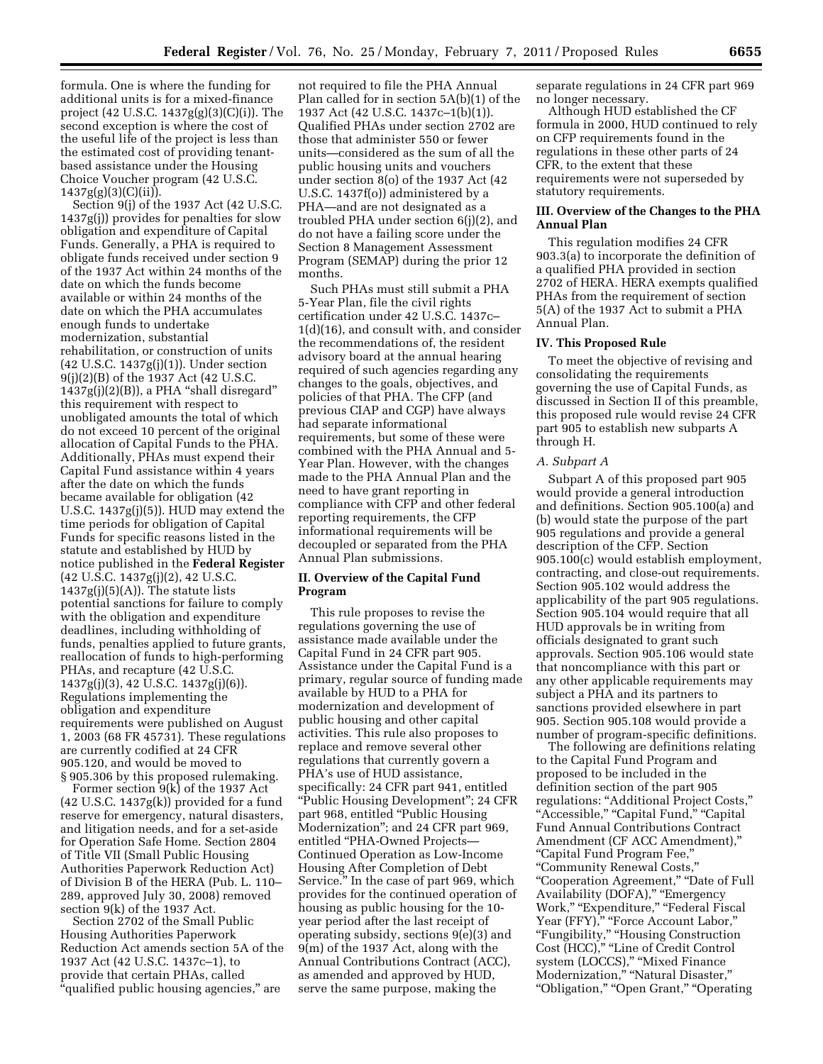formula. One is where the funding for additional units is for a mixed-finance project (42 U.S.C. 1437g(g)(3)(C)(i)). The second exception is where the cost of the useful life of the project is less than the estimated cost of providing tenant-based assistance under the Housing Choice Voucher program (42 U.S.C. 1437g(g)(3)(C)(ii)).

Section 9(j) of the 1937 Act (42 U.S.C. 1437g(j)) provides for penalties for slow obligation and expenditure of Capital Funds. Generally, a PHA is required to obligate funds received under section 9 of the 1937 Act within 24 months of the date on which the funds become available or within 24 months of the date on which the PHA accumulates enough funds to undertake modernization, substantial rehabilitation, or construction of units (42 U.S.C. 1437g(j)(1)). Under section 9(j)(2)(B) of the 1937 Act (42 U.S.C. 1437g(j)(2)(B)), a PHA "shall disregard" this requirement with respect to unobligated amounts the total of which do not exceed 10 percent of the original allocation of Capital Funds to the PHA. Additionally, PHAs must expend their Capital Fund assistance within 4 years after the date on which the funds became available for obligation (42 U.S.C. 1437g(j)(5)). HUD may extend the time periods for obligation of Capital Funds for specific reasons listed in the statute and established by HUD by notice published in the **Federal Register** (42 U.S.C. 1437g(j)(2), 42 U.S.C. 1437g(j)(5)(A)). The statute lists potential sanctions for failure to comply with the obligation and expenditure deadlines, including withholding of funds, penalties applied to future grants, reallocation of funds to high-performing PHAs, and recapture (42 U.S.C. 1437g(j)(3), 42 U.S.C. 1437g(j)(6)). Regulations implementing the obligation and expenditure requirements were published on August 1, 2003 (68 FR 45731). These regulations are currently codified at 24 CFR 905.120, and would be moved to § 905.306 by this proposed rulemaking.

Former section 9(k) of the 1937 Act (42 U.S.C. 1437g(k)) provided for a fund reserve for emergency, natural disasters, and litigation needs, and for a set-aside for Operation Safe Home. Section 2804 of Title VII (Small Public Housing Authorities Paperwork Reduction Act) of Division B of the HERA (Pub. L. 110–289, approved July 30, 2008) removed section 9(k) of the 1937 Act.

Section 2702 of the Small Public Housing Authorities Paperwork Reduction Act amends section 5A of the 1937 Act (42 U.S.C. 1437c–1), to provide that certain PHAs, called "qualified public housing agencies," are not required to file the PHA Annual Plan called for in section 5A(b)(1) of the 1937 Act (42 U.S.C. 1437c–1(b)(1)). Qualified PHAs under section 2702 are those that administer 550 or fewer units—considered as the sum of all the public housing units and vouchers under section 8(o) of the 1937 Act (42 U.S.C. 1437f(o)) administered by a PHA—and are not designated as a troubled PHA under section 6(j)(2), and do not have a failing score under the Section 8 Management Assessment Program (SEMAP) during the prior 12 months.

Such PHAs must still submit a PHA 5-Year Plan, file the civil rights certification under 42 U.S.C. 1437c–1(d)(16), and consult with, and consider the recommendations of, the resident advisory board at the annual hearing required of such agencies regarding any changes to the goals, objectives, and policies of that PHA. The CFP (and previous CIAP and CGP) have always had separate informational requirements, but some of these were combined with the PHA Annual and 5-Year Plan. However, with the changes made to the PHA Annual Plan and the need to have grant reporting in compliance with CFP and other federal reporting requirements, the CFP informational requirements will be decoupled or separated from the PHA Annual Plan submissions.

## II. Overview of the Capital Fund Program

This rule proposes to revise the regulations governing the use of assistance made available under the Capital Fund in 24 CFR part 905. Assistance under the Capital Fund is a primary, regular source of funding made available by HUD to a PHA for modernization and development of public housing and other capital activities. This rule also proposes to replace and remove several other regulations that currently govern a PHA's use of HUD assistance, specifically: 24 CFR part 941, entitled "Public Housing Development"; 24 CFR part 968, entitled "Public Housing Modernization"; and 24 CFR part 969, entitled "PHA-Owned Projects—Continued Operation as Low-Income Housing After Completion of Debt Service." In the case of part 969, which provides for the continued operation of housing as public housing for the 10-year period after the last receipt of operating subsidy, sections 9(e)(3) and 9(m) of the 1937 Act, along with the Annual Contributions Contract (ACC), as amended and approved by HUD, serve the same purpose, making the separate regulations in 24 CFR part 969 no longer necessary.

Although HUD established the CF formula in 2000, HUD continued to rely on CFP requirements found in the regulations in these other parts of 24 CFR, to the extent that these requirements were not superseded by statutory requirements.

## III. Overview of the Changes to the PHA Annual Plan

This regulation modifies 24 CFR 903.3(a) to incorporate the definition of a qualified PHA provided in section 2702 of HERA. HERA exempts qualified PHAs from the requirement of section 5(A) of the 1937 Act to submit a PHA Annual Plan.

## IV. This Proposed Rule

To meet the objective of revising and consolidating the requirements governing the use of Capital Funds, as discussed in Section II of this preamble, this proposed rule would revise 24 CFR part 905 to establish new subparts A through H.

### *A. Subpart A*

Subpart A of this proposed part 905 would provide a general introduction and definitions. Section 905.100(a) and (b) would state the purpose of the part 905 regulations and provide a general description of the CFP. Section 905.100(c) would establish employment, contracting, and close-out requirements. Section 905.102 would address the applicability of the part 905 regulations. Section 905.104 would require that all HUD approvals be in writing from officials designated to grant such approvals. Section 905.106 would state that noncompliance with this part or any other applicable requirements may subject a PHA and its partners to sanctions provided elsewhere in part 905. Section 905.108 would provide a number of program-specific definitions.

The following are definitions relating to the Capital Fund Program and proposed to be included in the definition section of the part 905 regulations: "Additional Project Costs," "Accessible," "Capital Fund," "Capital Fund Annual Contributions Contract Amendment (CF ACC Amendment)," "Capital Fund Program Fee," "Community Renewal Costs," "Cooperation Agreement," "Date of Full Availability (DOFA)," "Emergency Work," "Expenditure," "Federal Fiscal Year (FFY)," "Force Account Labor," "Fungibility," "Housing Construction Cost (HCC)," "Line of Credit Control system (LOCCS)," "Mixed Finance Modernization," "Natural Disaster," "Obligation," "Open Grant," "Operating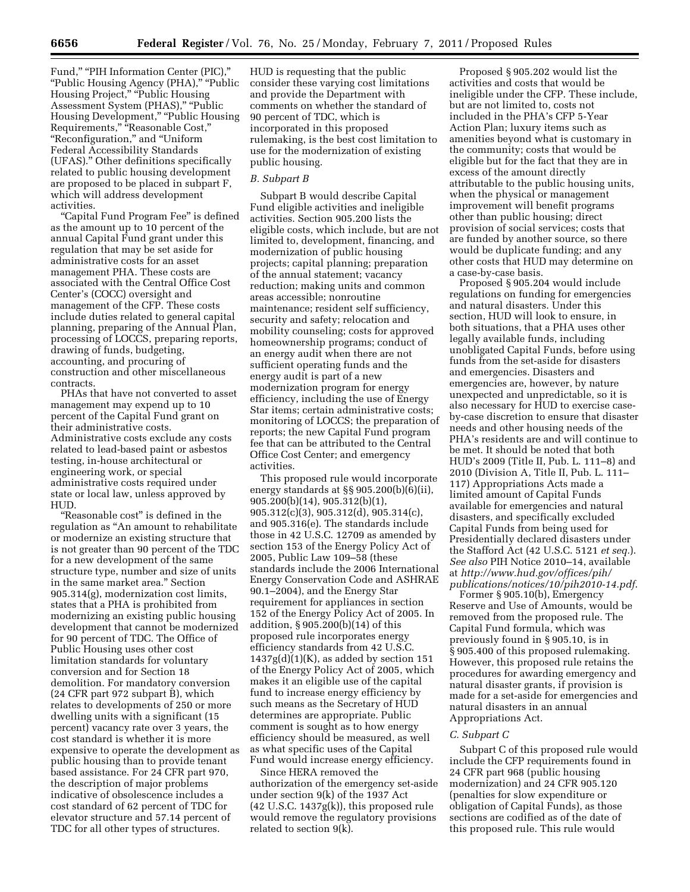Fund," "PIH Information Center (PIC)," "Public Housing Agency (PHA)," "Public Housing Project," "Public Housing Assessment System (PHAS)," "Public Housing Development," "Public Housing Requirements," "Reasonable Cost," "Reconfiguration," and "Uniform Federal Accessibility Standards (UFAS)." Other definitions specifically related to public housing development are proposed to be placed in subpart F, which will address development activities.

"Capital Fund Program Fee" is defined as the amount up to 10 percent of the annual Capital Fund grant under this regulation that may be set aside for administrative costs for an asset management PHA. These costs are associated with the Central Office Cost Center's (COCC) oversight and management of the CFP. These costs include duties related to general capital planning, preparing of the Annual Plan, processing of LOCCS, preparing reports, drawing of funds, budgeting, accounting, and procuring of construction and other miscellaneous contracts.

PHAs that have not converted to asset management may expend up to 10 percent of the Capital Fund grant on their administrative costs. Administrative costs exclude any costs related to lead-based paint or asbestos testing, in-house architectural or engineering work, or special administrative costs required under state or local law, unless approved by HUD.

"Reasonable cost" is defined in the regulation as "An amount to rehabilitate or modernize an existing structure that is not greater than 90 percent of the TDC for a new development of the same structure type, number and size of units in the same market area." Section 905.314(g), modernization cost limits, states that a PHA is prohibited from modernizing an existing public housing development that cannot be modernized for 90 percent of TDC. The Office of Public Housing uses other cost limitation standards for voluntary conversion and for Section 18 demolition. For mandatory conversion (24 CFR part 972 subpart B), which relates to developments of 250 or more dwelling units with a significant (15 percent) vacancy rate over 3 years, the cost standard is whether it is more expensive to operate the development as public housing than to provide tenant based assistance. For 24 CFR part 970, the description of major problems indicative of obsolescence includes a cost standard of 62 percent of TDC for elevator structure and 57.14 percent of TDC for all other types of structures. HUD is requesting that the public consider these varying cost limitations and provide the Department with comments on whether the standard of 90 percent of TDC, which is incorporated in this proposed rulemaking, is the best cost limitation to use for the modernization of existing public housing.

*B. Subpart B*

Subpart B would describe Capital Fund eligible activities and ineligible activities. Section 905.200 lists the eligible costs, which include, but are not limited to, development, financing, and modernization of public housing projects; capital planning; preparation of the annual statement; vacancy reduction; making units and common areas accessible; nonroutine maintenance; resident self sufficiency, security and safety; relocation and mobility counseling; costs for approved homeownership programs; conduct of an energy audit when there are not sufficient operating funds and the energy audit is part of a new modernization program for energy efficiency, including the use of Energy Star items; certain administrative costs; monitoring of LOCCS; the preparation of reports; the new Capital Fund program fee that can be attributed to the Central Office Cost Center; and emergency activities.

This proposed rule would incorporate energy standards at §§ 905.200(b)(6)(ii), 905.200(b)(14), 905.312(b)(1), 905.312(c)(3), 905.312(d), 905.314(c), and 905.316(e). The standards include those in 42 U.S.C. 12709 as amended by section 153 of the Energy Policy Act of 2005, Public Law 109–58 (these standards include the 2006 International Energy Conservation Code and ASHRAE 90.1–2004), and the Energy Star requirement for appliances in section 152 of the Energy Policy Act of 2005. In addition, § 905.200(b)(14) of this proposed rule incorporates energy efficiency standards from 42 U.S.C. 1437g(d)(1)(K), as added by section 151 of the Energy Policy Act of 2005, which makes it an eligible use of the capital fund to increase energy efficiency by such means as the Secretary of HUD determines are appropriate. Public comment is sought as to how energy efficiency should be measured, as well as what specific uses of the Capital Fund would increase energy efficiency.

Since HERA removed the authorization of the emergency set-aside under section 9(k) of the 1937 Act (42 U.S.C. 1437g(k)), this proposed rule would remove the regulatory provisions related to section 9(k).

Proposed § 905.202 would list the activities and costs that would be ineligible under the CFP. These include, but are not limited to, costs not included in the PHA's CFP 5-Year Action Plan; luxury items such as amenities beyond what is customary in the community; costs that would be eligible but for the fact that they are in excess of the amount directly attributable to the public housing units, when the physical or management improvement will benefit programs other than public housing; direct provision of social services; costs that are funded by another source, so there would be duplicate funding; and any other costs that HUD may determine on a case-by-case basis.

Proposed § 905.204 would include regulations on funding for emergencies and natural disasters. Under this section, HUD will look to ensure, in both situations, that a PHA uses other legally available funds, including unobligated Capital Funds, before using funds from the set-aside for disasters and emergencies. Disasters and emergencies are, however, by nature unexpected and unpredictable, so it is also necessary for HUD to exercise case-by-case discretion to ensure that disaster needs and other housing needs of the PHA's residents are and will continue to be met. It should be noted that both HUD's 2009 (Title II, Pub. L. 111–8) and 2010 (Division A, Title II, Pub. L. 111–117) Appropriations Acts made a limited amount of Capital Funds available for emergencies and natural disasters, and specifically excluded Capital Funds from being used for Presidentially declared disasters under the Stafford Act (42 U.S.C. 5121 *et seq.*). *See also* PIH Notice 2010–14, available at *http://www.hud.gov/offices/pih/publications/notices/10/pih2010-14.pdf*.

Former § 905.10(b), Emergency Reserve and Use of Amounts, would be removed from the proposed rule. The Capital Fund formula, which was previously found in § 905.10, is in § 905.400 of this proposed rulemaking. However, this proposed rule retains the procedures for awarding emergency and natural disaster grants, if provision is made for a set-aside for emergencies and natural disasters in an annual Appropriations Act.

*C. Subpart C*

Subpart C of this proposed rule would include the CFP requirements found in 24 CFR part 968 (public housing modernization) and 24 CFR 905.120 (penalties for slow expenditure or obligation of Capital Funds), as those sections are codified as of the date of this proposed rule. This rule would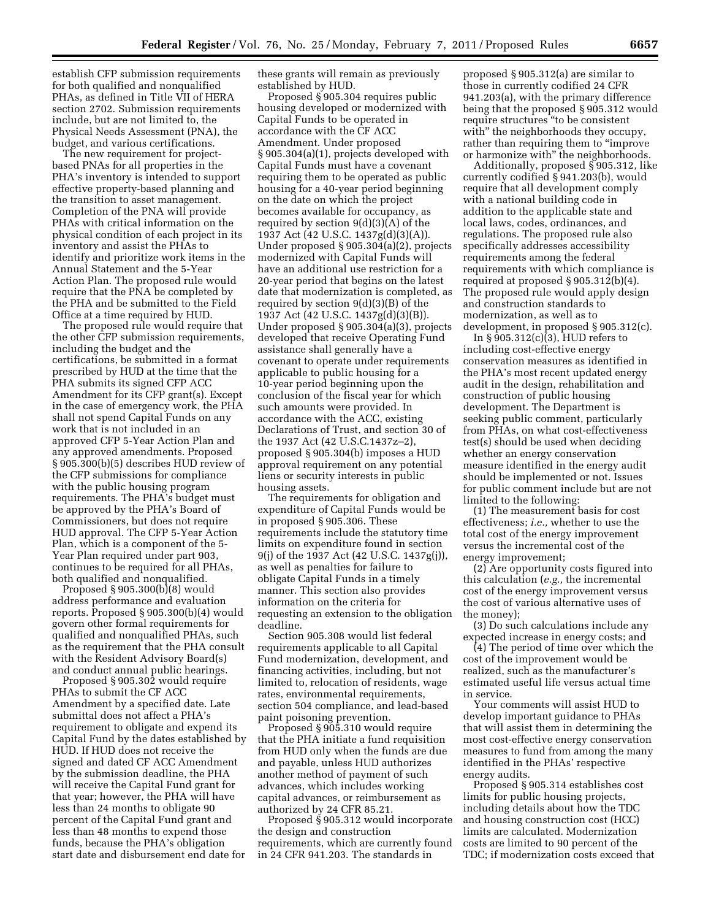establish CFP submission requirements for both qualified and nonqualified PHAs, as defined in Title VII of HERA section 2702. Submission requirements include, but are not limited to, the Physical Needs Assessment (PNA), the budget, and various certifications.

The new requirement for project-based PNAs for all properties in the PHA's inventory is intended to support effective property-based planning and the transition to asset management. Completion of the PNA will provide PHAs with critical information on the physical condition of each project in its inventory and assist the PHAs to identify and prioritize work items in the Annual Statement and the 5-Year Action Plan. The proposed rule would require that the PNA be completed by the PHA and be submitted to the Field Office at a time required by HUD.

The proposed rule would require that the other CFP submission requirements, including the budget and the certifications, be submitted in a format prescribed by HUD at the time that the PHA submits its signed CFP ACC Amendment for its CFP grant(s). Except in the case of emergency work, the PHA shall not spend Capital Funds on any work that is not included in an approved CFP 5-Year Action Plan and any approved amendments. Proposed § 905.300(b)(5) describes HUD review of the CFP submissions for compliance with the public housing program requirements. The PHA's budget must be approved by the PHA's Board of Commissioners, but does not require HUD approval. The CFP 5-Year Action Plan, which is a component of the 5-Year Plan required under part 903, continues to be required for all PHAs, both qualified and nonqualified.

Proposed § 905.300(b)(8) would address performance and evaluation reports. Proposed § 905.300(b)(4) would govern other formal requirements for qualified and nonqualified PHAs, such as the requirement that the PHA consult with the Resident Advisory Board(s) and conduct annual public hearings.

Proposed § 905.302 would require PHAs to submit the CF ACC Amendment by a specified date. Late submittal does not affect a PHA's requirement to obligate and expend its Capital Fund by the dates established by HUD. If HUD does not receive the signed and dated CF ACC Amendment by the submission deadline, the PHA will receive the Capital Fund grant for that year; however, the PHA will have less than 24 months to obligate 90 percent of the Capital Fund grant and less than 48 months to expend those funds, because the PHA's obligation start date and disbursement end date for these grants will remain as previously established by HUD.

Proposed § 905.304 requires public housing developed or modernized with Capital Funds to be operated in accordance with the CF ACC Amendment. Under proposed § 905.304(a)(1), projects developed with Capital Funds must have a covenant requiring them to be operated as public housing for a 40-year period beginning on the date on which the project becomes available for occupancy, as required by section 9(d)(3)(A) of the 1937 Act (42 U.S.C. 1437g(d)(3)(A)). Under proposed § 905.304(a)(2), projects modernized with Capital Funds will have an additional use restriction for a 20-year period that begins on the latest date that modernization is completed, as required by section 9(d)(3)(B) of the 1937 Act (42 U.S.C. 1437g(d)(3)(B)). Under proposed § 905.304(a)(3), projects developed that receive Operating Fund assistance shall generally have a covenant to operate under requirements applicable to public housing for a 10-year period beginning upon the conclusion of the fiscal year for which such amounts were provided. In accordance with the ACC, existing Declarations of Trust, and section 30 of the 1937 Act (42 U.S.C.1437z–2), proposed § 905.304(b) imposes a HUD approval requirement on any potential liens or security interests in public housing assets.

The requirements for obligation and expenditure of Capital Funds would be in proposed § 905.306. These requirements include the statutory time limits on expenditure found in section 9(j) of the 1937 Act (42 U.S.C. 1437g(j)), as well as penalties for failure to obligate Capital Funds in a timely manner. This section also provides information on the criteria for requesting an extension to the obligation deadline.

Section 905.308 would list federal requirements applicable to all Capital Fund modernization, development, and financing activities, including, but not limited to, relocation of residents, wage rates, environmental requirements, section 504 compliance, and lead-based paint poisoning prevention.

Proposed § 905.310 would require that the PHA initiate a fund requisition from HUD only when the funds are due and payable, unless HUD authorizes another method of payment of such advances, which includes working capital advances, or reimbursement as authorized by 24 CFR 85.21.

Proposed § 905.312 would incorporate the design and construction requirements, which are currently found in 24 CFR 941.203. The standards in proposed § 905.312(a) are similar to those in currently codified 24 CFR 941.203(a), with the primary difference being that the proposed § 905.312 would require structures "to be consistent with" the neighborhoods they occupy, rather than requiring them to "improve or harmonize with" the neighborhoods.

Additionally, proposed § 905.312, like currently codified § 941.203(b), would require that all development comply with a national building code in addition to the applicable state and local laws, codes, ordinances, and regulations. The proposed rule also specifically addresses accessibility requirements among the federal requirements with which compliance is required at proposed § 905.312(b)(4). The proposed rule would apply design and construction standards to modernization, as well as to development, in proposed § 905.312(c).

In § 905.312(c)(3), HUD refers to including cost-effective energy conservation measures as identified in the PHA's most recent updated energy audit in the design, rehabilitation and construction of public housing development. The Department is seeking public comment, particularly from PHAs, on what cost-effectiveness test(s) should be used when deciding whether an energy conservation measure identified in the energy audit should be implemented or not. Issues for public comment include but are not limited to the following:

(1) The measurement basis for cost effectiveness; *i.e.,* whether to use the total cost of the energy improvement versus the incremental cost of the energy improvement;

(2) Are opportunity costs figured into this calculation (*e.g.,* the incremental cost of the energy improvement versus the cost of various alternative uses of the money);

(3) Do such calculations include any expected increase in energy costs; and

(4) The period of time over which the cost of the improvement would be realized, such as the manufacturer's estimated useful life versus actual time in service.

Your comments will assist HUD to develop important guidance to PHAs that will assist them in determining the most cost-effective energy conservation measures to fund from among the many identified in the PHAs' respective energy audits.

Proposed § 905.314 establishes cost limits for public housing projects, including details about how the TDC and housing construction cost (HCC) limits are calculated. Modernization costs are limited to 90 percent of the TDC; if modernization costs exceed that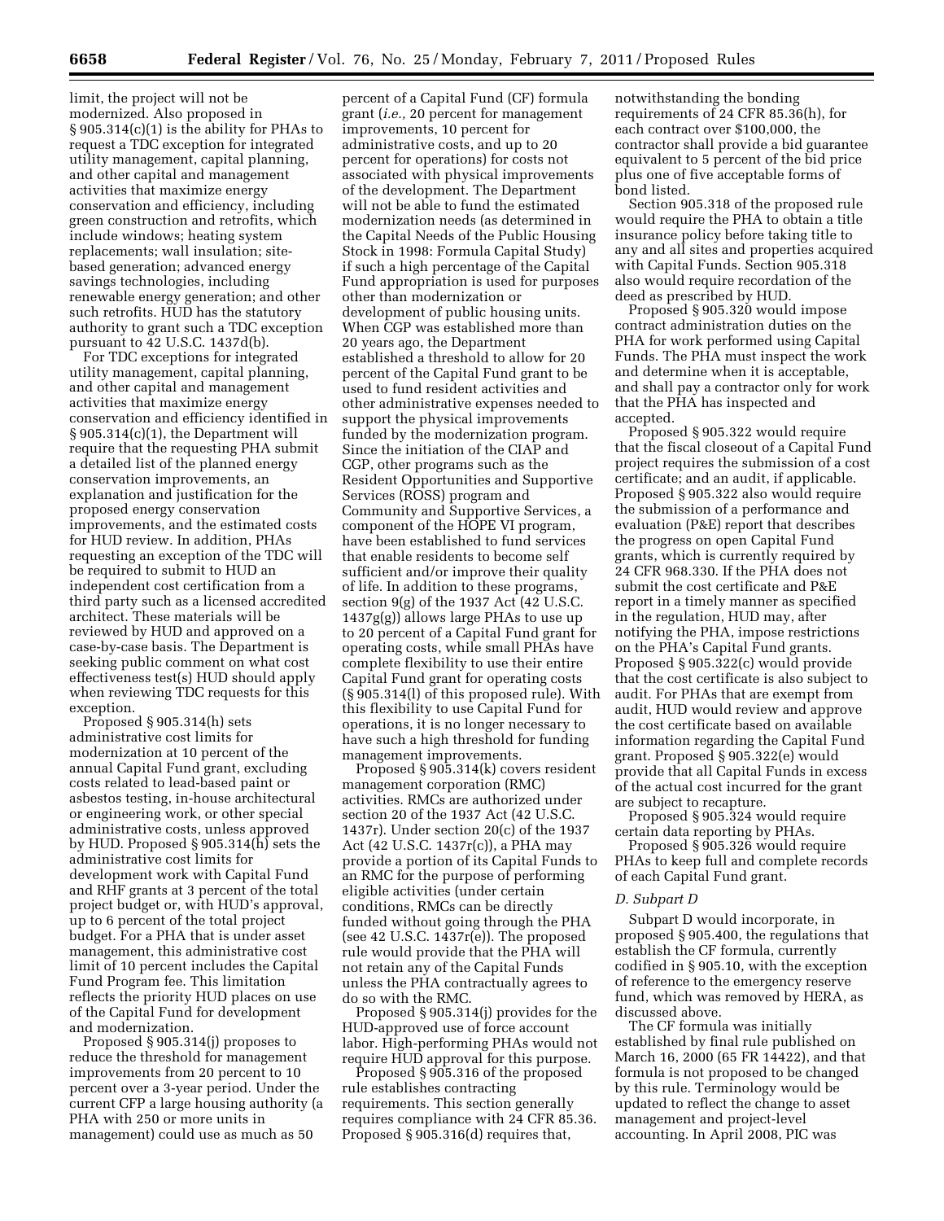limit, the project will not be modernized. Also proposed in § 905.314(c)(1) is the ability for PHAs to request a TDC exception for integrated utility management, capital planning, and other capital and management activities that maximize energy conservation and efficiency, including green construction and retrofits, which include windows; heating system replacements; wall insulation; site-based generation; advanced energy savings technologies, including renewable energy generation; and other such retrofits. HUD has the statutory authority to grant such a TDC exception pursuant to 42 U.S.C. 1437d(b).

For TDC exceptions for integrated utility management, capital planning, and other capital and management activities that maximize energy conservation and efficiency identified in § 905.314(c)(1), the Department will require that the requesting PHA submit a detailed list of the planned energy conservation improvements, an explanation and justification for the proposed energy conservation improvements, and the estimated costs for HUD review. In addition, PHAs requesting an exception of the TDC will be required to submit to HUD an independent cost certification from a third party such as a licensed accredited architect. These materials will be reviewed by HUD and approved on a case-by-case basis. The Department is seeking public comment on what cost effectiveness test(s) HUD should apply when reviewing TDC requests for this exception.

Proposed § 905.314(h) sets administrative cost limits for modernization at 10 percent of the annual Capital Fund grant, excluding costs related to lead-based paint or asbestos testing, in-house architectural or engineering work, or other special administrative costs, unless approved by HUD. Proposed § 905.314(h) sets the administrative cost limits for development work with Capital Fund and RHF grants at 3 percent of the total project budget or, with HUD's approval, up to 6 percent of the total project budget. For a PHA that is under asset management, this administrative cost limit of 10 percent includes the Capital Fund Program fee. This limitation reflects the priority HUD places on use of the Capital Fund for development and modernization.

Proposed § 905.314(j) proposes to reduce the threshold for management improvements from 20 percent to 10 percent over a 3-year period. Under the current CFP a large housing authority (a PHA with 250 or more units in management) could use as much as 50 percent of a Capital Fund (CF) formula grant (*i.e.,* 20 percent for management improvements, 10 percent for administrative costs, and up to 20 percent for operations) for costs not associated with physical improvements of the development. The Department will not be able to fund the estimated modernization needs (as determined in the Capital Needs of the Public Housing Stock in 1998: Formula Capital Study) if such a high percentage of the Capital Fund appropriation is used for purposes other than modernization or development of public housing units. When CGP was established more than 20 years ago, the Department established a threshold to allow for 20 percent of the Capital Fund grant to be used to fund resident activities and other administrative expenses needed to support the physical improvements funded by the modernization program. Since the initiation of the CIAP and CGP, other programs such as the Resident Opportunities and Supportive Services (ROSS) program and Community and Supportive Services, a component of the HOPE VI program, have been established to fund services that enable residents to become self sufficient and/or improve their quality of life. In addition to these programs, section 9(g) of the 1937 Act (42 U.S.C. 1437g(g)) allows large PHAs to use up to 20 percent of a Capital Fund grant for operating costs, while small PHAs have complete flexibility to use their entire Capital Fund grant for operating costs (§ 905.314(l) of this proposed rule). With this flexibility to use Capital Fund for operations, it is no longer necessary to have such a high threshold for funding management improvements.

Proposed § 905.314(k) covers resident management corporation (RMC) activities. RMCs are authorized under section 20 of the 1937 Act (42 U.S.C. 1437r). Under section 20(c) of the 1937 Act (42 U.S.C. 1437r(c)), a PHA may provide a portion of its Capital Funds to an RMC for the purpose of performing eligible activities (under certain conditions, RMCs can be directly funded without going through the PHA (see 42 U.S.C. 1437r(e)). The proposed rule would provide that the PHA will not retain any of the Capital Funds unless the PHA contractually agrees to do so with the RMC.

Proposed § 905.314(j) provides for the HUD-approved use of force account labor. High-performing PHAs would not require HUD approval for this purpose.

Proposed § 905.316 of the proposed rule establishes contracting requirements. This section generally requires compliance with 24 CFR 85.36. Proposed § 905.316(d) requires that, notwithstanding the bonding requirements of 24 CFR 85.36(h), for each contract over $100,000, the contractor shall provide a bid guarantee equivalent to 5 percent of the bid price plus one of five acceptable forms of bond listed.

Section 905.318 of the proposed rule would require the PHA to obtain a title insurance policy before taking title to any and all sites and properties acquired with Capital Funds. Section 905.318 also would require recordation of the deed as prescribed by HUD.

Proposed § 905.320 would impose contract administration duties on the PHA for work performed using Capital Funds. The PHA must inspect the work and determine when it is acceptable, and shall pay a contractor only for work that the PHA has inspected and accepted.

Proposed § 905.322 would require that the fiscal closeout of a Capital Fund project requires the submission of a cost certificate; and an audit, if applicable. Proposed § 905.322 also would require the submission of a performance and evaluation (P&E) report that describes the progress on open Capital Fund grants, which is currently required by 24 CFR 968.330. If the PHA does not submit the cost certificate and P&E report in a timely manner as specified in the regulation, HUD may, after notifying the PHA, impose restrictions on the PHA's Capital Fund grants. Proposed § 905.322(c) would provide that the cost certificate is also subject to audit. For PHAs that are exempt from audit, HUD would review and approve the cost certificate based on available information regarding the Capital Fund grant. Proposed § 905.322(e) would provide that all Capital Funds in excess of the actual cost incurred for the grant are subject to recapture.

Proposed § 905.324 would require certain data reporting by PHAs.

Proposed § 905.326 would require PHAs to keep full and complete records of each Capital Fund grant.

### *D. Subpart D*

Subpart D would incorporate, in proposed § 905.400, the regulations that establish the CF formula, currently codified in § 905.10, with the exception of reference to the emergency reserve fund, which was removed by HERA, as discussed above.

The CF formula was initially established by final rule published on March 16, 2000 (65 FR 14422), and that formula is not proposed to be changed by this rule. Terminology would be updated to reflect the change to asset management and project-level accounting. In April 2008, PIC was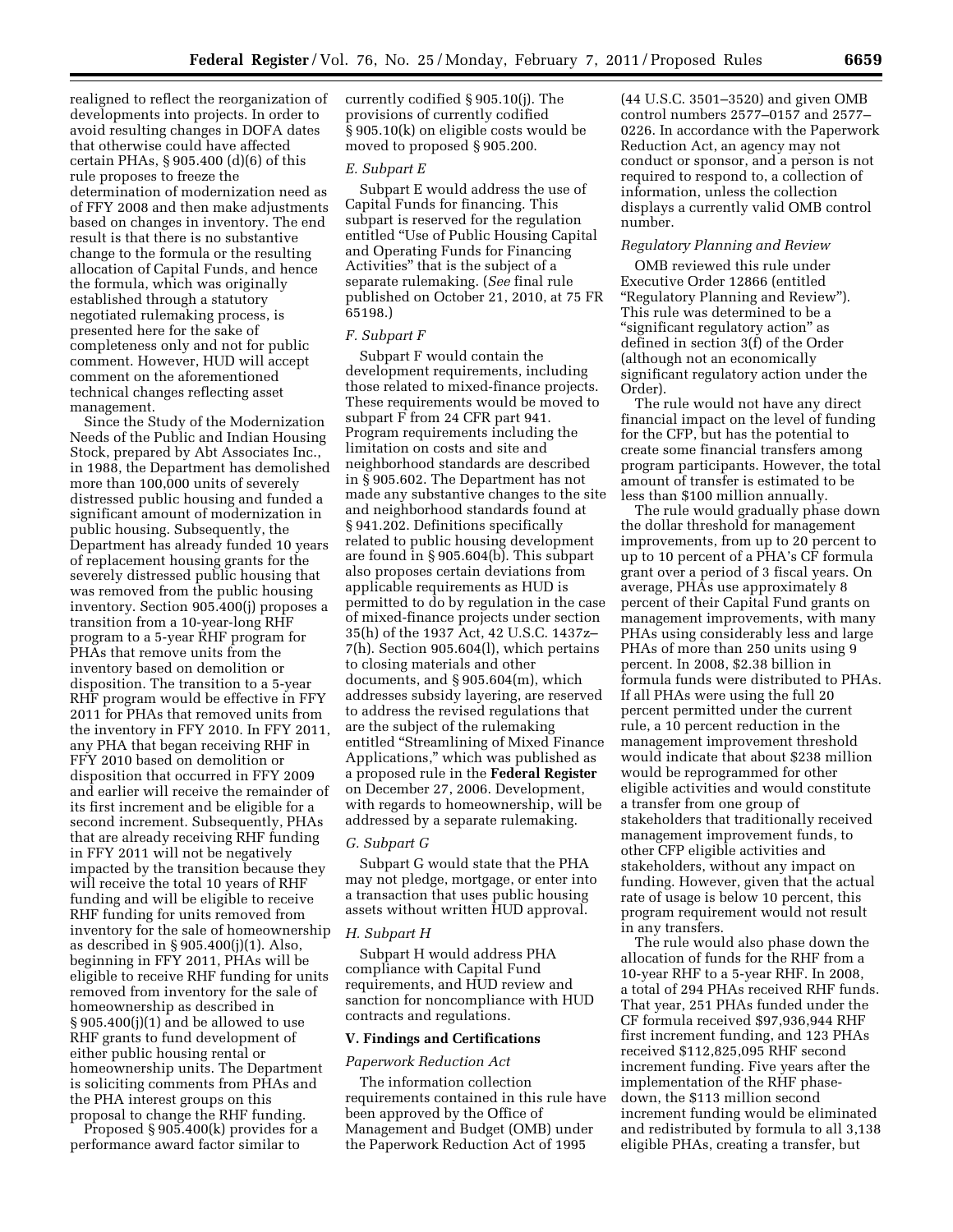realigned to reflect the reorganization of developments into projects. In order to avoid resulting changes in DOFA dates that otherwise could have affected certain PHAs, § 905.400 (d)(6) of this rule proposes to freeze the determination of modernization need as of FFY 2008 and then make adjustments based on changes in inventory. The end result is that there is no substantive change to the formula or the resulting allocation of Capital Funds, and hence the formula, which was originally established through a statutory negotiated rulemaking process, is presented here for the sake of completeness only and not for public comment. However, HUD will accept comment on the aforementioned technical changes reflecting asset management.

Since the Study of the Modernization Needs of the Public and Indian Housing Stock, prepared by Abt Associates Inc., in 1988, the Department has demolished more than 100,000 units of severely distressed public housing and funded a significant amount of modernization in public housing. Subsequently, the Department has already funded 10 years of replacement housing grants for the severely distressed public housing that was removed from the public housing inventory. Section 905.400(j) proposes a transition from a 10-year-long RHF program to a 5-year RHF program for PHAs that remove units from the inventory based on demolition or disposition. The transition to a 5-year RHF program would be effective in FFY 2011 for PHAs that removed units from the inventory in FFY 2010. In FFY 2011, any PHA that began receiving RHF in FFY 2010 based on demolition or disposition that occurred in FFY 2009 and earlier will receive the remainder of its first increment and be eligible for a second increment. Subsequently, PHAs that are already receiving RHF funding in FFY 2011 will not be negatively impacted by the transition because they will receive the total 10 years of RHF funding and will be eligible to receive RHF funding for units removed from inventory for the sale of homeownership as described in § 905.400(j)(1). Also, beginning in FFY 2011, PHAs will be eligible to receive RHF funding for units removed from inventory for the sale of homeownership as described in § 905.400(j)(1) and be allowed to use RHF grants to fund development of either public housing rental or homeownership units. The Department is soliciting comments from PHAs and the PHA interest groups on this proposal to change the RHF funding.

Proposed § 905.400(k) provides for a performance award factor similar to currently codified § 905.10(j). The provisions of currently codified § 905.10(k) on eligible costs would be moved to proposed § 905.200.

### E. Subpart E

Subpart E would address the use of Capital Funds for financing. This subpart is reserved for the regulation entitled "Use of Public Housing Capital and Operating Funds for Financing Activities" that is the subject of a separate rulemaking. (*See* final rule published on October 21, 2010, at 75 FR 65198.)

### F. Subpart F

Subpart F would contain the development requirements, including those related to mixed-finance projects. These requirements would be moved to subpart F from 24 CFR part 941. Program requirements including the limitation on costs and site and neighborhood standards are described in § 905.602. The Department has not made any substantive changes to the site and neighborhood standards found at § 941.202. Definitions specifically related to public housing development are found in § 905.604(b). This subpart also proposes certain deviations from applicable requirements as HUD is permitted to do by regulation in the case of mixed-finance projects under section 35(h) of the 1937 Act, 42 U.S.C. 1437z–7(h). Section 905.604(l), which pertains to closing materials and other documents, and § 905.604(m), which addresses subsidy layering, are reserved to address the revised regulations that are the subject of the rulemaking entitled "Streamlining of Mixed Finance Applications," which was published as a proposed rule in the **Federal Register** on December 27, 2006. Development, with regards to homeownership, will be addressed by a separate rulemaking.

### G. Subpart G

Subpart G would state that the PHA may not pledge, mortgage, or enter into a transaction that uses public housing assets without written HUD approval.

### H. Subpart H

Subpart H would address PHA compliance with Capital Fund requirements, and HUD review and sanction for noncompliance with HUD contracts and regulations.

## V. Findings and Certifications

### *Paperwork Reduction Act*

The information collection requirements contained in this rule have been approved by the Office of Management and Budget (OMB) under the Paperwork Reduction Act of 1995 (44 U.S.C. 3501–3520) and given OMB control numbers 2577–0157 and 2577–0226. In accordance with the Paperwork Reduction Act, an agency may not conduct or sponsor, and a person is not required to respond to, a collection of information, unless the collection displays a currently valid OMB control number.

### *Regulatory Planning and Review*

OMB reviewed this rule under Executive Order 12866 (entitled "Regulatory Planning and Review"). This rule was determined to be a "significant regulatory action" as defined in section 3(f) of the Order (although not an economically significant regulatory action under the Order).

The rule would not have any direct financial impact on the level of funding for the CFP, but has the potential to create some financial transfers among program participants. However, the total amount of transfer is estimated to be less than $100 million annually.

The rule would gradually phase down the dollar threshold for management improvements, from up to 20 percent to up to 10 percent of a PHA's CF formula grant over a period of 3 fiscal years. On average, PHAs use approximately 8 percent of their Capital Fund grants on management improvements, with many PHAs using considerably less and large PHAs of more than 250 units using 9 percent. In 2008, $2.38 billion in formula funds were distributed to PHAs. If all PHAs were using the full 20 percent permitted under the current rule, a 10 percent reduction in the management improvement threshold would indicate that about $238 million would be reprogrammed for other eligible activities and would constitute a transfer from one group of stakeholders that traditionally received management improvement funds, to other CFP eligible activities and stakeholders, without any impact on funding. However, given that the actual rate of usage is below 10 percent, this program requirement would not result in any transfers.

The rule would also phase down the allocation of funds for the RHF from a 10-year RHF to a 5-year RHF. In 2008, a total of 294 PHAs received RHF funds. That year, 251 PHAs funded under the CF formula received $97,936,944 RHF first increment funding, and 123 PHAs received $112,825,095 RHF second increment funding. Five years after the implementation of the RHF phase-down, the $113 million second increment funding would be eliminated and redistributed by formula to all 3,138 eligible PHAs, creating a transfer, but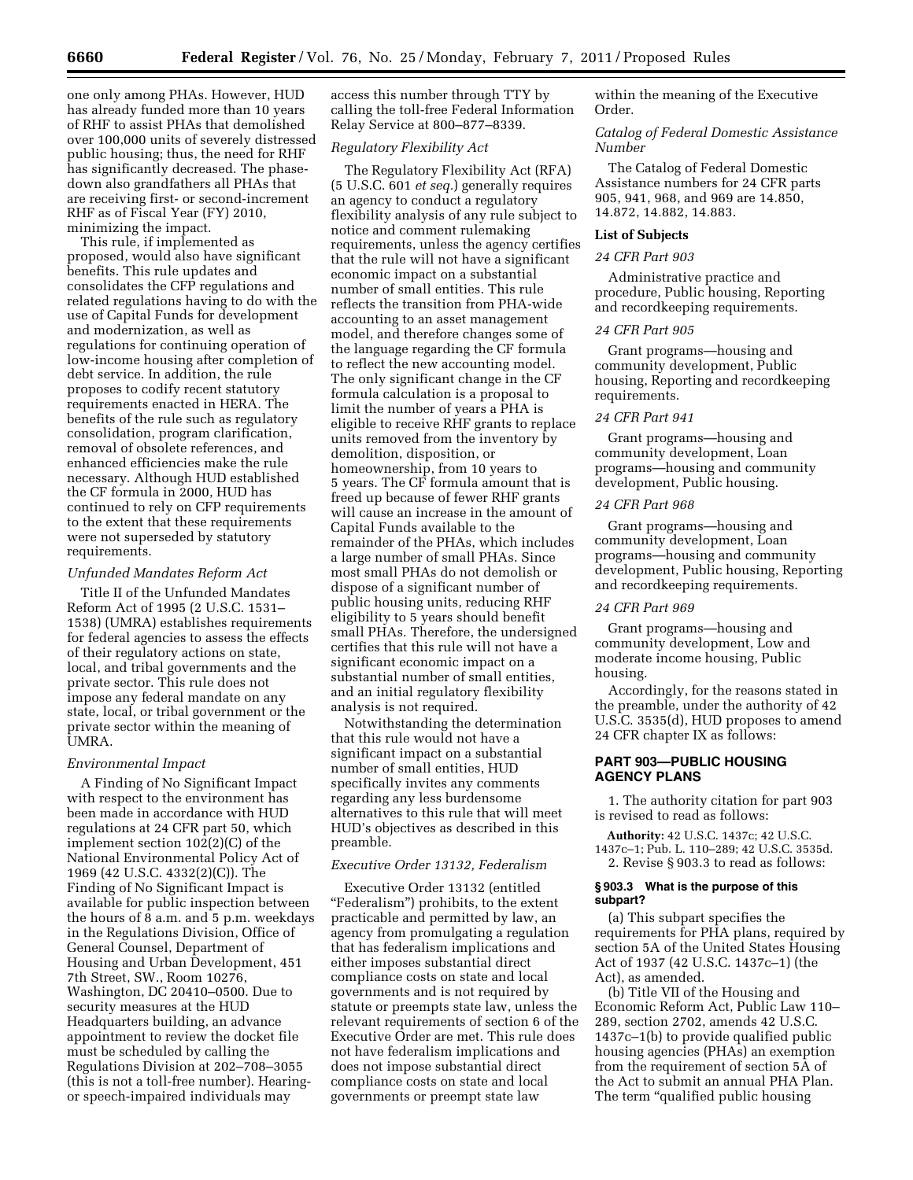one only among PHAs. However, HUD has already funded more than 10 years of RHF to assist PHAs that demolished over 100,000 units of severely distressed public housing; thus, the need for RHF has significantly decreased. The phase-down also grandfathers all PHAs that are receiving first- or second-increment RHF as of Fiscal Year (FY) 2010, minimizing the impact.

This rule, if implemented as proposed, would also have significant benefits. This rule updates and consolidates the CFP regulations and related regulations having to do with the use of Capital Funds for development and modernization, as well as regulations for continuing operation of low-income housing after completion of debt service. In addition, the rule proposes to codify recent statutory requirements enacted in HERA. The benefits of the rule such as regulatory consolidation, program clarification, removal of obsolete references, and enhanced efficiencies make the rule necessary. Although HUD established the CF formula in 2000, HUD has continued to rely on CFP requirements to the extent that these requirements were not superseded by statutory requirements.

*Unfunded Mandates Reform Act*

Title II of the Unfunded Mandates Reform Act of 1995 (2 U.S.C. 1531–1538) (UMRA) establishes requirements for federal agencies to assess the effects of their regulatory actions on state, local, and tribal governments and the private sector. This rule does not impose any federal mandate on any state, local, or tribal government or the private sector within the meaning of UMRA.

*Environmental Impact*

A Finding of No Significant Impact with respect to the environment has been made in accordance with HUD regulations at 24 CFR part 50, which implement section 102(2)(C) of the National Environmental Policy Act of 1969 (42 U.S.C. 4332(2)(C)). The Finding of No Significant Impact is available for public inspection between the hours of 8 a.m. and 5 p.m. weekdays in the Regulations Division, Office of General Counsel, Department of Housing and Urban Development, 451 7th Street, SW., Room 10276, Washington, DC 20410–0500. Due to security measures at the HUD Headquarters building, an advance appointment to review the docket file must be scheduled by calling the Regulations Division at 202–708–3055 (this is not a toll-free number). Hearing- or speech-impaired individuals may access this number through TTY by calling the toll-free Federal Information Relay Service at 800–877–8339.

*Regulatory Flexibility Act*

The Regulatory Flexibility Act (RFA) (5 U.S.C. 601 *et seq.*) generally requires an agency to conduct a regulatory flexibility analysis of any rule subject to notice and comment rulemaking requirements, unless the agency certifies that the rule will not have a significant economic impact on a substantial number of small entities. This rule reflects the transition from PHA-wide accounting to an asset management model, and therefore changes some of the language regarding the CF formula to reflect the new accounting model. The only significant change in the CF formula calculation is a proposal to limit the number of years a PHA is eligible to receive RHF grants to replace units removed from the inventory by demolition, disposition, or homeownership, from 10 years to 5 years. The CF formula amount that is freed up because of fewer RHF grants will cause an increase in the amount of Capital Funds available to the remainder of the PHAs, which includes a large number of small PHAs. Since most small PHAs do not demolish or dispose of a significant number of public housing units, reducing RHF eligibility to 5 years should benefit small PHAs. Therefore, the undersigned certifies that this rule will not have a significant economic impact on a substantial number of small entities, and an initial regulatory flexibility analysis is not required.

Notwithstanding the determination that this rule would not have a significant impact on a substantial number of small entities, HUD specifically invites any comments regarding any less burdensome alternatives to this rule that will meet HUD's objectives as described in this preamble.

*Executive Order 13132, Federalism*

Executive Order 13132 (entitled "Federalism") prohibits, to the extent practicable and permitted by law, an agency from promulgating a regulation that has federalism implications and either imposes substantial direct compliance costs on state and local governments and is not required by statute or preempts state law, unless the relevant requirements of section 6 of the Executive Order are met. This rule does not have federalism implications and does not impose substantial direct compliance costs on state and local governments or preempt state law within the meaning of the Executive Order.

*Catalog of Federal Domestic Assistance Number*

The Catalog of Federal Domestic Assistance numbers for 24 CFR parts 905, 941, 968, and 969 are 14.850, 14.872, 14.882, 14.883.

**List of Subjects**

*24 CFR Part 903*

Administrative practice and procedure, Public housing, Reporting and recordkeeping requirements.

*24 CFR Part 905*

Grant programs—housing and community development, Public housing, Reporting and recordkeeping requirements.

*24 CFR Part 941*

Grant programs—housing and community development, Loan programs—housing and community development, Public housing.

*24 CFR Part 968*

Grant programs—housing and community development, Loan programs—housing and community development, Public housing, Reporting and recordkeeping requirements.

*24 CFR Part 969*

Grant programs—housing and community development, Low and moderate income housing, Public housing.

Accordingly, for the reasons stated in the preamble, under the authority of 42 U.S.C. 3535(d), HUD proposes to amend 24 CFR chapter IX as follows:

## PART 903—PUBLIC HOUSING AGENCY PLANS

1. The authority citation for part 903 is revised to read as follows:

**Authority:** 42 U.S.C. 1437c; 42 U.S.C. 1437c–1; Pub. L. 110–289; 42 U.S.C. 3535d.

2. Revise § 903.3 to read as follows:

**§ 903.3 What is the purpose of this subpart?**

(a) This subpart specifies the requirements for PHA plans, required by section 5A of the United States Housing Act of 1937 (42 U.S.C. 1437c–1) (the Act), as amended.

(b) Title VII of the Housing and Economic Reform Act, Public Law 110–289, section 2702, amends 42 U.S.C. 1437c–1(b) to provide qualified public housing agencies (PHAs) an exemption from the requirement of section 5A of the Act to submit an annual PHA Plan. The term "qualified public housing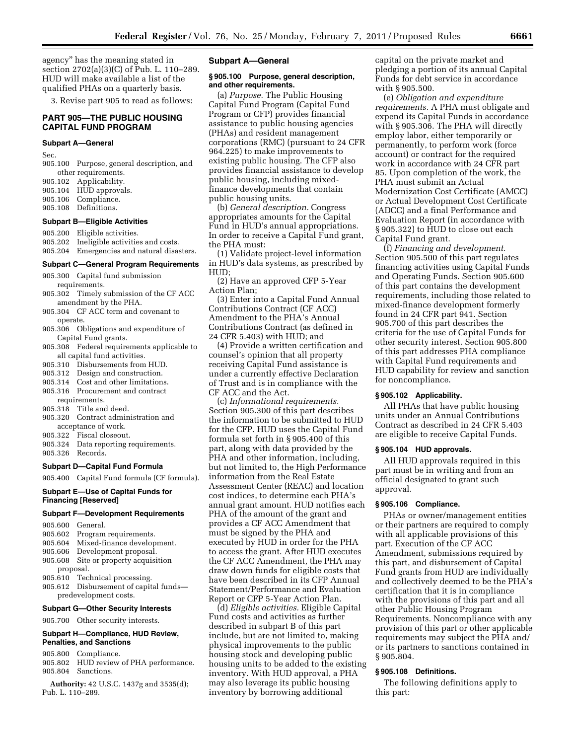agency" has the meaning stated in section 2702(a)(3)(C) of Pub. L. 110–289. HUD will make available a list of the qualified PHAs on a quarterly basis.

3. Revise part 905 to read as follows:

## PART 905—THE PUBLIC HOUSING CAPITAL FUND PROGRAM

### Subpart A—General

Sec.
905.100 Purpose, general description, and other requirements.
905.102 Applicability.
905.104 HUD approvals.
905.106 Compliance.
905.108 Definitions.

### Subpart B—Eligible Activities

905.200 Eligible activities.
905.202 Ineligible activities and costs.
905.204 Emergencies and natural disasters.

### Subpart C—General Program Requirements

905.300 Capital fund submission requirements.
905.302 Timely submission of the CF ACC amendment by the PHA.
905.304 CF ACC term and covenant to operate.
905.306 Obligations and expenditure of Capital Fund grants.
905.308 Federal requirements applicable to all capital fund activities.
905.310 Disbursements from HUD.
905.312 Design and construction.
905.314 Cost and other limitations.
905.316 Procurement and contract requirements.
905.318 Title and deed.
905.320 Contract administration and acceptance of work.
905.322 Fiscal closeout.
905.324 Data reporting requirements.
905.326 Records.

### Subpart D—Capital Fund Formula

905.400 Capital Fund formula (CF formula).

### Subpart E—Use of Capital Funds for Financing [Reserved]

### Subpart F—Development Requirements

905.600 General.
905.602 Program requirements.
905.604 Mixed-finance development.
905.606 Development proposal.
905.608 Site or property acquisition proposal.
905.610 Technical processing.
905.612 Disbursement of capital funds—predevelopment costs.

### Subpart G—Other Security Interests

905.700 Other security interests.

### Subpart H—Compliance, HUD Review, Penalties, and Sanctions

905.800 Compliance.
905.802 HUD review of PHA performance.
905.804 Sanctions.

**Authority:** 42 U.S.C. 1437g and 3535(d); Pub. L. 110–289.

### Subpart A—General

#### § 905.100 Purpose, general description, and other requirements.

(a) *Purpose.* The Public Housing Capital Fund Program (Capital Fund Program or CFP) provides financial assistance to public housing agencies (PHAs) and resident management corporations (RMC) (pursuant to 24 CFR 964.225) to make improvements to existing public housing. The CFP also provides financial assistance to develop public housing, including mixed-finance developments that contain public housing units.

(b) *General description.* Congress appropriates amounts for the Capital Fund in HUD's annual appropriations. In order to receive a Capital Fund grant, the PHA must:

(1) Validate project-level information in HUD's data systems, as prescribed by HUD;

(2) Have an approved CFP 5-Year Action Plan;

(3) Enter into a Capital Fund Annual Contributions Contract (CF ACC) Amendment to the PHA's Annual Contributions Contract (as defined in 24 CFR 5.403) with HUD; and

(4) Provide a written certification and counsel's opinion that all property receiving Capital Fund assistance is under a currently effective Declaration of Trust and is in compliance with the CF ACC and the Act.

(c) *Informational requirements.* Section 905.300 of this part describes the information to be submitted to HUD for the CFP. HUD uses the Capital Fund formula set forth in § 905.400 of this part, along with data provided by the PHA and other information, including, but not limited to, the High Performance information from the Real Estate Assessment Center (REAC) and location cost indices, to determine each PHA's annual grant amount. HUD notifies each PHA of the amount of the grant and provides a CF ACC Amendment that must be signed by the PHA and executed by HUD in order for the PHA to access the grant. After HUD executes the CF ACC Amendment, the PHA may draw down funds for eligible costs that have been described in its CFP Annual Statement/Performance and Evaluation Report or CFP 5-Year Action Plan.

(d) *Eligible activities.* Eligible Capital Fund costs and activities as further described in subpart B of this part include, but are not limited to, making physical improvements to the public housing stock and developing public housing units to be added to the existing inventory. With HUD approval, a PHA may also leverage its public housing inventory by borrowing additional capital on the private market and pledging a portion of its annual Capital Funds for debt service in accordance with § 905.500.

(e) *Obligation and expenditure requirements.* A PHA must obligate and expend its Capital Funds in accordance with § 905.306. The PHA will directly employ labor, either temporarily or permanently, to perform work (force account) or contract for the required work in accordance with 24 CFR part 85. Upon completion of the work, the PHA must submit an Actual Modernization Cost Certificate (AMCC) or Actual Development Cost Certificate (ADCC) and a final Performance and Evaluation Report (in accordance with § 905.322) to HUD to close out each Capital Fund grant.

(f) *Financing and development.* Section 905.500 of this part regulates financing activities using Capital Funds and Operating Funds. Section 905.600 of this part contains the development requirements, including those related to mixed-finance development formerly found in 24 CFR part 941. Section 905.700 of this part describes the criteria for the use of Capital Funds for other security interest. Section 905.800 of this part addresses PHA compliance with Capital Fund requirements and HUD capability for review and sanction for noncompliance.

#### § 905.102 Applicability.

All PHAs that have public housing units under an Annual Contributions Contract as described in 24 CFR 5.403 are eligible to receive Capital Funds.

#### § 905.104 HUD approvals.

All HUD approvals required in this part must be in writing and from an official designated to grant such approval.

#### § 905.106 Compliance.

PHAs or owner/management entities or their partners are required to comply with all applicable provisions of this part. Execution of the CF ACC Amendment, submissions required by this part, and disbursement of Capital Fund grants from HUD are individually and collectively deemed to be the PHA's certification that it is in compliance with the provisions of this part and all other Public Housing Program Requirements. Noncompliance with any provision of this part or other applicable requirements may subject the PHA and/or its partners to sanctions contained in § 905.804.

#### § 905.108 Definitions.

The following definitions apply to this part: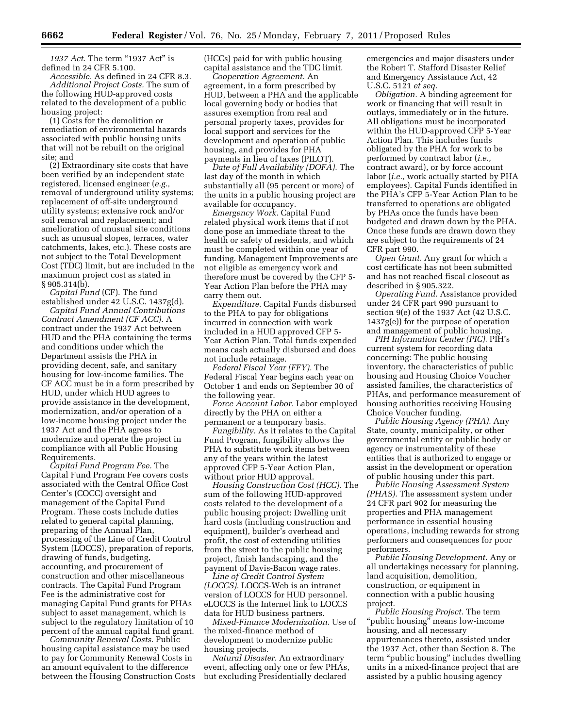*1937 Act.* The term "1937 Act" is defined in 24 CFR 5.100.

*Accessible.* As defined in 24 CFR 8.3.

*Additional Project Costs.* The sum of the following HUD-approved costs related to the development of a public housing project:

(1) Costs for the demolition or remediation of environmental hazards associated with public housing units that will not be rebuilt on the original site; and

(2) Extraordinary site costs that have been verified by an independent state registered, licensed engineer (*e.g.,* removal of underground utility systems; replacement of off-site underground utility systems; extensive rock and/or soil removal and replacement; and amelioration of unusual site conditions such as unusual slopes, terraces, water catchments, lakes, etc.). These costs are not subject to the Total Development Cost (TDC) limit, but are included in the maximum project cost as stated in § 905.314(b).

*Capital Fund* (CF). The fund established under 42 U.S.C. 1437g(d).

*Capital Fund Annual Contributions Contract Amendment (CF ACC).* A contract under the 1937 Act between HUD and the PHA containing the terms and conditions under which the Department assists the PHA in providing decent, safe, and sanitary housing for low-income families. The CF ACC must be in a form prescribed by HUD, under which HUD agrees to provide assistance in the development, modernization, and/or operation of a low-income housing project under the 1937 Act and the PHA agrees to modernize and operate the project in compliance with all Public Housing Requirements.

*Capital Fund Program Fee.* The Capital Fund Program Fee covers costs associated with the Central Office Cost Center's (COCC) oversight and management of the Capital Fund Program. These costs include duties related to general capital planning, preparing of the Annual Plan, processing of the Line of Credit Control System (LOCCS), preparation of reports, drawing of funds, budgeting, accounting, and procurement of construction and other miscellaneous contracts. The Capital Fund Program Fee is the administrative cost for managing Capital Fund grants for PHAs subject to asset management, which is subject to the regulatory limitation of 10 percent of the annual capital fund grant.

*Community Renewal Costs.* Public housing capital assistance may be used to pay for Community Renewal Costs in an amount equivalent to the difference between the Housing Construction Costs (HCCs) paid for with public housing capital assistance and the TDC limit.

*Cooperation Agreement.* An agreement, in a form prescribed by HUD, between a PHA and the applicable local governing body or bodies that assures exemption from real and personal property taxes, provides for local support and services for the development and operation of public housing, and provides for PHA payments in lieu of taxes (PILOT).

*Date of Full Availability (DOFA).* The last day of the month in which substantially all (95 percent or more) of the units in a public housing project are available for occupancy.

*Emergency Work.* Capital Fund related physical work items that if not done pose an immediate threat to the health or safety of residents, and which must be completed within one year of funding. Management Improvements are not eligible as emergency work and therefore must be covered by the CFP 5-Year Action Plan before the PHA may carry them out.

*Expenditure.* Capital Funds disbursed to the PHA to pay for obligations incurred in connection with work included in a HUD approved CFP 5-Year Action Plan. Total funds expended means cash actually disbursed and does not include retainage.

*Federal Fiscal Year (FFY).* The Federal Fiscal Year begins each year on October 1 and ends on September 30 of the following year.

*Force Account Labor.* Labor employed directly by the PHA on either a permanent or a temporary basis.

*Fungibility.* As it relates to the Capital Fund Program, fungibility allows the PHA to substitute work items between any of the years within the latest approved CFP 5-Year Action Plan, without prior HUD approval.

*Housing Construction Cost (HCC).* The sum of the following HUD-approved costs related to the development of a public housing project: Dwelling unit hard costs (including construction and equipment), builder's overhead and profit, the cost of extending utilities from the street to the public housing project, finish landscaping, and the payment of Davis-Bacon wage rates.

*Line of Credit Control System (LOCCS).* LOCCS-Web is an intranet version of LOCCS for HUD personnel. eLOCCS is the Internet link to LOCCS data for HUD business partners.

*Mixed-Finance Modernization.* Use of the mixed-finance method of development to modernize public housing projects.

*Natural Disaster.* An extraordinary event, affecting only one or few PHAs, but excluding Presidentially declared emergencies and major disasters under the Robert T. Stafford Disaster Relief and Emergency Assistance Act, 42 U.S.C. 5121 *et seq.*

*Obligation.* A binding agreement for work or financing that will result in outlays, immediately or in the future. All obligations must be incorporated within the HUD-approved CFP 5-Year Action Plan. This includes funds obligated by the PHA for work to be performed by contract labor (*i.e.,* contract award), or by force account labor (*i.e.,* work actually started by PHA employees). Capital Funds identified in the PHA's CFP 5-Year Action Plan to be transferred to operations are obligated by PHAs once the funds have been budgeted and drawn down by the PHA. Once these funds are drawn down they are subject to the requirements of 24 CFR part 990.

*Open Grant.* Any grant for which a cost certificate has not been submitted and has not reached fiscal closeout as described in § 905.322.

*Operating Fund.* Assistance provided under 24 CFR part 990 pursuant to section 9(e) of the 1937 Act (42 U.S.C. 1437g(e)) for the purpose of operation and management of public housing.

*PIH Information Center (PIC).* PIH's current system for recording data concerning: The public housing inventory, the characteristics of public housing and Housing Choice Voucher assisted families, the characteristics of PHAs, and performance measurement of housing authorities receiving Housing Choice Voucher funding.

*Public Housing Agency (PHA).* Any State, county, municipality, or other governmental entity or public body or agency or instrumentality of these entities that is authorized to engage or assist in the development or operation of public housing under this part.

*Public Housing Assessment System (PHAS).* The assessment system under 24 CFR part 902 for measuring the properties and PHA management performance in essential housing operations, including rewards for strong performers and consequences for poor performers.

*Public Housing Development.* Any or all undertakings necessary for planning, land acquisition, demolition, construction, or equipment in connection with a public housing project.

*Public Housing Project.* The term "public housing" means low-income housing, and all necessary appurtenances thereto, assisted under the 1937 Act, other than Section 8. The term "public housing" includes dwelling units in a mixed-finance project that are assisted by a public housing agency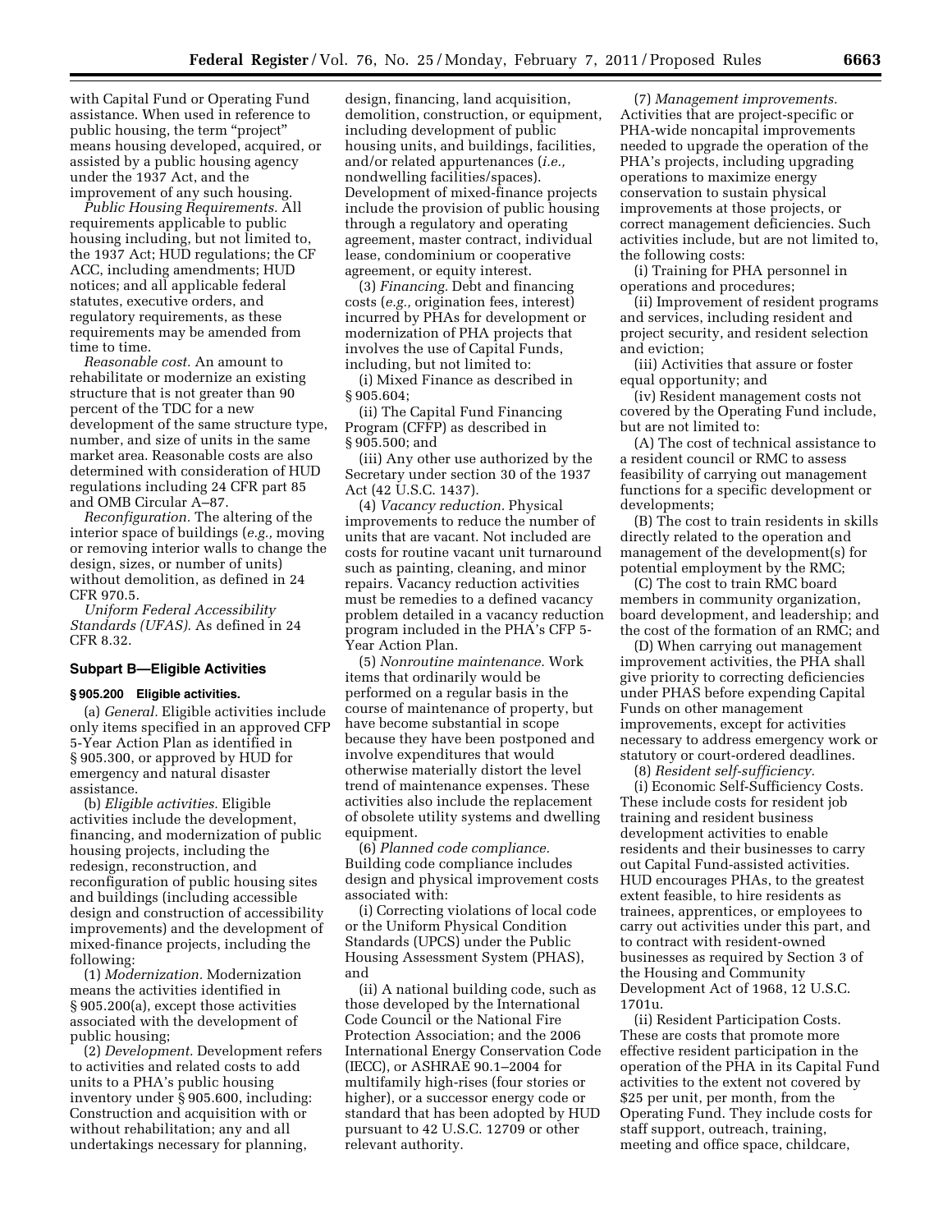with Capital Fund or Operating Fund assistance. When used in reference to public housing, the term "project" means housing developed, acquired, or assisted by a public housing agency under the 1937 Act, and the improvement of any such housing.

*Public Housing Requirements.* All requirements applicable to public housing including, but not limited to, the 1937 Act; HUD regulations; the CF ACC, including amendments; HUD notices; and all applicable federal statutes, executive orders, and regulatory requirements, as these requirements may be amended from time to time.

*Reasonable cost.* An amount to rehabilitate or modernize an existing structure that is not greater than 90 percent of the TDC for a new development of the same structure type, number, and size of units in the same market area. Reasonable costs are also determined with consideration of HUD regulations including 24 CFR part 85 and OMB Circular A–87.

*Reconfiguration.* The altering of the interior space of buildings (*e.g.,* moving or removing interior walls to change the design, sizes, or number of units) without demolition, as defined in 24 CFR 970.5.

*Uniform Federal Accessibility Standards (UFAS).* As defined in 24 CFR 8.32.

## Subpart B—Eligible Activities

### § 905.200 Eligible activities.

(a) *General.* Eligible activities include only items specified in an approved CFP 5-Year Action Plan as identified in § 905.300, or approved by HUD for emergency and natural disaster assistance.

(b) *Eligible activities.* Eligible activities include the development, financing, and modernization of public housing projects, including the redesign, reconstruction, and reconfiguration of public housing sites and buildings (including accessible design and construction of accessibility improvements) and the development of mixed-finance projects, including the following:

(1) *Modernization.* Modernization means the activities identified in § 905.200(a), except those activities associated with the development of public housing;

(2) *Development.* Development refers to activities and related costs to add units to a PHA's public housing inventory under § 905.600, including: Construction and acquisition with or without rehabilitation; any and all undertakings necessary for planning, design, financing, land acquisition, demolition, construction, or equipment, including development of public housing units, and buildings, facilities, and/or related appurtenances (*i.e.,* nondwelling facilities/spaces). Development of mixed-finance projects include the provision of public housing through a regulatory and operating agreement, master contract, individual lease, condominium or cooperative agreement, or equity interest.

(3) *Financing.* Debt and financing costs (*e.g.,* origination fees, interest) incurred by PHAs for development or modernization of PHA projects that involves the use of Capital Funds, including, but not limited to:

(i) Mixed Finance as described in § 905.604;

(ii) The Capital Fund Financing Program (CFFP) as described in § 905.500; and

(iii) Any other use authorized by the Secretary under section 30 of the 1937 Act (42 U.S.C. 1437).

(4) *Vacancy reduction.* Physical improvements to reduce the number of units that are vacant. Not included are costs for routine vacant unit turnaround such as painting, cleaning, and minor repairs. Vacancy reduction activities must be remedies to a defined vacancy problem detailed in a vacancy reduction program included in the PHA's CFP 5-Year Action Plan.

(5) *Nonroutine maintenance.* Work items that ordinarily would be performed on a regular basis in the course of maintenance of property, but have become substantial in scope because they have been postponed and involve expenditures that would otherwise materially distort the level trend of maintenance expenses. These activities also include the replacement of obsolete utility systems and dwelling equipment.

(6) *Planned code compliance.* Building code compliance includes design and physical improvement costs associated with:

(i) Correcting violations of local code or the Uniform Physical Condition Standards (UPCS) under the Public Housing Assessment System (PHAS), and

(ii) A national building code, such as those developed by the International Code Council or the National Fire Protection Association; and the 2006 International Energy Conservation Code (IECC), or ASHRAE 90.1–2004 for multifamily high-rises (four stories or higher), or a successor energy code or standard that has been adopted by HUD pursuant to 42 U.S.C. 12709 or other relevant authority.

(7) *Management improvements.* Activities that are project-specific or PHA-wide noncapital improvements needed to upgrade the operation of the PHA's projects, including upgrading operations to maximize energy conservation to sustain physical improvements at those projects, or correct management deficiencies. Such activities include, but are not limited to, the following costs:

(i) Training for PHA personnel in operations and procedures;

(ii) Improvement of resident programs and services, including resident and project security, and resident selection and eviction;

(iii) Activities that assure or foster equal opportunity; and

(iv) Resident management costs not covered by the Operating Fund include, but are not limited to:

(A) The cost of technical assistance to a resident council or RMC to assess feasibility of carrying out management functions for a specific development or developments;

(B) The cost to train residents in skills directly related to the operation and management of the development(s) for potential employment by the RMC;

(C) The cost to train RMC board members in community organization, board development, and leadership; and the cost of the formation of an RMC; and

(D) When carrying out management improvement activities, the PHA shall give priority to correcting deficiencies under PHAS before expending Capital Funds on other management improvements, except for activities necessary to address emergency work or statutory or court-ordered deadlines.

(8) *Resident self-sufficiency.*

(i) Economic Self-Sufficiency Costs. These include costs for resident job training and resident business development activities to enable residents and their businesses to carry out Capital Fund-assisted activities. HUD encourages PHAs, to the greatest extent feasible, to hire residents as trainees, apprentices, or employees to carry out activities under this part, and to contract with resident-owned businesses as required by Section 3 of the Housing and Community Development Act of 1968, 12 U.S.C. 1701u.

(ii) Resident Participation Costs. These are costs that promote more effective resident participation in the operation of the PHA in its Capital Fund activities to the extent not covered by $25 per unit, per month, from the Operating Fund. They include costs for staff support, outreach, training, meeting and office space, childcare,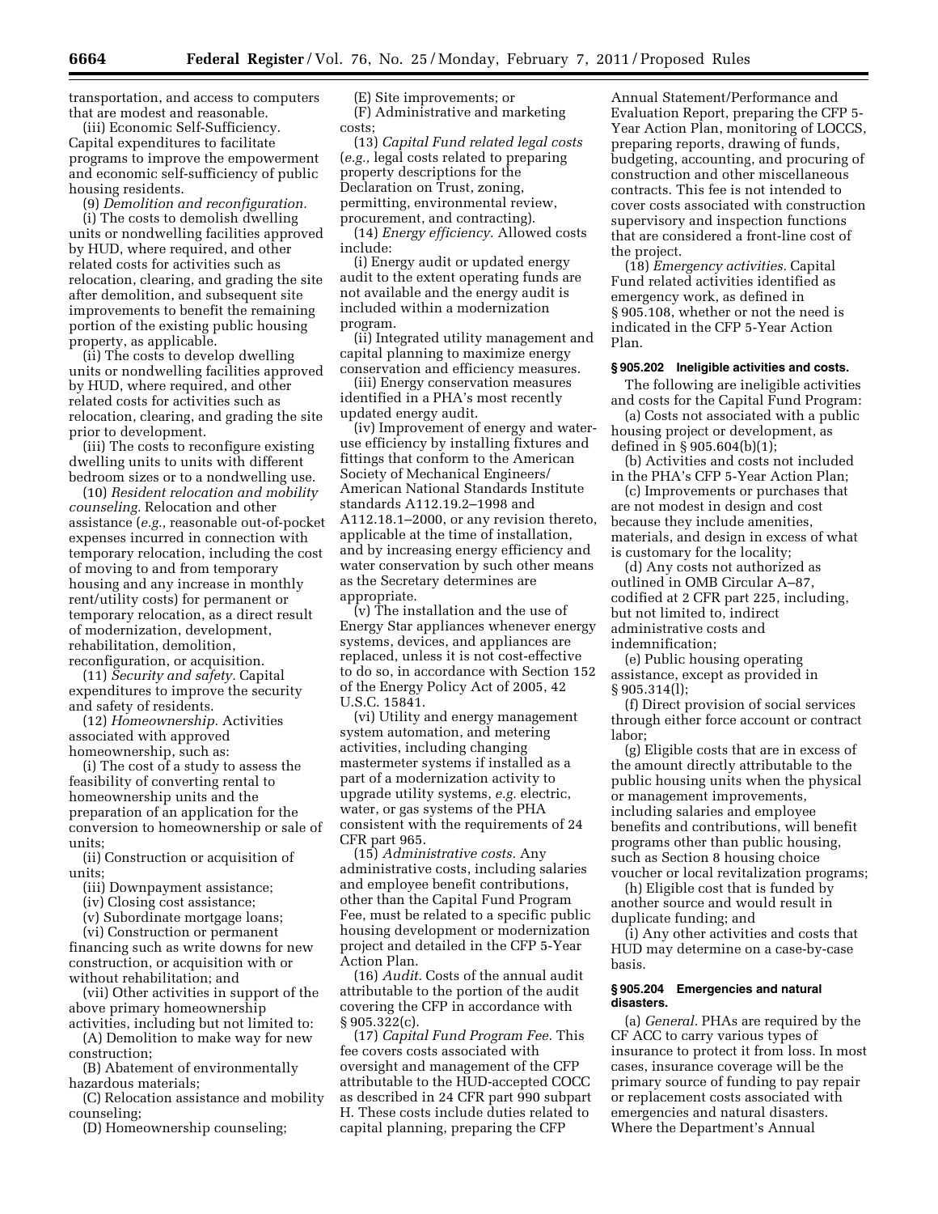transportation, and access to computers that are modest and reasonable.

(iii) Economic Self-Sufficiency. Capital expenditures to facilitate programs to improve the empowerment and economic self-sufficiency of public housing residents.

(9) *Demolition and reconfiguration.*

(i) The costs to demolish dwelling units or nondwelling facilities approved by HUD, where required, and other related costs for activities such as relocation, clearing, and grading the site after demolition, and subsequent site improvements to benefit the remaining portion of the existing public housing property, as applicable.

(ii) The costs to develop dwelling units or nondwelling facilities approved by HUD, where required, and other related costs for activities such as relocation, clearing, and grading the site prior to development.

(iii) The costs to reconfigure existing dwelling units to units with different bedroom sizes or to a nondwelling use.

(10) *Resident relocation and mobility counseling.* Relocation and other assistance (*e.g.,* reasonable out-of-pocket expenses incurred in connection with temporary relocation, including the cost of moving to and from temporary housing and any increase in monthly rent/utility costs) for permanent or temporary relocation, as a direct result of modernization, development, rehabilitation, demolition, reconfiguration, or acquisition.

(11) *Security and safety.* Capital expenditures to improve the security and safety of residents.

(12) *Homeownership.* Activities associated with approved homeownership, such as:

(i) The cost of a study to assess the feasibility of converting rental to homeownership units and the preparation of an application for the conversion to homeownership or sale of units;

(ii) Construction or acquisition of units;

(iii) Downpayment assistance;

(iv) Closing cost assistance;

(v) Subordinate mortgage loans;

(vi) Construction or permanent financing such as write downs for new construction, or acquisition with or without rehabilitation; and

(vii) Other activities in support of the above primary homeownership activities, including but not limited to:

(A) Demolition to make way for new construction;

(B) Abatement of environmentally hazardous materials;

(C) Relocation assistance and mobility counseling;

(D) Homeownership counseling;

(E) Site improvements; or

(F) Administrative and marketing costs;

(13) *Capital Fund related legal costs* (*e.g.,* legal costs related to preparing property descriptions for the Declaration on Trust, zoning, permitting, environmental review, procurement, and contracting).

(14) *Energy efficiency.* Allowed costs include:

(i) Energy audit or updated energy audit to the extent operating funds are not available and the energy audit is included within a modernization program.

(ii) Integrated utility management and capital planning to maximize energy conservation and efficiency measures.

(iii) Energy conservation measures identified in a PHA's most recently updated energy audit.

(iv) Improvement of energy and water-use efficiency by installing fixtures and fittings that conform to the American Society of Mechanical Engineers/American National Standards Institute standards A112.19.2–1998 and A112.18.1–2000, or any revision thereto, applicable at the time of installation, and by increasing energy efficiency and water conservation by such other means as the Secretary determines are appropriate.

(v) The installation and the use of Energy Star appliances whenever energy systems, devices, and appliances are replaced, unless it is not cost-effective to do so, in accordance with Section 152 of the Energy Policy Act of 2005, 42 U.S.C. 15841.

(vi) Utility and energy management system automation, and metering activities, including changing mastermeter systems if installed as a part of a modernization activity to upgrade utility systems, *e.g.* electric, water, or gas systems of the PHA consistent with the requirements of 24 CFR part 965.

(15) *Administrative costs.* Any administrative costs, including salaries and employee benefit contributions, other than the Capital Fund Program Fee, must be related to a specific public housing development or modernization project and detailed in the CFP 5-Year Action Plan.

(16) *Audit.* Costs of the annual audit attributable to the portion of the audit covering the CFP in accordance with § 905.322(c).

(17) *Capital Fund Program Fee.* This fee covers costs associated with oversight and management of the CFP attributable to the HUD-accepted COCC as described in 24 CFR part 990 subpart H. These costs include duties related to capital planning, preparing the CFP Annual Statement/Performance and Evaluation Report, preparing the CFP 5-Year Action Plan, monitoring of LOCCS, preparing reports, drawing of funds, budgeting, accounting, and procuring of construction and other miscellaneous contracts. This fee is not intended to cover costs associated with construction supervisory and inspection functions that are considered a front-line cost of the project.

(18) *Emergency activities.* Capital Fund related activities identified as emergency work, as defined in § 905.108, whether or not the need is indicated in the CFP 5-Year Action Plan.

#### § 905.202 Ineligible activities and costs.

The following are ineligible activities and costs for the Capital Fund Program:

(a) Costs not associated with a public housing project or development, as defined in § 905.604(b)(1);

(b) Activities and costs not included in the PHA's CFP 5-Year Action Plan;

(c) Improvements or purchases that are not modest in design and cost because they include amenities, materials, and design in excess of what is customary for the locality;

(d) Any costs not authorized as outlined in OMB Circular A–87, codified at 2 CFR part 225, including, but not limited to, indirect administrative costs and indemnification;

(e) Public housing operating assistance, except as provided in § 905.314(l);

(f) Direct provision of social services through either force account or contract labor;

(g) Eligible costs that are in excess of the amount directly attributable to the public housing units when the physical or management improvements, including salaries and employee benefits and contributions, will benefit programs other than public housing, such as Section 8 housing choice voucher or local revitalization programs;

(h) Eligible cost that is funded by another source and would result in duplicate funding; and

(i) Any other activities and costs that HUD may determine on a case-by-case basis.

#### § 905.204 Emergencies and natural disasters.

(a) *General.* PHAs are required by the CF ACC to carry various types of insurance to protect it from loss. In most cases, insurance coverage will be the primary source of funding to pay repair or replacement costs associated with emergencies and natural disasters. Where the Department's Annual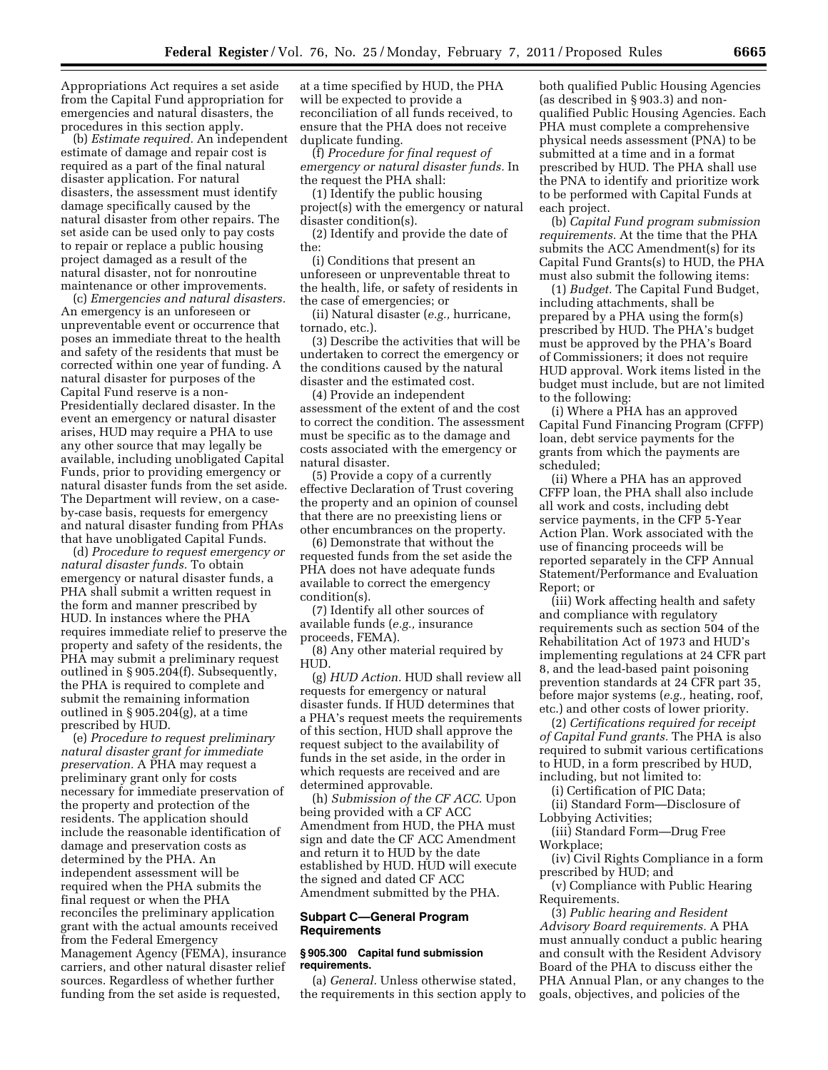Appropriations Act requires a set aside from the Capital Fund appropriation for emergencies and natural disasters, the procedures in this section apply.

(b) *Estimate required.* An independent estimate of damage and repair cost is required as a part of the final natural disaster application. For natural disasters, the assessment must identify damage specifically caused by the natural disaster from other repairs. The set aside can be used only to pay costs to repair or replace a public housing project damaged as a result of the natural disaster, not for nonroutine maintenance or other improvements.

(c) *Emergencies and natural disasters.* An emergency is an unforeseen or unpreventable event or occurrence that poses an immediate threat to the health and safety of the residents that must be corrected within one year of funding. A natural disaster for purposes of the Capital Fund reserve is a non-Presidentially declared disaster. In the event an emergency or natural disaster arises, HUD may require a PHA to use any other source that may legally be available, including unobligated Capital Funds, prior to providing emergency or natural disaster funds from the set aside. The Department will review, on a case-by-case basis, requests for emergency and natural disaster funding from PHAs that have unobligated Capital Funds.

(d) *Procedure to request emergency or natural disaster funds.* To obtain emergency or natural disaster funds, a PHA shall submit a written request in the form and manner prescribed by HUD. In instances where the PHA requires immediate relief to preserve the property and safety of the residents, the PHA may submit a preliminary request outlined in § 905.204(f). Subsequently, the PHA is required to complete and submit the remaining information outlined in § 905.204(g), at a time prescribed by HUD.

(e) *Procedure to request preliminary natural disaster grant for immediate preservation.* A PHA may request a preliminary grant only for costs necessary for immediate preservation of the property and protection of the residents. The application should include the reasonable identification of damage and preservation costs as determined by the PHA. An independent assessment will be required when the PHA submits the final request or when the PHA reconciles the preliminary application grant with the actual amounts received from the Federal Emergency Management Agency (FEMA), insurance carriers, and other natural disaster relief sources. Regardless of whether further funding from the set aside is requested, at a time specified by HUD, the PHA will be expected to provide a reconciliation of all funds received, to ensure that the PHA does not receive duplicate funding.

(f) *Procedure for final request of emergency or natural disaster funds.* In the request the PHA shall:

(1) Identify the public housing project(s) with the emergency or natural disaster condition(s).

(2) Identify and provide the date of the:

(i) Conditions that present an unforeseen or unpreventable threat to the health, life, or safety of residents in the case of emergencies; or

(ii) Natural disaster (*e.g.,* hurricane, tornado, etc.).

(3) Describe the activities that will be undertaken to correct the emergency or the conditions caused by the natural disaster and the estimated cost.

(4) Provide an independent assessment of the extent of and the cost to correct the condition. The assessment must be specific as to the damage and costs associated with the emergency or natural disaster.

(5) Provide a copy of a currently effective Declaration of Trust covering the property and an opinion of counsel that there are no preexisting liens or other encumbrances on the property.

(6) Demonstrate that without the requested funds from the set aside the PHA does not have adequate funds available to correct the emergency condition(s).

(7) Identify all other sources of available funds (*e.g.,* insurance proceeds, FEMA).

(8) Any other material required by HUD.

(g) *HUD Action.* HUD shall review all requests for emergency or natural disaster funds. If HUD determines that a PHA's request meets the requirements of this section, HUD shall approve the request subject to the availability of funds in the set aside, in the order in which requests are received and are determined approvable.

(h) *Submission of the CF ACC.* Upon being provided with a CF ACC Amendment from HUD, the PHA must sign and date the CF ACC Amendment and return it to HUD by the date established by HUD. HUD will execute the signed and dated CF ACC Amendment submitted by the PHA.

## Subpart C—General Program Requirements

### § 905.300 Capital fund submission requirements.

(a) *General.* Unless otherwise stated, the requirements in this section apply to both qualified Public Housing Agencies (as described in § 903.3) and non-qualified Public Housing Agencies. Each PHA must complete a comprehensive physical needs assessment (PNA) to be submitted at a time and in a format prescribed by HUD. The PHA shall use the PNA to identify and prioritize work to be performed with Capital Funds at each project.

(b) *Capital Fund program submission requirements.* At the time that the PHA submits the ACC Amendment(s) for its Capital Fund Grants(s) to HUD, the PHA must also submit the following items:

(1) *Budget.* The Capital Fund Budget, including attachments, shall be prepared by a PHA using the form(s) prescribed by HUD. The PHA's budget must be approved by the PHA's Board of Commissioners; it does not require HUD approval. Work items listed in the budget must include, but are not limited to the following:

(i) Where a PHA has an approved Capital Fund Financing Program (CFFP) loan, debt service payments for the grants from which the payments are scheduled;

(ii) Where a PHA has an approved CFFP loan, the PHA shall also include all work and costs, including debt service payments, in the CFP 5-Year Action Plan. Work associated with the use of financing proceeds will be reported separately in the CFP Annual Statement/Performance and Evaluation Report; or

(iii) Work affecting health and safety and compliance with regulatory requirements such as section 504 of the Rehabilitation Act of 1973 and HUD's implementing regulations at 24 CFR part 8, and the lead-based paint poisoning prevention standards at 24 CFR part 35, before major systems (*e.g.,* heating, roof, etc.) and other costs of lower priority.

(2) *Certifications required for receipt of Capital Fund grants.* The PHA is also required to submit various certifications to HUD, in a form prescribed by HUD, including, but not limited to:

(i) Certification of PIC Data;

(ii) Standard Form—Disclosure of Lobbying Activities;

(iii) Standard Form—Drug Free Workplace;

(iv) Civil Rights Compliance in a form prescribed by HUD; and

(v) Compliance with Public Hearing Requirements.

(3) *Public hearing and Resident Advisory Board requirements.* A PHA must annually conduct a public hearing and consult with the Resident Advisory Board of the PHA to discuss either the PHA Annual Plan, or any changes to the goals, objectives, and policies of the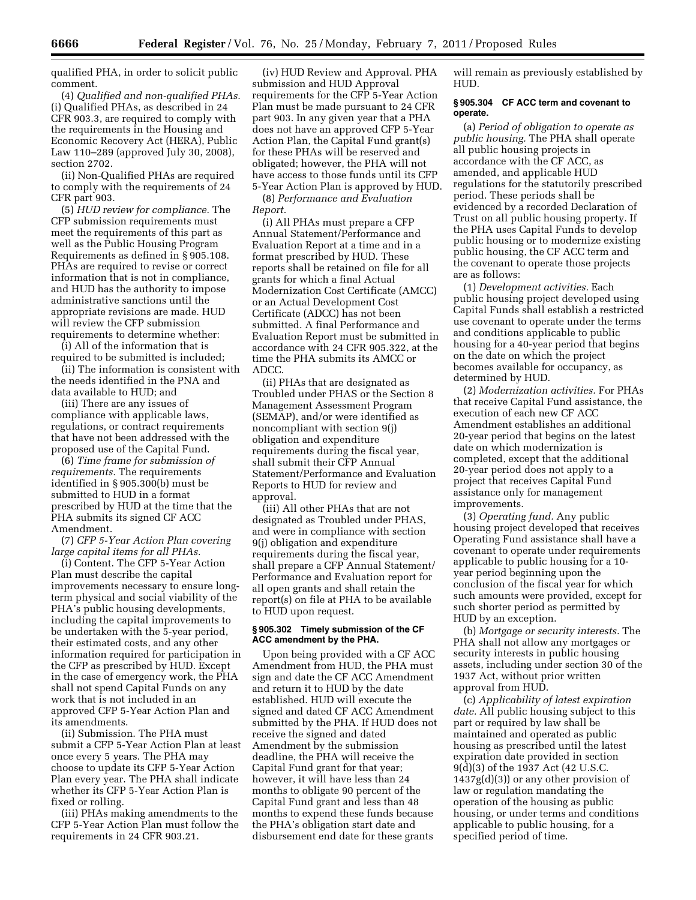qualified PHA, in order to solicit public comment.

(4) *Qualified and non-qualified PHAs.* (i) Qualified PHAs, as described in 24 CFR 903.3, are required to comply with the requirements in the Housing and Economic Recovery Act (HERA), Public Law 110–289 (approved July 30, 2008), section 2702.

(ii) Non-Qualified PHAs are required to comply with the requirements of 24 CFR part 903.

(5) *HUD review for compliance.* The CFP submission requirements must meet the requirements of this part as well as the Public Housing Program Requirements as defined in § 905.108. PHAs are required to revise or correct information that is not in compliance, and HUD has the authority to impose administrative sanctions until the appropriate revisions are made. HUD will review the CFP submission requirements to determine whether:

(i) All of the information that is required to be submitted is included;

(ii) The information is consistent with the needs identified in the PNA and data available to HUD; and

(iii) There are any issues of compliance with applicable laws, regulations, or contract requirements that have not been addressed with the proposed use of the Capital Fund.

(6) *Time frame for submission of requirements.* The requirements identified in § 905.300(b) must be submitted to HUD in a format prescribed by HUD at the time that the PHA submits its signed CF ACC Amendment.

(7) *CFP 5-Year Action Plan covering large capital items for all PHAs.*

(i) Content. The CFP 5-Year Action Plan must describe the capital improvements necessary to ensure long-term physical and social viability of the PHA's public housing developments, including the capital improvements to be undertaken with the 5-year period, their estimated costs, and any other information required for participation in the CFP as prescribed by HUD. Except in the case of emergency work, the PHA shall not spend Capital Funds on any work that is not included in an approved CFP 5-Year Action Plan and its amendments.

(ii) Submission. The PHA must submit a CFP 5-Year Action Plan at least once every 5 years. The PHA may choose to update its CFP 5-Year Action Plan every year. The PHA shall indicate whether its CFP 5-Year Action Plan is fixed or rolling.

(iii) PHAs making amendments to the CFP 5-Year Action Plan must follow the requirements in 24 CFR 903.21.

(iv) HUD Review and Approval. PHA submission and HUD Approval requirements for the CFP 5-Year Action Plan must be made pursuant to 24 CFR part 903. In any given year that a PHA does not have an approved CFP 5-Year Action Plan, the Capital Fund grant(s) for these PHAs will be reserved and obligated; however, the PHA will not have access to those funds until its CFP 5-Year Action Plan is approved by HUD.

(8) *Performance and Evaluation Report.*

(i) All PHAs must prepare a CFP Annual Statement/Performance and Evaluation Report at a time and in a format prescribed by HUD. These reports shall be retained on file for all grants for which a final Actual Modernization Cost Certificate (AMCC) or an Actual Development Cost Certificate (ADCC) has not been submitted. A final Performance and Evaluation Report must be submitted in accordance with 24 CFR 905.322, at the time the PHA submits its AMCC or ADCC.

(ii) PHAs that are designated as Troubled under PHAS or the Section 8 Management Assessment Program (SEMAP), and/or were identified as noncompliant with section 9(j) obligation and expenditure requirements during the fiscal year, shall submit their CFP Annual Statement/Performance and Evaluation Reports to HUD for review and approval.

(iii) All other PHAs that are not designated as Troubled under PHAS, and were in compliance with section 9(j) obligation and expenditure requirements during the fiscal year, shall prepare a CFP Annual Statement/Performance and Evaluation report for all open grants and shall retain the report(s) on file at PHA to be available to HUD upon request.

### § 905.302 Timely submission of the CF ACC amendment by the PHA.

Upon being provided with a CF ACC Amendment from HUD, the PHA must sign and date the CF ACC Amendment and return it to HUD by the date established. HUD will execute the signed and dated CF ACC Amendment submitted by the PHA. If HUD does not receive the signed and dated Amendment by the submission deadline, the PHA will receive the Capital Fund grant for that year; however, it will have less than 24 months to obligate 90 percent of the Capital Fund grant and less than 48 months to expend these funds because the PHA's obligation start date and disbursement end date for these grants will remain as previously established by HUD.

### § 905.304 CF ACC term and covenant to operate.

(a) *Period of obligation to operate as public housing.* The PHA shall operate all public housing projects in accordance with the CF ACC, as amended, and applicable HUD regulations for the statutorily prescribed period. These periods shall be evidenced by a recorded Declaration of Trust on all public housing property. If the PHA uses Capital Funds to develop public housing or to modernize existing public housing, the CF ACC term and the covenant to operate those projects are as follows:

(1) *Development activities.* Each public housing project developed using Capital Funds shall establish a restricted use covenant to operate under the terms and conditions applicable to public housing for a 40-year period that begins on the date on which the project becomes available for occupancy, as determined by HUD.

(2) *Modernization activities.* For PHAs that receive Capital Fund assistance, the execution of each new CF ACC Amendment establishes an additional 20-year period that begins on the latest date on which modernization is completed, except that the additional 20-year period does not apply to a project that receives Capital Fund assistance only for management improvements.

(3) *Operating fund.* Any public housing project developed that receives Operating Fund assistance shall have a covenant to operate under requirements applicable to public housing for a 10-year period beginning upon the conclusion of the fiscal year for which such amounts were provided, except for such shorter period as permitted by HUD by an exception.

(b) *Mortgage or security interests.* The PHA shall not allow any mortgages or security interests in public housing assets, including under section 30 of the 1937 Act, without prior written approval from HUD.

(c) *Applicability of latest expiration date.* All public housing subject to this part or required by law shall be maintained and operated as public housing as prescribed until the latest expiration date provided in section 9(d)(3) of the 1937 Act (42 U.S.C. 1437g(d)(3)) or any other provision of law or regulation mandating the operation of the housing as public housing, or under terms and conditions applicable to public housing, for a specified period of time.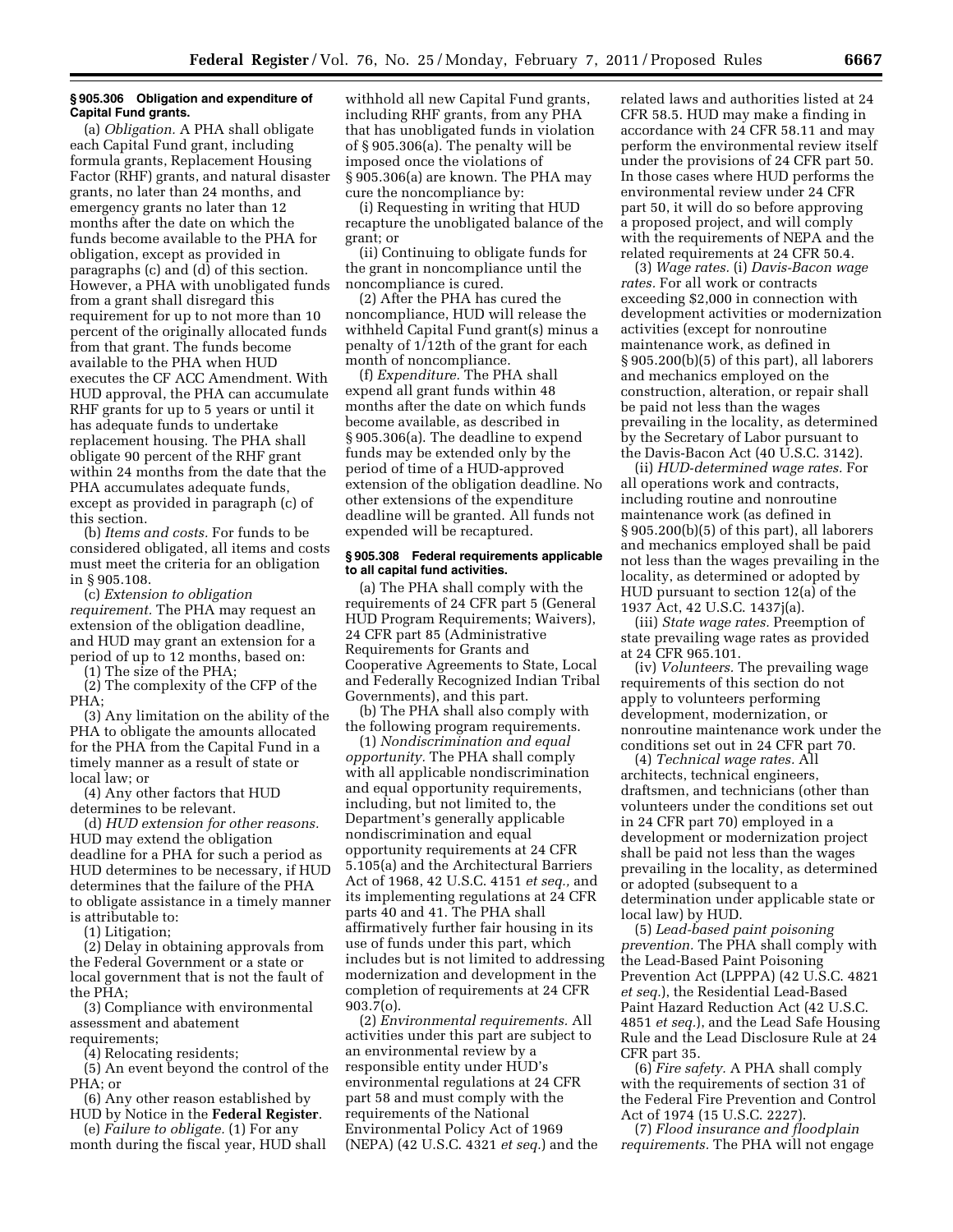**§ 905.306 Obligation and expenditure of Capital Fund grants.**

(a) *Obligation.* A PHA shall obligate each Capital Fund grant, including formula grants, Replacement Housing Factor (RHF) grants, and natural disaster grants, no later than 24 months, and emergency grants no later than 12 months after the date on which the funds become available to the PHA for obligation, except as provided in paragraphs (c) and (d) of this section. However, a PHA with unobligated funds from a grant shall disregard this requirement for up to not more than 10 percent of the originally allocated funds from that grant. The funds become available to the PHA when HUD executes the CF ACC Amendment. With HUD approval, the PHA can accumulate RHF grants for up to 5 years or until it has adequate funds to undertake replacement housing. The PHA shall obligate 90 percent of the RHF grant within 24 months from the date that the PHA accumulates adequate funds, except as provided in paragraph (c) of this section.

(b) *Items and costs.* For funds to be considered obligated, all items and costs must meet the criteria for an obligation in § 905.108.

(c) *Extension to obligation requirement.* The PHA may request an extension of the obligation deadline, and HUD may grant an extension for a period of up to 12 months, based on:

(1) The size of the PHA;

(2) The complexity of the CFP of the PHA;

(3) Any limitation on the ability of the PHA to obligate the amounts allocated for the PHA from the Capital Fund in a timely manner as a result of state or local law; or

(4) Any other factors that HUD determines to be relevant.

(d) *HUD extension for other reasons.* HUD may extend the obligation deadline for a PHA for such a period as HUD determines to be necessary, if HUD determines that the failure of the PHA to obligate assistance in a timely manner is attributable to:

(1) Litigation;

(2) Delay in obtaining approvals from the Federal Government or a state or local government that is not the fault of the PHA;

(3) Compliance with environmental assessment and abatement requirements;

(4) Relocating residents;

(5) An event beyond the control of the PHA; or

(6) Any other reason established by HUD by Notice in the **Federal Register**.

(e) *Failure to obligate.* (1) For any month during the fiscal year, HUD shall withhold all new Capital Fund grants, including RHF grants, from any PHA that has unobligated funds in violation of § 905.306(a). The penalty will be imposed once the violations of § 905.306(a) are known. The PHA may cure the noncompliance by:

(i) Requesting in writing that HUD recapture the unobligated balance of the grant; or

(ii) Continuing to obligate funds for the grant in noncompliance until the noncompliance is cured.

(2) After the PHA has cured the noncompliance, HUD will release the withheld Capital Fund grant(s) minus a penalty of 1/12th of the grant for each month of noncompliance.

(f) *Expenditure.* The PHA shall expend all grant funds within 48 months after the date on which funds become available, as described in § 905.306(a). The deadline to expend funds may be extended only by the period of time of a HUD-approved extension of the obligation deadline. No other extensions of the expenditure deadline will be granted. All funds not expended will be recaptured.

**§ 905.308 Federal requirements applicable to all capital fund activities.**

(a) The PHA shall comply with the requirements of 24 CFR part 5 (General HUD Program Requirements; Waivers), 24 CFR part 85 (Administrative Requirements for Grants and Cooperative Agreements to State, Local and Federally Recognized Indian Tribal Governments), and this part.

(b) The PHA shall also comply with the following program requirements.

(1) *Nondiscrimination and equal opportunity.* The PHA shall comply with all applicable nondiscrimination and equal opportunity requirements, including, but not limited to, the Department's generally applicable nondiscrimination and equal opportunity requirements at 24 CFR 5.105(a) and the Architectural Barriers Act of 1968, 42 U.S.C. 4151 *et seq.,* and its implementing regulations at 24 CFR parts 40 and 41. The PHA shall affirmatively further fair housing in its use of funds under this part, which includes but is not limited to addressing modernization and development in the completion of requirements at 24 CFR 903.7(o).

(2) *Environmental requirements.* All activities under this part are subject to an environmental review by a responsible entity under HUD's environmental regulations at 24 CFR part 58 and must comply with the requirements of the National Environmental Policy Act of 1969 (NEPA) (42 U.S.C. 4321 *et seq.*) and the related laws and authorities listed at 24 CFR 58.5. HUD may make a finding in accordance with 24 CFR 58.11 and may perform the environmental review itself under the provisions of 24 CFR part 50. In those cases where HUD performs the environmental review under 24 CFR part 50, it will do so before approving a proposed project, and will comply with the requirements of NEPA and the related requirements at 24 CFR 50.4.

(3) *Wage rates.* (i) *Davis-Bacon wage rates.* For all work or contracts exceeding $2,000 in connection with development activities or modernization activities (except for nonroutine maintenance work, as defined in § 905.200(b)(5) of this part), all laborers and mechanics employed on the construction, alteration, or repair shall be paid not less than the wages prevailing in the locality, as determined by the Secretary of Labor pursuant to the Davis-Bacon Act (40 U.S.C. 3142).

(ii) *HUD-determined wage rates.* For all operations work and contracts, including routine and nonroutine maintenance work (as defined in § 905.200(b)(5) of this part), all laborers and mechanics employed shall be paid not less than the wages prevailing in the locality, as determined or adopted by HUD pursuant to section 12(a) of the 1937 Act, 42 U.S.C. 1437j(a).

(iii) *State wage rates.* Preemption of state prevailing wage rates as provided at 24 CFR 965.101.

(iv) *Volunteers.* The prevailing wage requirements of this section do not apply to volunteers performing development, modernization, or nonroutine maintenance work under the conditions set out in 24 CFR part 70.

(4) *Technical wage rates.* All architects, technical engineers, draftsmen, and technicians (other than volunteers under the conditions set out in 24 CFR part 70) employed in a development or modernization project shall be paid not less than the wages prevailing in the locality, as determined or adopted (subsequent to a determination under applicable state or local law) by HUD.

(5) *Lead-based paint poisoning prevention.* The PHA shall comply with the Lead-Based Paint Poisoning Prevention Act (LPPPA) (42 U.S.C. 4821 *et seq.*), the Residential Lead-Based Paint Hazard Reduction Act (42 U.S.C. 4851 *et seq.*), and the Lead Safe Housing Rule and the Lead Disclosure Rule at 24 CFR part 35.

(6) *Fire safety.* A PHA shall comply with the requirements of section 31 of the Federal Fire Prevention and Control Act of 1974 (15 U.S.C. 2227).

(7) *Flood insurance and floodplain requirements.* The PHA will not engage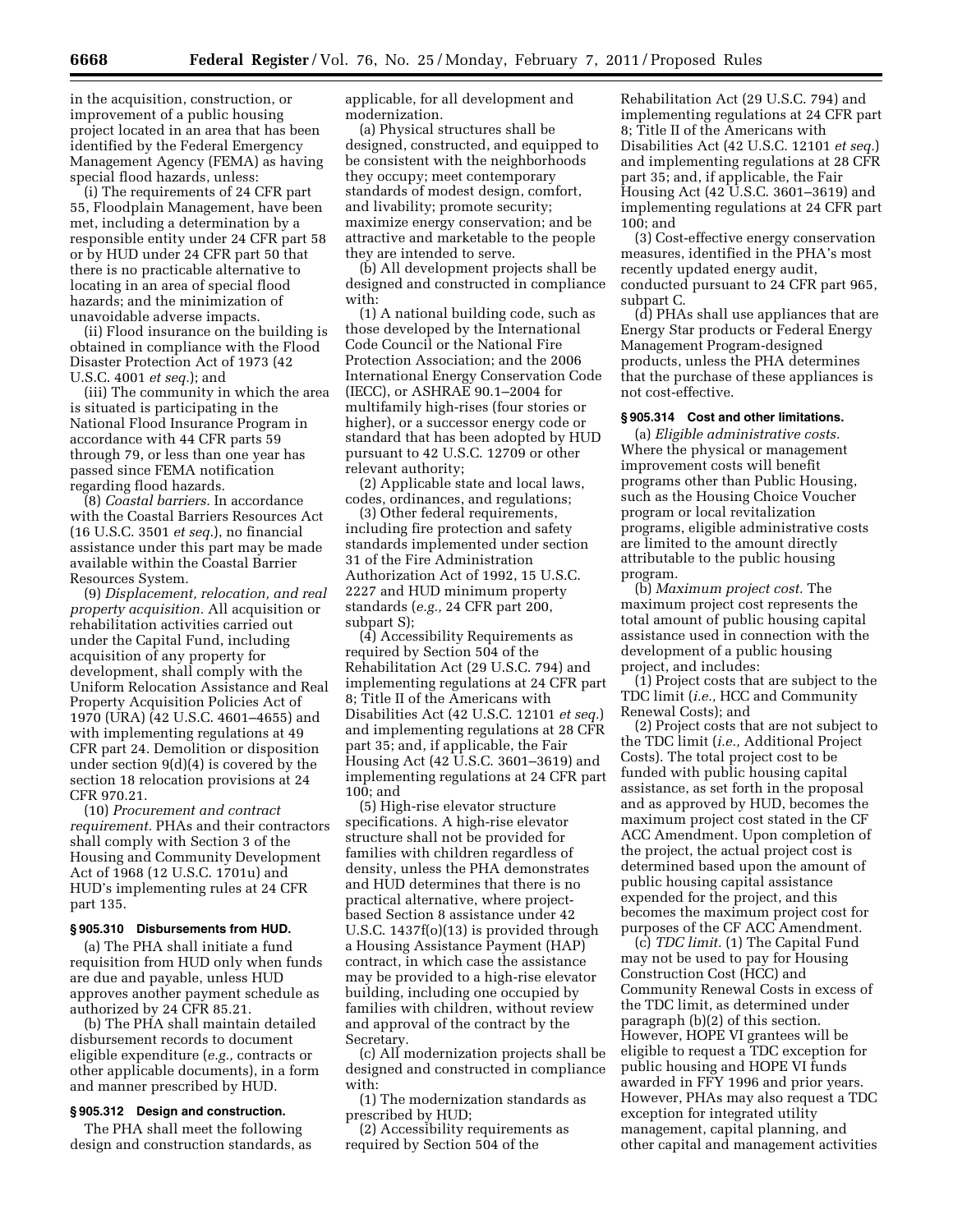in the acquisition, construction, or improvement of a public housing project located in an area that has been identified by the Federal Emergency Management Agency (FEMA) as having special flood hazards, unless:

(i) The requirements of 24 CFR part 55, Floodplain Management, have been met, including a determination by a responsible entity under 24 CFR part 58 or by HUD under 24 CFR part 50 that there is no practicable alternative to locating in an area of special flood hazards; and the minimization of unavoidable adverse impacts.

(ii) Flood insurance on the building is obtained in compliance with the Flood Disaster Protection Act of 1973 (42 U.S.C. 4001 *et seq.*); and

(iii) The community in which the area is situated is participating in the National Flood Insurance Program in accordance with 44 CFR parts 59 through 79, or less than one year has passed since FEMA notification regarding flood hazards.

(8) *Coastal barriers.* In accordance with the Coastal Barriers Resources Act (16 U.S.C. 3501 *et seq.*), no financial assistance under this part may be made available within the Coastal Barrier Resources System.

(9) *Displacement, relocation, and real property acquisition.* All acquisition or rehabilitation activities carried out under the Capital Fund, including acquisition of any property for development, shall comply with the Uniform Relocation Assistance and Real Property Acquisition Policies Act of 1970 (URA) (42 U.S.C. 4601–4655) and with implementing regulations at 49 CFR part 24. Demolition or disposition under section 9(d)(4) is covered by the section 18 relocation provisions at 24 CFR 970.21.

(10) *Procurement and contract requirement.* PHAs and their contractors shall comply with Section 3 of the Housing and Community Development Act of 1968 (12 U.S.C. 1701u) and HUD's implementing rules at 24 CFR part 135.

### § 905.310 Disbursements from HUD.

(a) The PHA shall initiate a fund requisition from HUD only when funds are due and payable, unless HUD approves another payment schedule as authorized by 24 CFR 85.21.

(b) The PHA shall maintain detailed disbursement records to document eligible expenditure (*e.g.,* contracts or other applicable documents), in a form and manner prescribed by HUD.

### § 905.312 Design and construction.

The PHA shall meet the following design and construction standards, as applicable, for all development and modernization.

(a) Physical structures shall be designed, constructed, and equipped to be consistent with the neighborhoods they occupy; meet contemporary standards of modest design, comfort, and livability; promote security; maximize energy conservation; and be attractive and marketable to the people they are intended to serve.

(b) All development projects shall be designed and constructed in compliance with:

(1) A national building code, such as those developed by the International Code Council or the National Fire Protection Association; and the 2006 International Energy Conservation Code (IECC), or ASHRAE 90.1–2004 for multifamily high-rises (four stories or higher), or a successor energy code or standard that has been adopted by HUD pursuant to 42 U.S.C. 12709 or other relevant authority;

(2) Applicable state and local laws, codes, ordinances, and regulations;

(3) Other federal requirements, including fire protection and safety standards implemented under section 31 of the Fire Administration Authorization Act of 1992, 15 U.S.C. 2227 and HUD minimum property standards (*e.g.,* 24 CFR part 200, subpart S);

(4) Accessibility Requirements as required by Section 504 of the Rehabilitation Act (29 U.S.C. 794) and implementing regulations at 24 CFR part 8; Title II of the Americans with Disabilities Act (42 U.S.C. 12101 *et seq.*) and implementing regulations at 28 CFR part 35; and, if applicable, the Fair Housing Act (42 U.S.C. 3601–3619) and implementing regulations at 24 CFR part 100; and

(5) High-rise elevator structure specifications. A high-rise elevator structure shall not be provided for families with children regardless of density, unless the PHA demonstrates and HUD determines that there is no practical alternative, where project-based Section 8 assistance under 42 U.S.C. 1437f(o)(13) is provided through a Housing Assistance Payment (HAP) contract, in which case the assistance may be provided to a high-rise elevator building, including one occupied by families with children, without review and approval of the contract by the Secretary.

(c) All modernization projects shall be designed and constructed in compliance with:

(1) The modernization standards as prescribed by HUD;

(2) Accessibility requirements as required by Section 504 of the Rehabilitation Act (29 U.S.C. 794) and implementing regulations at 24 CFR part 8; Title II of the Americans with Disabilities Act (42 U.S.C. 12101 *et seq.*) and implementing regulations at 28 CFR part 35; and, if applicable, the Fair Housing Act (42 U.S.C. 3601–3619) and implementing regulations at 24 CFR part 100; and

(3) Cost-effective energy conservation measures, identified in the PHA's most recently updated energy audit, conducted pursuant to 24 CFR part 965, subpart C.

(d) PHAs shall use appliances that are Energy Star products or Federal Energy Management Program-designed products, unless the PHA determines that the purchase of these appliances is not cost-effective.

### § 905.314 Cost and other limitations.

(a) *Eligible administrative costs.* Where the physical or management improvement costs will benefit programs other than Public Housing, such as the Housing Choice Voucher program or local revitalization programs, eligible administrative costs are limited to the amount directly attributable to the public housing program.

(b) *Maximum project cost.* The maximum project cost represents the total amount of public housing capital assistance used in connection with the development of a public housing project, and includes:

(1) Project costs that are subject to the TDC limit (*i.e.,* HCC and Community Renewal Costs); and

(2) Project costs that are not subject to the TDC limit (*i.e.,* Additional Project Costs). The total project cost to be funded with public housing capital assistance, as set forth in the proposal and as approved by HUD, becomes the maximum project cost stated in the CF ACC Amendment. Upon completion of the project, the actual project cost is determined based upon the amount of public housing capital assistance expended for the project, and this becomes the maximum project cost for purposes of the CF ACC Amendment.

(c) *TDC limit.* (1) The Capital Fund may not be used to pay for Housing Construction Cost (HCC) and Community Renewal Costs in excess of the TDC limit, as determined under paragraph (b)(2) of this section. However, HOPE VI grantees will be eligible to request a TDC exception for public housing and HOPE VI funds awarded in FFY 1996 and prior years. However, PHAs may also request a TDC exception for integrated utility management, capital planning, and other capital and management activities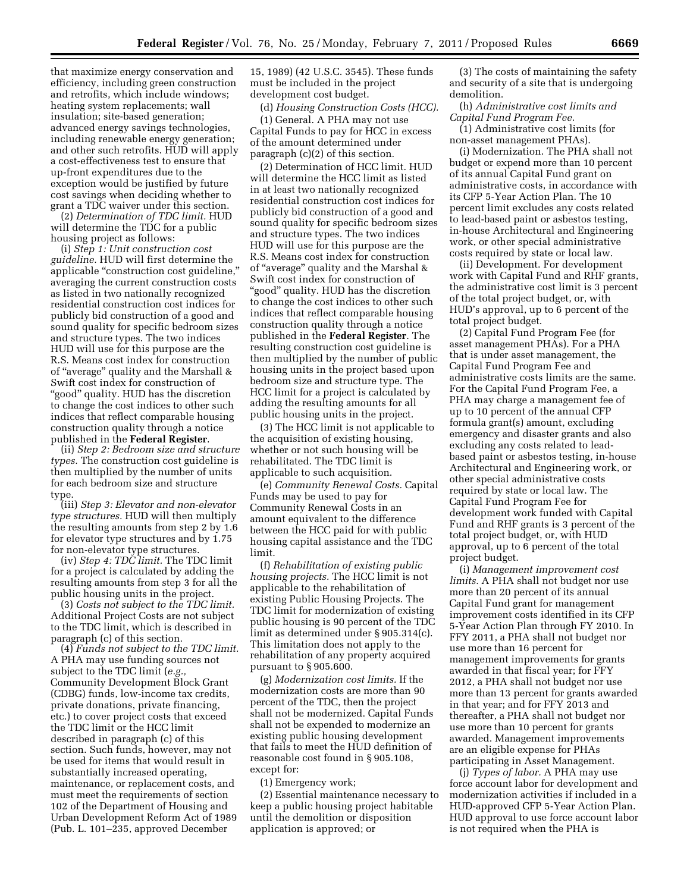that maximize energy conservation and efficiency, including green construction and retrofits, which include windows; heating system replacements; wall insulation; site-based generation; advanced energy savings technologies, including renewable energy generation; and other such retrofits. HUD will apply a cost-effectiveness test to ensure that up-front expenditures due to the exception would be justified by future cost savings when deciding whether to grant a TDC waiver under this section.

(2) *Determination of TDC limit.* HUD will determine the TDC for a public housing project as follows:

(i) *Step 1: Unit construction cost guideline.* HUD will first determine the applicable "construction cost guideline," averaging the current construction costs as listed in two nationally recognized residential construction cost indices for publicly bid construction of a good and sound quality for specific bedroom sizes and structure types. The two indices HUD will use for this purpose are the R.S. Means cost index for construction of "average" quality and the Marshall & Swift cost index for construction of "good" quality. HUD has the discretion to change the cost indices to other such indices that reflect comparable housing construction quality through a notice published in the **Federal Register**.

(ii) *Step 2: Bedroom size and structure types.* The construction cost guideline is then multiplied by the number of units for each bedroom size and structure type.

(iii) *Step 3: Elevator and non-elevator type structures.* HUD will then multiply the resulting amounts from step 2 by 1.6 for elevator type structures and by 1.75 for non-elevator type structures.

(iv) *Step 4: TDC limit.* The TDC limit for a project is calculated by adding the resulting amounts from step 3 for all the public housing units in the project.

(3) *Costs not subject to the TDC limit.* Additional Project Costs are not subject to the TDC limit, which is described in paragraph (c) of this section.

(4) *Funds not subject to the TDC limit.* A PHA may use funding sources not subject to the TDC limit (*e.g.,* Community Development Block Grant (CDBG) funds, low-income tax credits, private donations, private financing, etc.) to cover project costs that exceed the TDC limit or the HCC limit described in paragraph (c) of this section. Such funds, however, may not be used for items that would result in substantially increased operating, maintenance, or replacement costs, and must meet the requirements of section 102 of the Department of Housing and Urban Development Reform Act of 1989 (Pub. L. 101–235, approved December 15, 1989) (42 U.S.C. 3545). These funds must be included in the project development cost budget.

(d) *Housing Construction Costs (HCC).*

(1) General. A PHA may not use Capital Funds to pay for HCC in excess of the amount determined under paragraph (c)(2) of this section.

(2) Determination of HCC limit. HUD will determine the HCC limit as listed in at least two nationally recognized residential construction cost indices for publicly bid construction of a good and sound quality for specific bedroom sizes and structure types. The two indices HUD will use for this purpose are the R.S. Means cost index for construction of "average" quality and the Marshal & Swift cost index for construction of "good" quality. HUD has the discretion to change the cost indices to other such indices that reflect comparable housing construction quality through a notice published in the **Federal Register**. The resulting construction cost guideline is then multiplied by the number of public housing units in the project based upon bedroom size and structure type. The HCC limit for a project is calculated by adding the resulting amounts for all public housing units in the project.

(3) The HCC limit is not applicable to the acquisition of existing housing, whether or not such housing will be rehabilitated. The TDC limit is applicable to such acquisition.

(e) *Community Renewal Costs.* Capital Funds may be used to pay for Community Renewal Costs in an amount equivalent to the difference between the HCC paid for with public housing capital assistance and the TDC limit.

(f) *Rehabilitation of existing public housing projects.* The HCC limit is not applicable to the rehabilitation of existing Public Housing Projects. The TDC limit for modernization of existing public housing is 90 percent of the TDC limit as determined under § 905.314(c). This limitation does not apply to the rehabilitation of any property acquired pursuant to § 905.600.

(g) *Modernization cost limits.* If the modernization costs are more than 90 percent of the TDC, then the project shall not be modernized. Capital Funds shall not be expended to modernize an existing public housing development that fails to meet the HUD definition of reasonable cost found in § 905.108, except for:

(1) Emergency work;

(2) Essential maintenance necessary to keep a public housing project habitable until the demolition or disposition application is approved; or

(3) The costs of maintaining the safety and security of a site that is undergoing demolition.

(h) *Administrative cost limits and Capital Fund Program Fee.*

(1) Administrative cost limits (for non-asset management PHAs).

(i) Modernization. The PHA shall not budget or expend more than 10 percent of its annual Capital Fund grant on administrative costs, in accordance with its CFP 5-Year Action Plan. The 10 percent limit excludes any costs related to lead-based paint or asbestos testing, in-house Architectural and Engineering work, or other special administrative costs required by state or local law.

(ii) Development. For development work with Capital Fund and RHF grants, the administrative cost limit is 3 percent of the total project budget, or, with HUD's approval, up to 6 percent of the total project budget.

(2) Capital Fund Program Fee (for asset management PHAs). For a PHA that is under asset management, the Capital Fund Program Fee and administrative costs limits are the same. For the Capital Fund Program Fee, a PHA may charge a management fee of up to 10 percent of the annual CFP formula grant(s) amount, excluding emergency and disaster grants and also excluding any costs related to lead-based paint or asbestos testing, in-house Architectural and Engineering work, or other special administrative costs required by state or local law. The Capital Fund Program Fee for development work funded with Capital Fund and RHF grants is 3 percent of the total project budget, or, with HUD approval, up to 6 percent of the total project budget.

(i) *Management improvement cost limits.* A PHA shall not budget nor use more than 20 percent of its annual Capital Fund grant for management improvement costs identified in its CFP 5-Year Action Plan through FY 2010. In FFY 2011, a PHA shall not budget nor use more than 16 percent for management improvements for grants awarded in that fiscal year; for FFY 2012, a PHA shall not budget nor use more than 13 percent for grants awarded in that year; and for FFY 2013 and thereafter, a PHA shall not budget nor use more than 10 percent for grants awarded. Management improvements are an eligible expense for PHAs participating in Asset Management.

(j) *Types of labor.* A PHA may use force account labor for development and modernization activities if included in a HUD-approved CFP 5-Year Action Plan. HUD approval to use force account labor is not required when the PHA is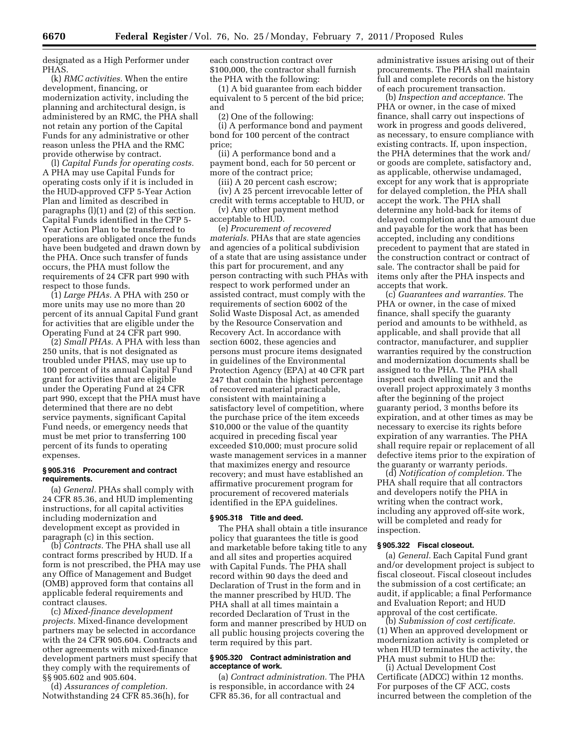designated as a High Performer under PHAS.

(k) *RMC activities.* When the entire development, financing, or modernization activity, including the planning and architectural design, is administered by an RMC, the PHA shall not retain any portion of the Capital Funds for any administrative or other reason unless the PHA and the RMC provide otherwise by contract.

(l) *Capital Funds for operating costs.* A PHA may use Capital Funds for operating costs only if it is included in the HUD-approved CFP 5-Year Action Plan and limited as described in paragraphs (l)(1) and (2) of this section. Capital Funds identified in the CFP 5-Year Action Plan to be transferred to operations are obligated once the funds have been budgeted and drawn down by the PHA. Once such transfer of funds occurs, the PHA must follow the requirements of 24 CFR part 990 with respect to those funds.

(1) *Large PHAs.* A PHA with 250 or more units may use no more than 20 percent of its annual Capital Fund grant for activities that are eligible under the Operating Fund at 24 CFR part 990.

(2) *Small PHAs.* A PHA with less than 250 units, that is not designated as troubled under PHAS, may use up to 100 percent of its annual Capital Fund grant for activities that are eligible under the Operating Fund at 24 CFR part 990, except that the PHA must have determined that there are no debt service payments, significant Capital Fund needs, or emergency needs that must be met prior to transferring 100 percent of its funds to operating expenses.

### § 905.316 Procurement and contract requirements.

(a) *General.* PHAs shall comply with 24 CFR 85.36, and HUD implementing instructions, for all capital activities including modernization and development except as provided in paragraph (c) in this section.

(b) *Contracts.* The PHA shall use all contract forms prescribed by HUD. If a form is not prescribed, the PHA may use any Office of Management and Budget (OMB) approved form that contains all applicable federal requirements and contract clauses.

(c) *Mixed-finance development projects.* Mixed-finance development partners may be selected in accordance with the 24 CFR 905.604. Contracts and other agreements with mixed-finance development partners must specify that they comply with the requirements of §§ 905.602 and 905.604.

(d) *Assurances of completion.* Notwithstanding 24 CFR 85.36(h), for each construction contract over $100,000, the contractor shall furnish the PHA with the following:

(1) A bid guarantee from each bidder equivalent to 5 percent of the bid price; and

(2) One of the following:

(i) A performance bond and payment bond for 100 percent of the contract price;

(ii) A performance bond and a payment bond, each for 50 percent or more of the contract price;

(iii) A 20 percent cash escrow;

(iv) A 25 percent irrevocable letter of credit with terms acceptable to HUD, or

(v) Any other payment method acceptable to HUD.

(e) *Procurement of recovered materials.* PHAs that are state agencies and agencies of a political subdivision of a state that are using assistance under this part for procurement, and any person contracting with such PHAs with respect to work performed under an assisted contract, must comply with the requirements of section 6002 of the Solid Waste Disposal Act, as amended by the Resource Conservation and Recovery Act. In accordance with section 6002, these agencies and persons must procure items designated in guidelines of the Environmental Protection Agency (EPA) at 40 CFR part 247 that contain the highest percentage of recovered material practicable, consistent with maintaining a satisfactory level of competition, where the purchase price of the item exceeds $10,000 or the value of the quantity acquired in preceding fiscal year exceeded $10,000; must procure solid waste management services in a manner that maximizes energy and resource recovery; and must have established an affirmative procurement program for procurement of recovered materials identified in the EPA guidelines.

### § 905.318 Title and deed.

The PHA shall obtain a title insurance policy that guarantees the title is good and marketable before taking title to any and all sites and properties acquired with Capital Funds. The PHA shall record within 90 days the deed and Declaration of Trust in the form and in the manner prescribed by HUD. The PHA shall at all times maintain a recorded Declaration of Trust in the form and manner prescribed by HUD on all public housing projects covering the term required by this part.

### § 905.320 Contract administration and acceptance of work.

(a) *Contract administration.* The PHA is responsible, in accordance with 24 CFR 85.36, for all contractual and administrative issues arising out of their procurements. The PHA shall maintain full and complete records on the history of each procurement transaction.

(b) *Inspection and acceptance.* The PHA or owner, in the case of mixed finance, shall carry out inspections of work in progress and goods delivered, as necessary, to ensure compliance with existing contracts. If, upon inspection, the PHA determines that the work and/or goods are complete, satisfactory and, as applicable, otherwise undamaged, except for any work that is appropriate for delayed completion, the PHA shall accept the work. The PHA shall determine any hold-back for items of delayed completion and the amount due and payable for the work that has been accepted, including any conditions precedent to payment that are stated in the construction contract or contract of sale. The contractor shall be paid for items only after the PHA inspects and accepts that work.

(c) *Guarantees and warranties.* The PHA or owner, in the case of mixed finance, shall specify the guaranty period and amounts to be withheld, as applicable, and shall provide that all contractor, manufacturer, and supplier warranties required by the construction and modernization documents shall be assigned to the PHA. The PHA shall inspect each dwelling unit and the overall project approximately 3 months after the beginning of the project guaranty period, 3 months before its expiration, and at other times as may be necessary to exercise its rights before expiration of any warranties. The PHA shall require repair or replacement of all defective items prior to the expiration of the guaranty or warranty periods.

(d) *Notification of completion.* The PHA shall require that all contractors and developers notify the PHA in writing when the contract work, including any approved off-site work, will be completed and ready for inspection.

### § 905.322 Fiscal closeout.

(a) *General.* Each Capital Fund grant and/or development project is subject to fiscal closeout. Fiscal closeout includes the submission of a cost certificate; an audit, if applicable; a final Performance and Evaluation Report; and HUD approval of the cost certificate.

(b) *Submission of cost certificate.* (1) When an approved development or modernization activity is completed or when HUD terminates the activity, the PHA must submit to HUD the:

(i) Actual Development Cost Certificate (ADCC) within 12 months. For purposes of the CF ACC, costs incurred between the completion of the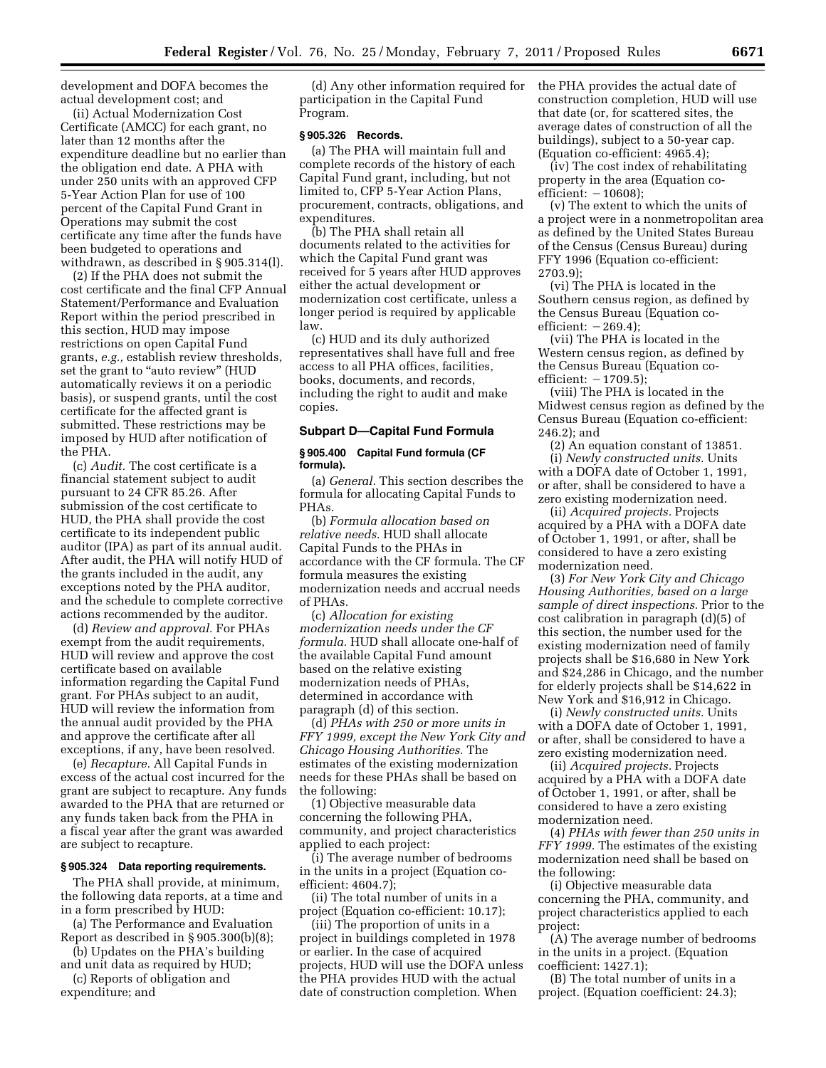development and DOFA becomes the actual development cost; and

(ii) Actual Modernization Cost Certificate (AMCC) for each grant, no later than 12 months after the expenditure deadline but no earlier than the obligation end date. A PHA with under 250 units with an approved CFP 5-Year Action Plan for use of 100 percent of the Capital Fund Grant in Operations may submit the cost certificate any time after the funds have been budgeted to operations and withdrawn, as described in § 905.314(l).

(2) If the PHA does not submit the cost certificate and the final CFP Annual Statement/Performance and Evaluation Report within the period prescribed in this section, HUD may impose restrictions on open Capital Fund grants, *e.g.,* establish review thresholds, set the grant to "auto review" (HUD automatically reviews it on a periodic basis), or suspend grants, until the cost certificate for the affected grant is submitted. These restrictions may be imposed by HUD after notification of the PHA.

(c) *Audit.* The cost certificate is a financial statement subject to audit pursuant to 24 CFR 85.26. After submission of the cost certificate to HUD, the PHA shall provide the cost certificate to its independent public auditor (IPA) as part of its annual audit. After audit, the PHA will notify HUD of the grants included in the audit, any exceptions noted by the PHA auditor, and the schedule to complete corrective actions recommended by the auditor.

(d) *Review and approval.* For PHAs exempt from the audit requirements, HUD will review and approve the cost certificate based on available information regarding the Capital Fund grant. For PHAs subject to an audit, HUD will review the information from the annual audit provided by the PHA and approve the certificate after all exceptions, if any, have been resolved.

(e) *Recapture.* All Capital Funds in excess of the actual cost incurred for the grant are subject to recapture. Any funds awarded to the PHA that are returned or any funds taken back from the PHA in a fiscal year after the grant was awarded are subject to recapture.

**§ 905.324 Data reporting requirements.**

The PHA shall provide, at minimum, the following data reports, at a time and in a form prescribed by HUD:

(a) The Performance and Evaluation Report as described in § 905.300(b)(8);

(b) Updates on the PHA's building and unit data as required by HUD;

(c) Reports of obligation and expenditure; and

(d) Any other information required for participation in the Capital Fund Program.

**§ 905.326 Records.**

(a) The PHA will maintain full and complete records of the history of each Capital Fund grant, including, but not limited to, CFP 5-Year Action Plans, procurement, contracts, obligations, and expenditures.

(b) The PHA shall retain all documents related to the activities for which the Capital Fund grant was received for 5 years after HUD approves either the actual development or modernization cost certificate, unless a longer period is required by applicable law.

(c) HUD and its duly authorized representatives shall have full and free access to all PHA offices, facilities, books, documents, and records, including the right to audit and make copies.

## Subpart D—Capital Fund Formula

**§ 905.400 Capital Fund formula (CF formula).**

(a) *General.* This section describes the formula for allocating Capital Funds to PHAs.

(b) *Formula allocation based on relative needs.* HUD shall allocate Capital Funds to the PHAs in accordance with the CF formula. The CF formula measures the existing modernization needs and accrual needs of PHAs.

(c) *Allocation for existing modernization needs under the CF formula.* HUD shall allocate one-half of the available Capital Fund amount based on the relative existing modernization needs of PHAs, determined in accordance with paragraph (d) of this section.

(d) *PHAs with 250 or more units in FFY 1999, except the New York City and Chicago Housing Authorities.* The estimates of the existing modernization needs for these PHAs shall be based on the following:

(1) Objective measurable data concerning the following PHA, community, and project characteristics applied to each project:

(i) The average number of bedrooms in the units in a project (Equation co-efficient: 4604.7);

(ii) The total number of units in a project (Equation co-efficient: 10.17);

(iii) The proportion of units in a project in buildings completed in 1978 or earlier. In the case of acquired projects, HUD will use the DOFA unless the PHA provides HUD with the actual date of construction completion. When the PHA provides the actual date of construction completion, HUD will use that date (or, for scattered sites, the average dates of construction of all the buildings), subject to a 50-year cap. (Equation co-efficient: 4965.4);

(iv) The cost index of rehabilitating property in the area (Equation co-efficient: −10608);

(v) The extent to which the units of a project were in a nonmetropolitan area as defined by the United States Bureau of the Census (Census Bureau) during FFY 1996 (Equation co-efficient: 2703.9);

(vi) The PHA is located in the Southern census region, as defined by the Census Bureau (Equation co-efficient: −269.4);

(vii) The PHA is located in the Western census region, as defined by the Census Bureau (Equation co-efficient: −1709.5);

(viii) The PHA is located in the Midwest census region as defined by the Census Bureau (Equation co-efficient: 246.2); and

(2) An equation constant of 13851.

(i) *Newly constructed units.* Units with a DOFA date of October 1, 1991, or after, shall be considered to have a zero existing modernization need.

(ii) *Acquired projects.* Projects acquired by a PHA with a DOFA date of October 1, 1991, or after, shall be considered to have a zero existing modernization need.

(3) *For New York City and Chicago Housing Authorities, based on a large sample of direct inspections.* Prior to the cost calibration in paragraph (d)(5) of this section, the number used for the existing modernization need of family projects shall be $16,680 in New York and $24,286 in Chicago, and the number for elderly projects shall be $14,622 in New York and $16,912 in Chicago.

(i) *Newly constructed units.* Units with a DOFA date of October 1, 1991, or after, shall be considered to have a zero existing modernization need.

(ii) *Acquired projects.* Projects acquired by a PHA with a DOFA date of October 1, 1991, or after, shall be considered to have a zero existing modernization need.

(4) *PHAs with fewer than 250 units in FFY 1999.* The estimates of the existing modernization need shall be based on the following:

(i) Objective measurable data concerning the PHA, community, and project characteristics applied to each project:

(A) The average number of bedrooms in the units in a project. (Equation coefficient: 1427.1);

(B) The total number of units in a project. (Equation coefficient: 24.3);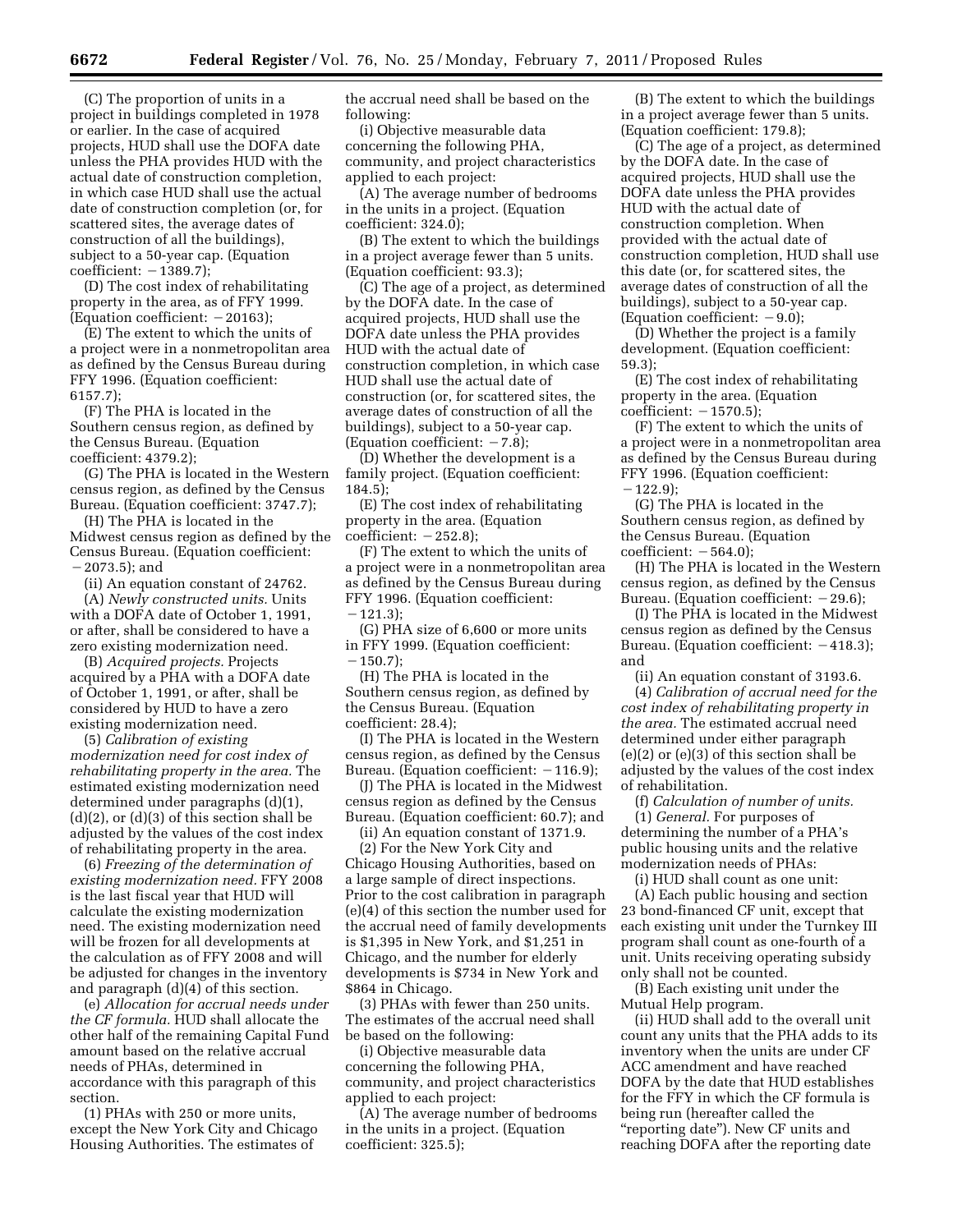(C) The proportion of units in a project in buildings completed in 1978 or earlier. In the case of acquired projects, HUD shall use the DOFA date unless the PHA provides HUD with the actual date of construction completion, in which case HUD shall use the actual date of construction completion (or, for scattered sites, the average dates of construction of all the buildings), subject to a 50-year cap. (Equation coefficient: −1389.7);

(D) The cost index of rehabilitating property in the area, as of FFY 1999. (Equation coefficient: −20163);

(E) The extent to which the units of a project were in a nonmetropolitan area as defined by the Census Bureau during FFY 1996. (Equation coefficient: 6157.7);

(F) The PHA is located in the Southern census region, as defined by the Census Bureau. (Equation coefficient: 4379.2);

(G) The PHA is located in the Western census region, as defined by the Census Bureau. (Equation coefficient: 3747.7);

(H) The PHA is located in the Midwest census region as defined by the Census Bureau. (Equation coefficient: −2073.5); and

(ii) An equation constant of 24762.

(A) *Newly constructed units.* Units with a DOFA date of October 1, 1991, or after, shall be considered to have a zero existing modernization need.

(B) *Acquired projects.* Projects acquired by a PHA with a DOFA date of October 1, 1991, or after, shall be considered by HUD to have a zero existing modernization need.

(5) *Calibration of existing modernization need for cost index of rehabilitating property in the area.* The estimated existing modernization need determined under paragraphs (d)(1), (d)(2), or (d)(3) of this section shall be adjusted by the values of the cost index of rehabilitating property in the area.

(6) *Freezing of the determination of existing modernization need.* FFY 2008 is the last fiscal year that HUD will calculate the existing modernization need. The existing modernization need will be frozen for all developments at the calculation as of FFY 2008 and will be adjusted for changes in the inventory and paragraph (d)(4) of this section.

(e) *Allocation for accrual needs under the CF formula.* HUD shall allocate the other half of the remaining Capital Fund amount based on the relative accrual needs of PHAs, determined in accordance with this paragraph of this section.

(1) PHAs with 250 or more units, except the New York City and Chicago Housing Authorities. The estimates of the accrual need shall be based on the following:

(i) Objective measurable data concerning the following PHA, community, and project characteristics applied to each project:

(A) The average number of bedrooms in the units in a project. (Equation coefficient: 324.0);

(B) The extent to which the buildings in a project average fewer than 5 units. (Equation coefficient: 93.3);

(C) The age of a project, as determined by the DOFA date. In the case of acquired projects, HUD shall use the DOFA date unless the PHA provides HUD with the actual date of construction completion, in which case HUD shall use the actual date of construction (or, for scattered sites, the average dates of construction of all the buildings), subject to a 50-year cap. (Equation coefficient: −7.8);

(D) Whether the development is a family project. (Equation coefficient: 184.5);

(E) The cost index of rehabilitating property in the area. (Equation coefficient: −252.8);

(F) The extent to which the units of a project were in a nonmetropolitan area as defined by the Census Bureau during FFY 1996. (Equation coefficient: −121.3);

(G) PHA size of 6,600 or more units in FFY 1999. (Equation coefficient: −150.7);

(H) The PHA is located in the Southern census region, as defined by the Census Bureau. (Equation coefficient: 28.4);

(I) The PHA is located in the Western census region, as defined by the Census Bureau. (Equation coefficient: −116.9);

(J) The PHA is located in the Midwest census region as defined by the Census Bureau. (Equation coefficient: 60.7); and

(ii) An equation constant of 1371.9.

(2) For the New York City and Chicago Housing Authorities, based on a large sample of direct inspections. Prior to the cost calibration in paragraph (e)(4) of this section the number used for the accrual need of family developments is $1,395 in New York, and $1,251 in Chicago, and the number for elderly developments is $734 in New York and $864 in Chicago.

(3) PHAs with fewer than 250 units. The estimates of the accrual need shall be based on the following:

(i) Objective measurable data concerning the following PHA, community, and project characteristics applied to each project:

(A) The average number of bedrooms in the units in a project. (Equation coefficient: 325.5);

(B) The extent to which the buildings in a project average fewer than 5 units. (Equation coefficient: 179.8);

(C) The age of a project, as determined by the DOFA date. In the case of acquired projects, HUD shall use the DOFA date unless the PHA provides HUD with the actual date of construction completion. When provided with the actual date of construction completion, HUD shall use this date (or, for scattered sites, the average dates of construction of all the buildings), subject to a 50-year cap. (Equation coefficient: −9.0);

(D) Whether the project is a family development. (Equation coefficient: 59.3);

(E) The cost index of rehabilitating property in the area. (Equation coefficient: −1570.5);

(F) The extent to which the units of a project were in a nonmetropolitan area as defined by the Census Bureau during FFY 1996. (Equation coefficient: −122.9);

(G) The PHA is located in the Southern census region, as defined by the Census Bureau. (Equation coefficient: −564.0);

(H) The PHA is located in the Western census region, as defined by the Census Bureau. (Equation coefficient: −29.6);

(I) The PHA is located in the Midwest census region as defined by the Census Bureau. (Equation coefficient: −418.3); and

(ii) An equation constant of 3193.6.

(4) *Calibration of accrual need for the cost index of rehabilitating property in the area.* The estimated accrual need determined under either paragraph (e)(2) or (e)(3) of this section shall be adjusted by the values of the cost index of rehabilitation.

(f) *Calculation of number of units.*

(1) *General.* For purposes of determining the number of a PHA's public housing units and the relative modernization needs of PHAs:

(i) HUD shall count as one unit:

(A) Each public housing and section 23 bond-financed CF unit, except that each existing unit under the Turnkey III program shall count as one-fourth of a unit. Units receiving operating subsidy only shall not be counted.

(B) Each existing unit under the Mutual Help program.

(ii) HUD shall add to the overall unit count any units that the PHA adds to its inventory when the units are under CF ACC amendment and have reached DOFA by the date that HUD establishes for the FFY in which the CF formula is being run (hereafter called the "reporting date"). New CF units and reaching DOFA after the reporting date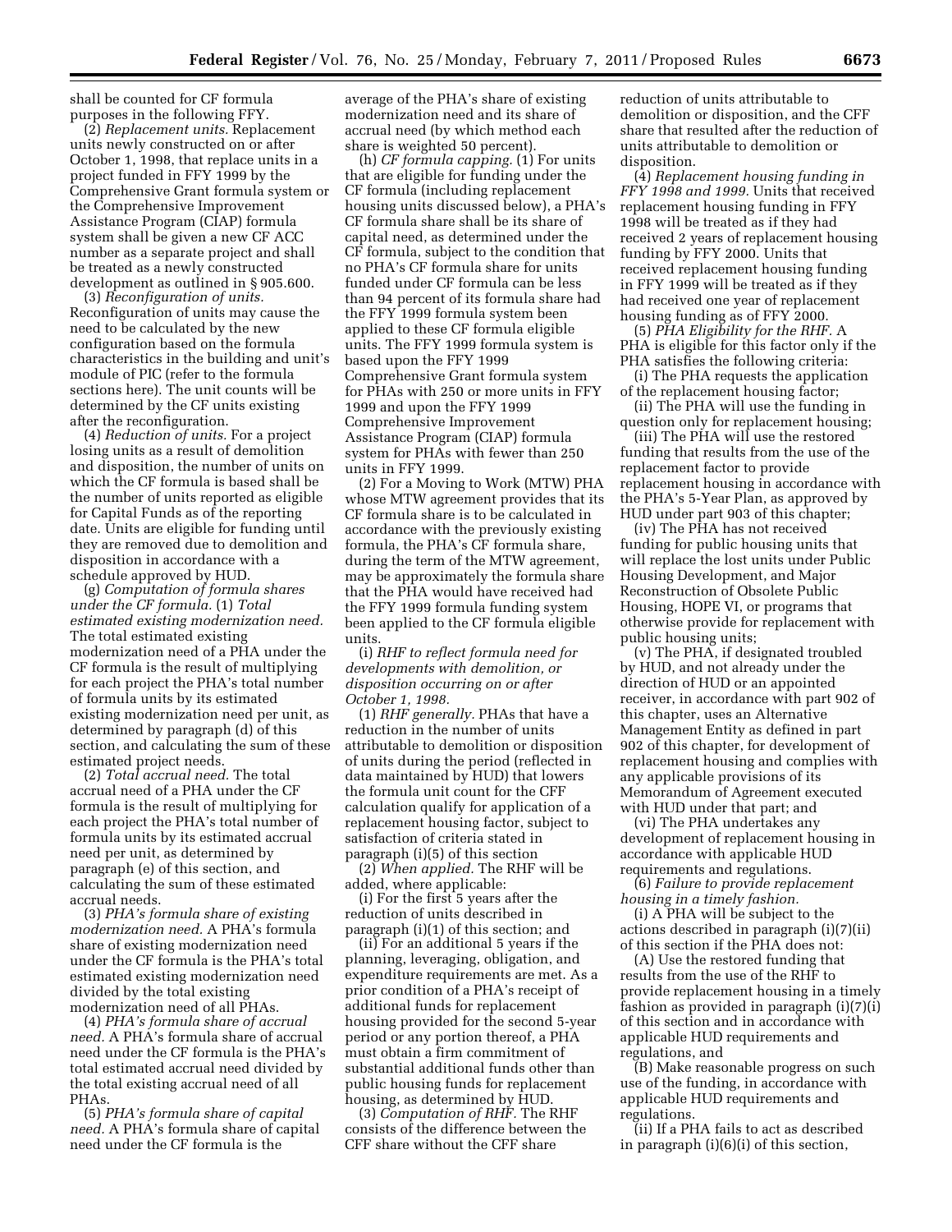shall be counted for CF formula purposes in the following FFY.

(2) *Replacement units.* Replacement units newly constructed on or after October 1, 1998, that replace units in a project funded in FFY 1999 by the Comprehensive Grant formula system or the Comprehensive Improvement Assistance Program (CIAP) formula system shall be given a new CF ACC number as a separate project and shall be treated as a newly constructed development as outlined in § 905.600.

(3) *Reconfiguration of units.* Reconfiguration of units may cause the need to be calculated by the new configuration based on the formula characteristics in the building and unit's module of PIC (refer to the formula sections here). The unit counts will be determined by the CF units existing after the reconfiguration.

(4) *Reduction of units.* For a project losing units as a result of demolition and disposition, the number of units on which the CF formula is based shall be the number of units reported as eligible for Capital Funds as of the reporting date. Units are eligible for funding until they are removed due to demolition and disposition in accordance with a schedule approved by HUD.

(g) *Computation of formula shares under the CF formula.* (1) *Total estimated existing modernization need.* The total estimated existing modernization need of a PHA under the CF formula is the result of multiplying for each project the PHA's total number of formula units by its estimated existing modernization need per unit, as determined by paragraph (d) of this section, and calculating the sum of these estimated project needs.

(2) *Total accrual need.* The total accrual need of a PHA under the CF formula is the result of multiplying for each project the PHA's total number of formula units by its estimated accrual need per unit, as determined by paragraph (e) of this section, and calculating the sum of these estimated accrual needs.

(3) *PHA's formula share of existing modernization need.* A PHA's formula share of existing modernization need under the CF formula is the PHA's total estimated existing modernization need divided by the total existing modernization need of all PHAs.

(4) *PHA's formula share of accrual need.* A PHA's formula share of accrual need under the CF formula is the PHA's total estimated accrual need divided by the total existing accrual need of all PHAs.

(5) *PHA's formula share of capital need.* A PHA's formula share of capital need under the CF formula is the average of the PHA's share of existing modernization need and its share of accrual need (by which method each share is weighted 50 percent).

(h) *CF formula capping.* (1) For units that are eligible for funding under the CF formula (including replacement housing units discussed below), a PHA's CF formula share shall be its share of capital need, as determined under the CF formula, subject to the condition that no PHA's CF formula share for units funded under CF formula can be less than 94 percent of its formula share had the FFY 1999 formula system been applied to these CF formula eligible units. The FFY 1999 formula system is based upon the FFY 1999 Comprehensive Grant formula system for PHAs with 250 or more units in FFY 1999 and upon the FFY 1999 Comprehensive Improvement Assistance Program (CIAP) formula system for PHAs with fewer than 250 units in FFY 1999.

(2) For a Moving to Work (MTW) PHA whose MTW agreement provides that its CF formula share is to be calculated in accordance with the previously existing formula, the PHA's CF formula share, during the term of the MTW agreement, may be approximately the formula share that the PHA would have received had the FFY 1999 formula funding system been applied to the CF formula eligible units.

(i) *RHF to reflect formula need for developments with demolition, or disposition occurring on or after October 1, 1998.*

(1) *RHF generally.* PHAs that have a reduction in the number of units attributable to demolition or disposition of units during the period (reflected in data maintained by HUD) that lowers the formula unit count for the CFF calculation qualify for application of a replacement housing factor, subject to satisfaction of criteria stated in paragraph (i)(5) of this section

(2) *When applied.* The RHF will be added, where applicable:

(i) For the first 5 years after the reduction of units described in paragraph (i)(1) of this section; and

(ii) For an additional 5 years if the planning, leveraging, obligation, and expenditure requirements are met. As a prior condition of a PHA's receipt of additional funds for replacement housing provided for the second 5-year period or any portion thereof, a PHA must obtain a firm commitment of substantial additional funds other than public housing funds for replacement housing, as determined by HUD.

(3) *Computation of RHF.* The RHF consists of the difference between the CFF share without the CFF share reduction of units attributable to demolition or disposition, and the CFF share that resulted after the reduction of units attributable to demolition or disposition.

(4) *Replacement housing funding in FFY 1998 and 1999.* Units that received replacement housing funding in FFY 1998 will be treated as if they had received 2 years of replacement housing funding by FFY 2000. Units that received replacement housing funding in FFY 1999 will be treated as if they had received one year of replacement housing funding as of FFY 2000.

(5) *PHA Eligibility for the RHF.* A PHA is eligible for this factor only if the PHA satisfies the following criteria:

(i) The PHA requests the application of the replacement housing factor;

(ii) The PHA will use the funding in question only for replacement housing;

(iii) The PHA will use the restored funding that results from the use of the replacement factor to provide replacement housing in accordance with the PHA's 5-Year Plan, as approved by HUD under part 903 of this chapter;

(iv) The PHA has not received funding for public housing units that will replace the lost units under Public Housing Development, and Major Reconstruction of Obsolete Public Housing, HOPE VI, or programs that otherwise provide for replacement with public housing units;

(v) The PHA, if designated troubled by HUD, and not already under the direction of HUD or an appointed receiver, in accordance with part 902 of this chapter, uses an Alternative Management Entity as defined in part 902 of this chapter, for development of replacement housing and complies with any applicable provisions of its Memorandum of Agreement executed with HUD under that part; and

(vi) The PHA undertakes any development of replacement housing in accordance with applicable HUD requirements and regulations.

(6) *Failure to provide replacement housing in a timely fashion.*

(i) A PHA will be subject to the actions described in paragraph (i)(7)(ii) of this section if the PHA does not:

(A) Use the restored funding that results from the use of the RHF to provide replacement housing in a timely fashion as provided in paragraph (i)(7)(i) of this section and in accordance with applicable HUD requirements and regulations, and

(B) Make reasonable progress on such use of the funding, in accordance with applicable HUD requirements and regulations.

(ii) If a PHA fails to act as described in paragraph (i)(6)(i) of this section,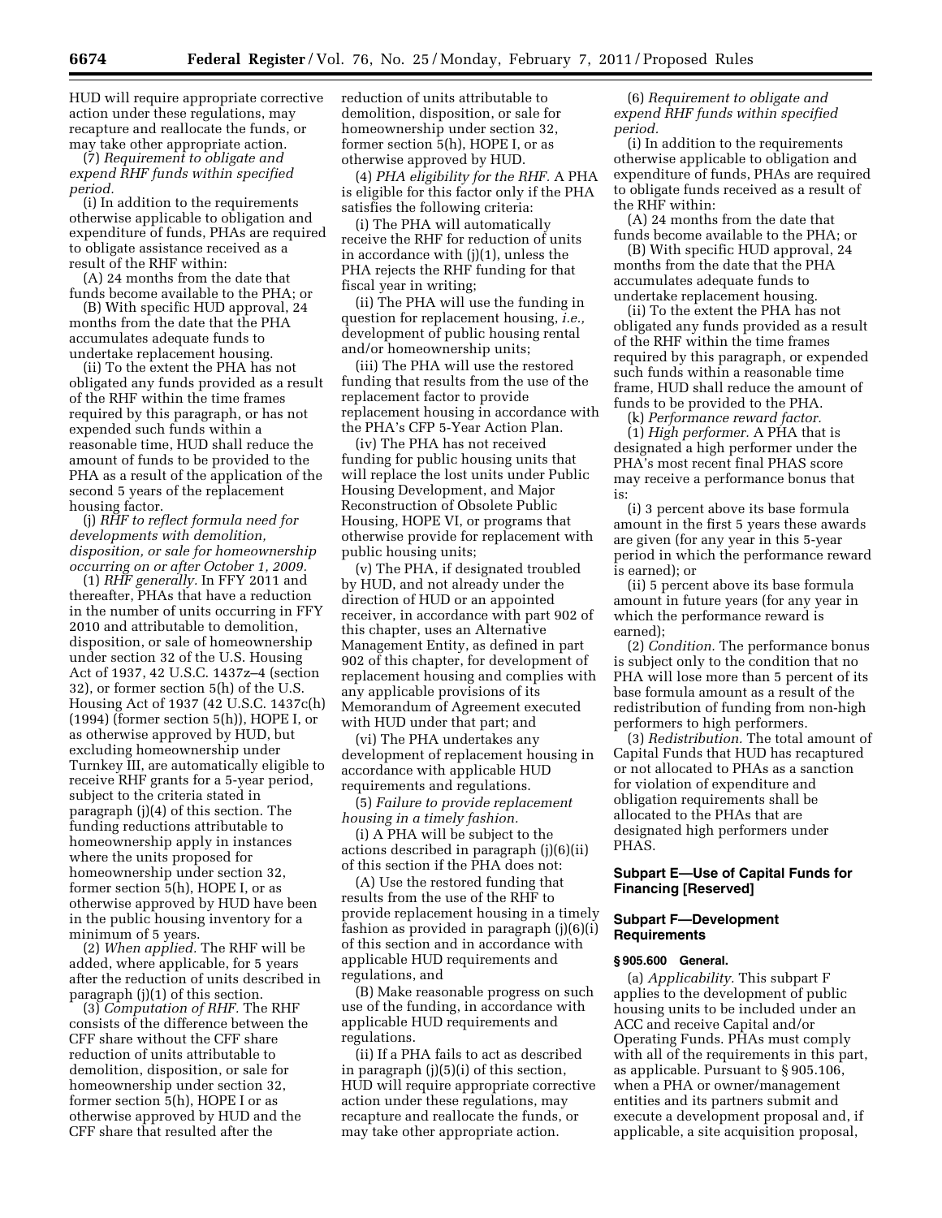HUD will require appropriate corrective action under these regulations, may recapture and reallocate the funds, or may take other appropriate action.

(7) *Requirement to obligate and expend RHF funds within specified period.*

(i) In addition to the requirements otherwise applicable to obligation and expenditure of funds, PHAs are required to obligate assistance received as a result of the RHF within:

(A) 24 months from the date that funds become available to the PHA; or

(B) With specific HUD approval, 24 months from the date that the PHA accumulates adequate funds to undertake replacement housing.

(ii) To the extent the PHA has not obligated any funds provided as a result of the RHF within the time frames required by this paragraph, or has not expended such funds within a reasonable time, HUD shall reduce the amount of funds to be provided to the PHA as a result of the application of the second 5 years of the replacement housing factor.

(j) *RHF to reflect formula need for developments with demolition, disposition, or sale for homeownership occurring on or after October 1, 2009.*

(1) *RHF generally.* In FFY 2011 and thereafter, PHAs that have a reduction in the number of units occurring in FFY 2010 and attributable to demolition, disposition, or sale of homeownership under section 32 of the U.S. Housing Act of 1937, 42 U.S.C. 1437z–4 (section 32), or former section 5(h) of the U.S. Housing Act of 1937 (42 U.S.C. 1437c(h) (1994) (former section 5(h)), HOPE I, or as otherwise approved by HUD, but excluding homeownership under Turnkey III, are automatically eligible to receive RHF grants for a 5-year period, subject to the criteria stated in paragraph (j)(4) of this section. The funding reductions attributable to homeownership apply in instances where the units proposed for homeownership under section 32, former section 5(h), HOPE I, or as otherwise approved by HUD have been in the public housing inventory for a minimum of 5 years.

(2) *When applied.* The RHF will be added, where applicable, for 5 years after the reduction of units described in paragraph (j)(1) of this section.

(3) *Computation of RHF.* The RHF consists of the difference between the CFF share without the CFF share reduction of units attributable to demolition, disposition, or sale for homeownership under section 32, former section 5(h), HOPE I or as otherwise approved by HUD and the CFF share that resulted after the reduction of units attributable to demolition, disposition, or sale for homeownership under section 32, former section 5(h), HOPE I, or as otherwise approved by HUD.

(4) *PHA eligibility for the RHF.* A PHA is eligible for this factor only if the PHA satisfies the following criteria:

(i) The PHA will automatically receive the RHF for reduction of units in accordance with (j)(1), unless the PHA rejects the RHF funding for that fiscal year in writing;

(ii) The PHA will use the funding in question for replacement housing, *i.e.,* development of public housing rental and/or homeownership units;

(iii) The PHA will use the restored funding that results from the use of the replacement factor to provide replacement housing in accordance with the PHA's CFP 5-Year Action Plan.

(iv) The PHA has not received funding for public housing units that will replace the lost units under Public Housing Development, and Major Reconstruction of Obsolete Public Housing, HOPE VI, or programs that otherwise provide for replacement with public housing units;

(v) The PHA, if designated troubled by HUD, and not already under the direction of HUD or an appointed receiver, in accordance with part 902 of this chapter, uses an Alternative Management Entity, as defined in part 902 of this chapter, for development of replacement housing and complies with any applicable provisions of its Memorandum of Agreement executed with HUD under that part; and

(vi) The PHA undertakes any development of replacement housing in accordance with applicable HUD requirements and regulations.

(5) *Failure to provide replacement housing in a timely fashion.*

(i) A PHA will be subject to the actions described in paragraph (j)(6)(ii) of this section if the PHA does not:

(A) Use the restored funding that results from the use of the RHF to provide replacement housing in a timely fashion as provided in paragraph (j)(6)(i) of this section and in accordance with applicable HUD requirements and regulations, and

(B) Make reasonable progress on such use of the funding, in accordance with applicable HUD requirements and regulations.

(ii) If a PHA fails to act as described in paragraph (j)(5)(i) of this section, HUD will require appropriate corrective action under these regulations, may recapture and reallocate the funds, or may take other appropriate action.

(6) *Requirement to obligate and expend RHF funds within specified period.*

(i) In addition to the requirements otherwise applicable to obligation and expenditure of funds, PHAs are required to obligate funds received as a result of the RHF within:

(A) 24 months from the date that funds become available to the PHA; or

(B) With specific HUD approval, 24 months from the date that the PHA accumulates adequate funds to undertake replacement housing.

(ii) To the extent the PHA has not obligated any funds provided as a result of the RHF within the time frames required by this paragraph, or expended such funds within a reasonable time frame, HUD shall reduce the amount of funds to be provided to the PHA.

(k) *Performance reward factor.*

(1) *High performer.* A PHA that is designated a high performer under the PHA's most recent final PHAS score may receive a performance bonus that is:

(i) 3 percent above its base formula amount in the first 5 years these awards are given (for any year in this 5-year period in which the performance reward is earned); or

(ii) 5 percent above its base formula amount in future years (for any year in which the performance reward is earned);

(2) *Condition.* The performance bonus is subject only to the condition that no PHA will lose more than 5 percent of its base formula amount as a result of the redistribution of funding from non-high performers to high performers.

(3) *Redistribution.* The total amount of Capital Funds that HUD has recaptured or not allocated to PHAs as a sanction for violation of expenditure and obligation requirements shall be allocated to the PHAs that are designated high performers under PHAS.

## Subpart E—Use of Capital Funds for Financing [Reserved]

## Subpart F—Development Requirements

### § 905.600 General.

(a) *Applicability.* This subpart F applies to the development of public housing units to be included under an ACC and receive Capital and/or Operating Funds. PHAs must comply with all of the requirements in this part, as applicable. Pursuant to § 905.106, when a PHA or owner/management entities and its partners submit and execute a development proposal and, if applicable, a site acquisition proposal,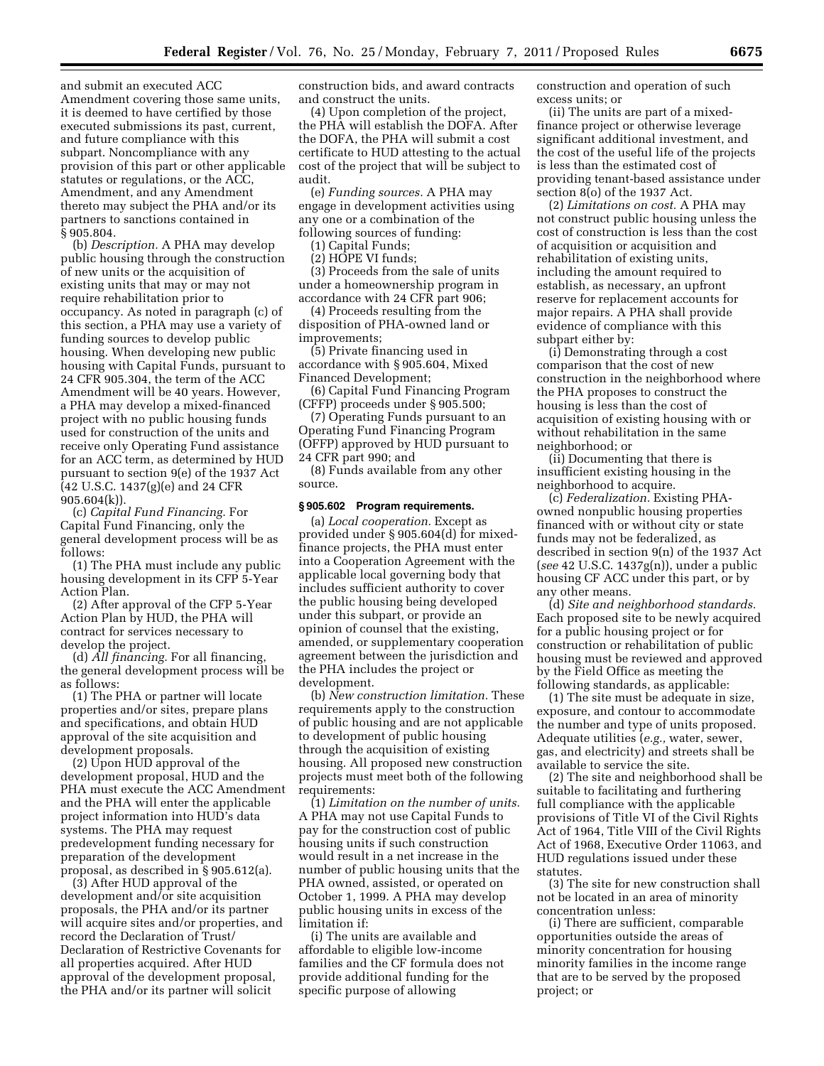and submit an executed ACC Amendment covering those same units, it is deemed to have certified by those executed submissions its past, current, and future compliance with this subpart. Noncompliance with any provision of this part or other applicable statutes or regulations, or the ACC, Amendment, and any Amendment thereto may subject the PHA and/or its partners to sanctions contained in § 905.804.

(b) *Description.* A PHA may develop public housing through the construction of new units or the acquisition of existing units that may or may not require rehabilitation prior to occupancy. As noted in paragraph (c) of this section, a PHA may use a variety of funding sources to develop public housing. When developing new public housing with Capital Funds, pursuant to 24 CFR 905.304, the term of the ACC Amendment will be 40 years. However, a PHA may develop a mixed-financed project with no public housing funds used for construction of the units and receive only Operating Fund assistance for an ACC term, as determined by HUD pursuant to section 9(e) of the 1937 Act (42 U.S.C. 1437(g)(e) and 24 CFR 905.604(k)).

(c) *Capital Fund Financing.* For Capital Fund Financing, only the general development process will be as follows:

(1) The PHA must include any public housing development in its CFP 5-Year Action Plan.

(2) After approval of the CFP 5-Year Action Plan by HUD, the PHA will contract for services necessary to develop the project.

(d) *All financing.* For all financing, the general development process will be as follows:

(1) The PHA or partner will locate properties and/or sites, prepare plans and specifications, and obtain HUD approval of the site acquisition and development proposals.

(2) Upon HUD approval of the development proposal, HUD and the PHA must execute the ACC Amendment and the PHA will enter the applicable project information into HUD's data systems. The PHA may request predevelopment funding necessary for preparation of the development proposal, as described in § 905.612(a).

(3) After HUD approval of the development and/or site acquisition proposals, the PHA and/or its partner will acquire sites and/or properties, and record the Declaration of Trust/Declaration of Restrictive Covenants for all properties acquired. After HUD approval of the development proposal, the PHA and/or its partner will solicit construction bids, and award contracts and construct the units.

(4) Upon completion of the project, the PHA will establish the DOFA. After the DOFA, the PHA will submit a cost certificate to HUD attesting to the actual cost of the project that will be subject to audit.

(e) *Funding sources.* A PHA may engage in development activities using any one or a combination of the following sources of funding:

(1) Capital Funds;

(2) HOPE VI funds;

(3) Proceeds from the sale of units under a homeownership program in accordance with 24 CFR part 906;

(4) Proceeds resulting from the disposition of PHA-owned land or improvements;

(5) Private financing used in accordance with § 905.604, Mixed Financed Development;

(6) Capital Fund Financing Program (CFFP) proceeds under § 905.500;

(7) Operating Funds pursuant to an Operating Fund Financing Program (OFFP) approved by HUD pursuant to 24 CFR part 990; and

(8) Funds available from any other source.

## § 905.602 Program requirements.

(a) *Local cooperation.* Except as provided under § 905.604(d) for mixed-finance projects, the PHA must enter into a Cooperation Agreement with the applicable local governing body that includes sufficient authority to cover the public housing being developed under this subpart, or provide an opinion of counsel that the existing, amended, or supplementary cooperation agreement between the jurisdiction and the PHA includes the project or development.

(b) *New construction limitation.* These requirements apply to the construction of public housing and are not applicable to development of public housing through the acquisition of existing housing. All proposed new construction projects must meet both of the following requirements:

(1) *Limitation on the number of units.* A PHA may not use Capital Funds to pay for the construction cost of public housing units if such construction would result in a net increase in the number of public housing units that the PHA owned, assisted, or operated on October 1, 1999. A PHA may develop public housing units in excess of the limitation if:

(i) The units are available and affordable to eligible low-income families and the CF formula does not provide additional funding for the specific purpose of allowing construction and operation of such excess units; or

(ii) The units are part of a mixed-finance project or otherwise leverage significant additional investment, and the cost of the useful life of the projects is less than the estimated cost of providing tenant-based assistance under section 8(o) of the 1937 Act.

(2) *Limitations on cost.* A PHA may not construct public housing unless the cost of construction is less than the cost of acquisition or acquisition and rehabilitation of existing units, including the amount required to establish, as necessary, an upfront reserve for replacement accounts for major repairs. A PHA shall provide evidence of compliance with this subpart either by:

(i) Demonstrating through a cost comparison that the cost of new construction in the neighborhood where the PHA proposes to construct the housing is less than the cost of acquisition of existing housing with or without rehabilitation in the same neighborhood; or

(ii) Documenting that there is insufficient existing housing in the neighborhood to acquire.

(c) *Federalization.* Existing PHA-owned nonpublic housing properties financed with or without city or state funds may not be federalized, as described in section 9(n) of the 1937 Act (*see* 42 U.S.C. 1437g(n)), under a public housing CF ACC under this part, or by any other means.

(d) *Site and neighborhood standards.* Each proposed site to be newly acquired for a public housing project or for construction or rehabilitation of public housing must be reviewed and approved by the Field Office as meeting the following standards, as applicable:

(1) The site must be adequate in size, exposure, and contour to accommodate the number and type of units proposed. Adequate utilities (*e.g.,* water, sewer, gas, and electricity) and streets shall be available to service the site.

(2) The site and neighborhood shall be suitable to facilitating and furthering full compliance with the applicable provisions of Title VI of the Civil Rights Act of 1964, Title VIII of the Civil Rights Act of 1968, Executive Order 11063, and HUD regulations issued under these statutes.

(3) The site for new construction shall not be located in an area of minority concentration unless:

(i) There are sufficient, comparable opportunities outside the areas of minority concentration for housing minority families in the income range that are to be served by the proposed project; or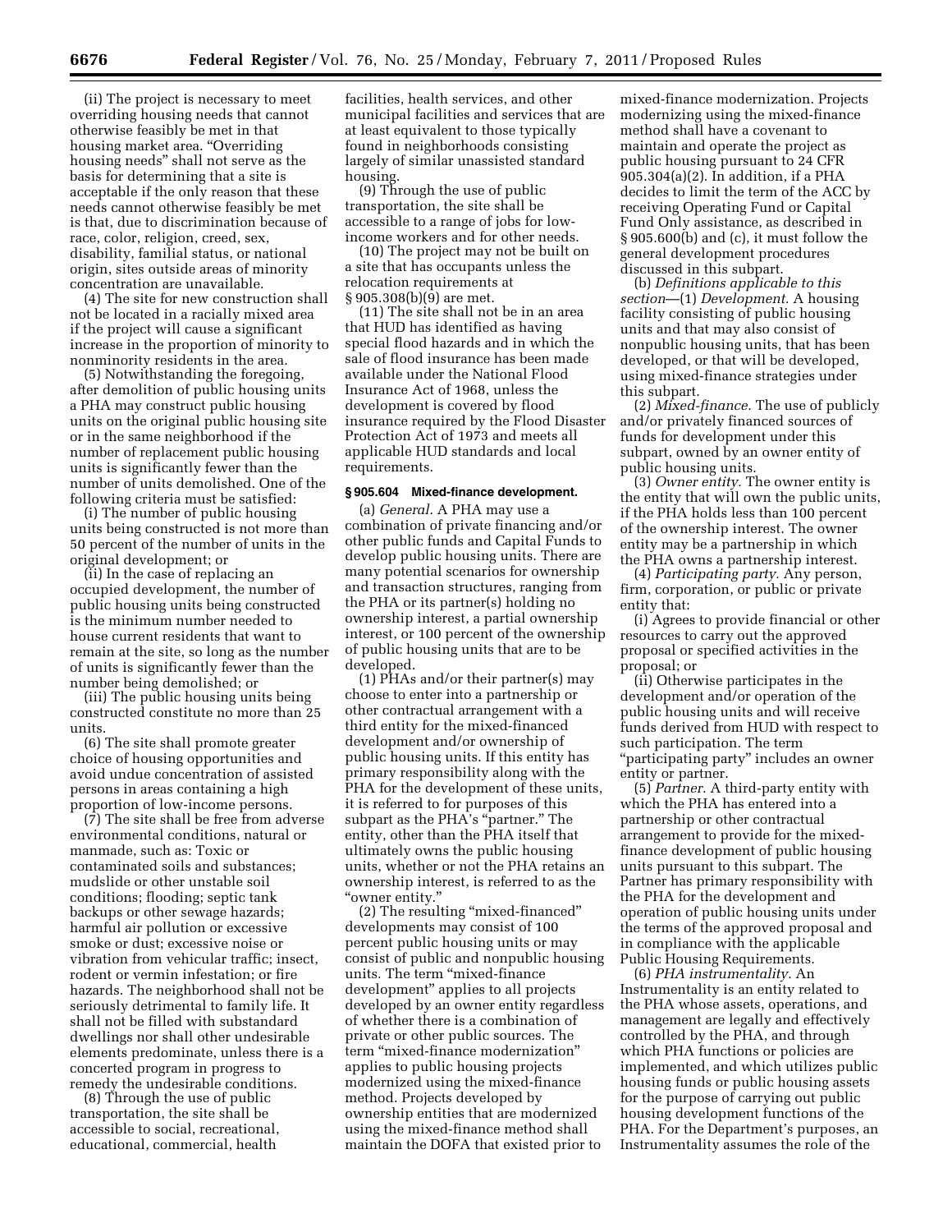(ii) The project is necessary to meet overriding housing needs that cannot otherwise feasibly be met in that housing market area. "Overriding housing needs" shall not serve as the basis for determining that a site is acceptable if the only reason that these needs cannot otherwise feasibly be met is that, due to discrimination because of race, color, religion, creed, sex, disability, familial status, or national origin, sites outside areas of minority concentration are unavailable.

(4) The site for new construction shall not be located in a racially mixed area if the project will cause a significant increase in the proportion of minority to nonminority residents in the area.

(5) Notwithstanding the foregoing, after demolition of public housing units a PHA may construct public housing units on the original public housing site or in the same neighborhood if the number of replacement public housing units is significantly fewer than the number of units demolished. One of the following criteria must be satisfied:

(i) The number of public housing units being constructed is not more than 50 percent of the number of units in the original development; or

(ii) In the case of replacing an occupied development, the number of public housing units being constructed is the minimum number needed to house current residents that want to remain at the site, so long as the number of units is significantly fewer than the number being demolished; or

(iii) The public housing units being constructed constitute no more than 25 units.

(6) The site shall promote greater choice of housing opportunities and avoid undue concentration of assisted persons in areas containing a high proportion of low-income persons.

(7) The site shall be free from adverse environmental conditions, natural or manmade, such as: Toxic or contaminated soils and substances; mudslide or other unstable soil conditions; flooding; septic tank backups or other sewage hazards; harmful air pollution or excessive smoke or dust; excessive noise or vibration from vehicular traffic; insect, rodent or vermin infestation; or fire hazards. The neighborhood shall not be seriously detrimental to family life. It shall not be filled with substandard dwellings nor shall other undesirable elements predominate, unless there is a concerted program in progress to remedy the undesirable conditions.

(8) Through the use of public transportation, the site shall be accessible to social, recreational, educational, commercial, health facilities, health services, and other municipal facilities and services that are at least equivalent to those typically found in neighborhoods consisting largely of similar unassisted standard housing.

(9) Through the use of public transportation, the site shall be accessible to a range of jobs for low-income workers and for other needs.

(10) The project may not be built on a site that has occupants unless the relocation requirements at § 905.308(b)(9) are met.

(11) The site shall not be in an area that HUD has identified as having special flood hazards and in which the sale of flood insurance has been made available under the National Flood Insurance Act of 1968, unless the development is covered by flood insurance required by the Flood Disaster Protection Act of 1973 and meets all applicable HUD standards and local requirements.

### § 905.604 Mixed-finance development.

(a) *General.* A PHA may use a combination of private financing and/or other public funds and Capital Funds to develop public housing units. There are many potential scenarios for ownership and transaction structures, ranging from the PHA or its partner(s) holding no ownership interest, a partial ownership interest, or 100 percent of the ownership of public housing units that are to be developed.

(1) PHAs and/or their partner(s) may choose to enter into a partnership or other contractual arrangement with a third entity for the mixed-financed development and/or ownership of public housing units. If this entity has primary responsibility along with the PHA for the development of these units, it is referred to for purposes of this subpart as the PHA's "partner." The entity, other than the PHA itself that ultimately owns the public housing units, whether or not the PHA retains an ownership interest, is referred to as the "owner entity."

(2) The resulting "mixed-financed" developments may consist of 100 percent public housing units or may consist of public and nonpublic housing units. The term "mixed-finance development" applies to all projects developed by an owner entity regardless of whether there is a combination of private or other public sources. The term "mixed-finance modernization" applies to public housing projects modernized using the mixed-finance method. Projects developed by ownership entities that are modernized using the mixed-finance method shall maintain the DOFA that existed prior to mixed-finance modernization. Projects modernizing using the mixed-finance method shall have a covenant to maintain and operate the project as public housing pursuant to 24 CFR 905.304(a)(2). In addition, if a PHA decides to limit the term of the ACC by receiving Operating Fund or Capital Fund Only assistance, as described in § 905.600(b) and (c), it must follow the general development procedures discussed in this subpart.

(b) *Definitions applicable to this section*—(1) *Development.* A housing facility consisting of public housing units and that may also consist of nonpublic housing units, that has been developed, or that will be developed, using mixed-finance strategies under this subpart.

(2) *Mixed-finance.* The use of publicly and/or privately financed sources of funds for development under this subpart, owned by an owner entity of public housing units.

(3) *Owner entity.* The owner entity is the entity that will own the public units, if the PHA holds less than 100 percent of the ownership interest. The owner entity may be a partnership in which the PHA owns a partnership interest.

(4) *Participating party.* Any person, firm, corporation, or public or private entity that:

(i) Agrees to provide financial or other resources to carry out the approved proposal or specified activities in the proposal; or

(ii) Otherwise participates in the development and/or operation of the public housing units and will receive funds derived from HUD with respect to such participation. The term "participating party" includes an owner entity or partner.

(5) *Partner.* A third-party entity with which the PHA has entered into a partnership or other contractual arrangement to provide for the mixed-finance development of public housing units pursuant to this subpart. The Partner has primary responsibility with the PHA for the development and operation of public housing units under the terms of the approved proposal and in compliance with the applicable Public Housing Requirements.

(6) *PHA instrumentality.* An Instrumentality is an entity related to the PHA whose assets, operations, and management are legally and effectively controlled by the PHA, and through which PHA functions or policies are implemented, and which utilizes public housing funds or public housing assets for the purpose of carrying out public housing development functions of the PHA. For the Department's purposes, an Instrumentality assumes the role of the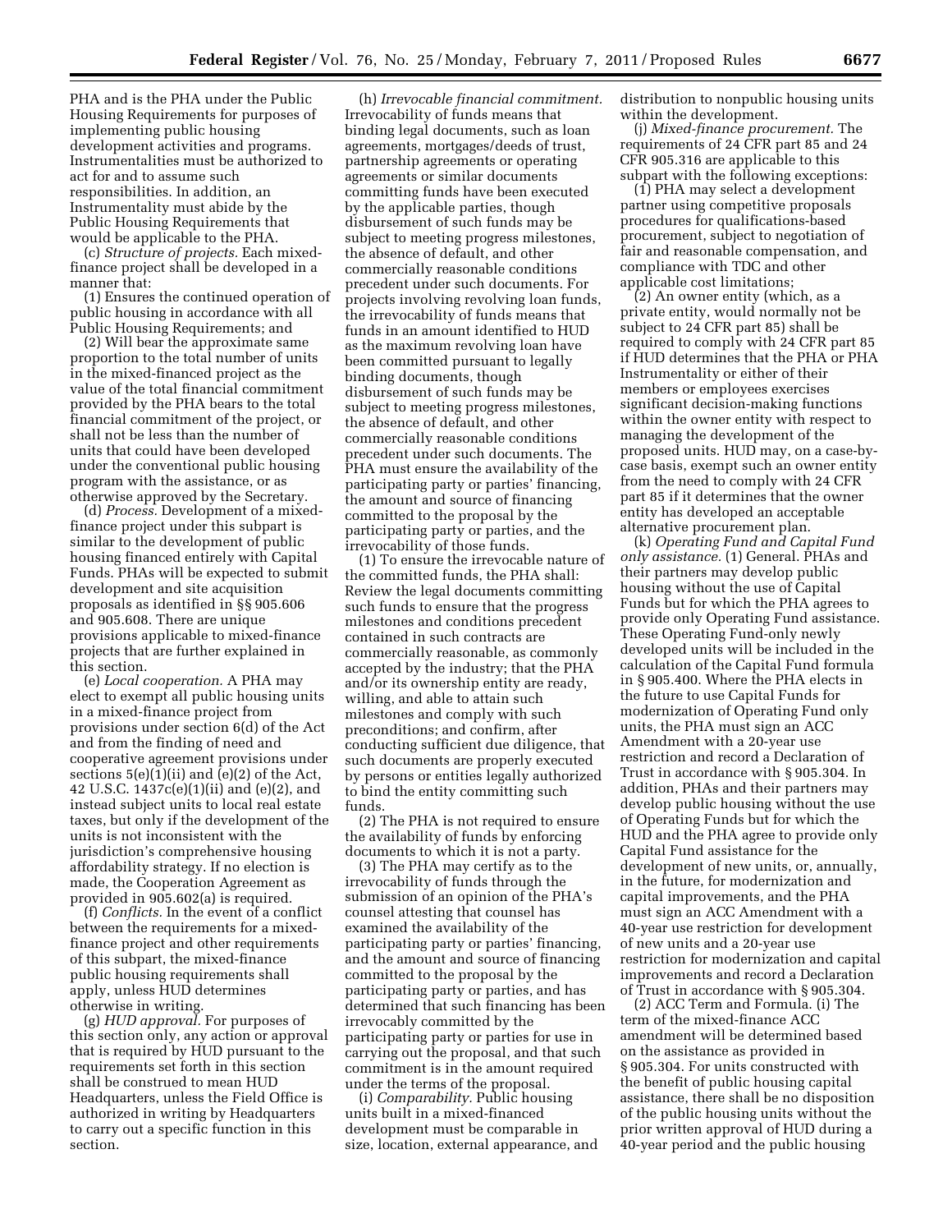PHA and is the PHA under the Public Housing Requirements for purposes of implementing public housing development activities and programs. Instrumentalities must be authorized to act for and to assume such responsibilities. In addition, an Instrumentality must abide by the Public Housing Requirements that would be applicable to the PHA.

(c) *Structure of projects.* Each mixed-finance project shall be developed in a manner that:

(1) Ensures the continued operation of public housing in accordance with all Public Housing Requirements; and

(2) Will bear the approximate same proportion to the total number of units in the mixed-financed project as the value of the total financial commitment provided by the PHA bears to the total financial commitment of the project, or shall not be less than the number of units that could have been developed under the conventional public housing program with the assistance, or as otherwise approved by the Secretary.

(d) *Process.* Development of a mixed-finance project under this subpart is similar to the development of public housing financed entirely with Capital Funds. PHAs will be expected to submit development and site acquisition proposals as identified in §§ 905.606 and 905.608. There are unique provisions applicable to mixed-finance projects that are further explained in this section.

(e) *Local cooperation.* A PHA may elect to exempt all public housing units in a mixed-finance project from provisions under section 6(d) of the Act and from the finding of need and cooperative agreement provisions under sections 5(e)(1)(ii) and (e)(2) of the Act, 42 U.S.C. 1437c(e)(1)(ii) and (e)(2), and instead subject units to local real estate taxes, but only if the development of the units is not inconsistent with the jurisdiction's comprehensive housing affordability strategy. If no election is made, the Cooperation Agreement as provided in 905.602(a) is required.

(f) *Conflicts.* In the event of a conflict between the requirements for a mixed-finance project and other requirements of this subpart, the mixed-finance public housing requirements shall apply, unless HUD determines otherwise in writing.

(g) *HUD approval.* For purposes of this section only, any action or approval that is required by HUD pursuant to the requirements set forth in this section shall be construed to mean HUD Headquarters, unless the Field Office is authorized in writing by Headquarters to carry out a specific function in this section.

(h) *Irrevocable financial commitment.* Irrevocability of funds means that binding legal documents, such as loan agreements, mortgages/deeds of trust, partnership agreements or operating agreements or similar documents committing funds have been executed by the applicable parties, though disbursement of such funds may be subject to meeting progress milestones, the absence of default, and other commercially reasonable conditions precedent under such documents. For projects involving revolving loan funds, the irrevocability of funds means that funds in an amount identified to HUD as the maximum revolving loan have been committed pursuant to legally binding documents, though disbursement of such funds may be subject to meeting progress milestones, the absence of default, and other commercially reasonable conditions precedent under such documents. The PHA must ensure the availability of the participating party or parties' financing, the amount and source of financing committed to the proposal by the participating party or parties, and the irrevocability of those funds.

(1) To ensure the irrevocable nature of the committed funds, the PHA shall: Review the legal documents committing such funds to ensure that the progress milestones and conditions precedent contained in such contracts are commercially reasonable, as commonly accepted by the industry; that the PHA and/or its ownership entity are ready, willing, and able to attain such milestones and comply with such preconditions; and confirm, after conducting sufficient due diligence, that such documents are properly executed by persons or entities legally authorized to bind the entity committing such funds.

(2) The PHA is not required to ensure the availability of funds by enforcing documents to which it is not a party.

(3) The PHA may certify as to the irrevocability of funds through the submission of an opinion of the PHA's counsel attesting that counsel has examined the availability of the participating party or parties' financing, and the amount and source of financing committed to the proposal by the participating party or parties, and has determined that such financing has been irrevocably committed by the participating party or parties for use in carrying out the proposal, and that such commitment is in the amount required under the terms of the proposal.

(i) *Comparability.* Public housing units built in a mixed-financed development must be comparable in size, location, external appearance, and distribution to nonpublic housing units within the development.

(j) *Mixed-finance procurement.* The requirements of 24 CFR part 85 and 24 CFR 905.316 are applicable to this subpart with the following exceptions:

(1) PHA may select a development partner using competitive proposals procedures for qualifications-based procurement, subject to negotiation of fair and reasonable compensation, and compliance with TDC and other applicable cost limitations;

(2) An owner entity (which, as a private entity, would normally not be subject to 24 CFR part 85) shall be required to comply with 24 CFR part 85 if HUD determines that the PHA or PHA Instrumentality or either of their members or employees exercises significant decision-making functions within the owner entity with respect to managing the development of the proposed units. HUD may, on a case-by-case basis, exempt such an owner entity from the need to comply with 24 CFR part 85 if it determines that the owner entity has developed an acceptable alternative procurement plan.

(k) *Operating Fund and Capital Fund only assistance.* (1) General. PHAs and their partners may develop public housing without the use of Capital Funds but for which the PHA agrees to provide only Operating Fund assistance. These Operating Fund-only newly developed units will be included in the calculation of the Capital Fund formula in § 905.400. Where the PHA elects in the future to use Capital Funds for modernization of Operating Fund only units, the PHA must sign an ACC Amendment with a 20-year use restriction and record a Declaration of Trust in accordance with § 905.304. In addition, PHAs and their partners may develop public housing without the use of Operating Funds but for which the HUD and the PHA agree to provide only Capital Fund assistance for the development of new units, or, annually, in the future, for modernization and capital improvements, and the PHA must sign an ACC Amendment with a 40-year use restriction for development of new units and a 20-year use restriction for modernization and capital improvements and record a Declaration of Trust in accordance with § 905.304.

(2) ACC Term and Formula. (i) The term of the mixed-finance ACC amendment will be determined based on the assistance as provided in § 905.304. For units constructed with the benefit of public housing capital assistance, there shall be no disposition of the public housing units without the prior written approval of HUD during a 40-year period and the public housing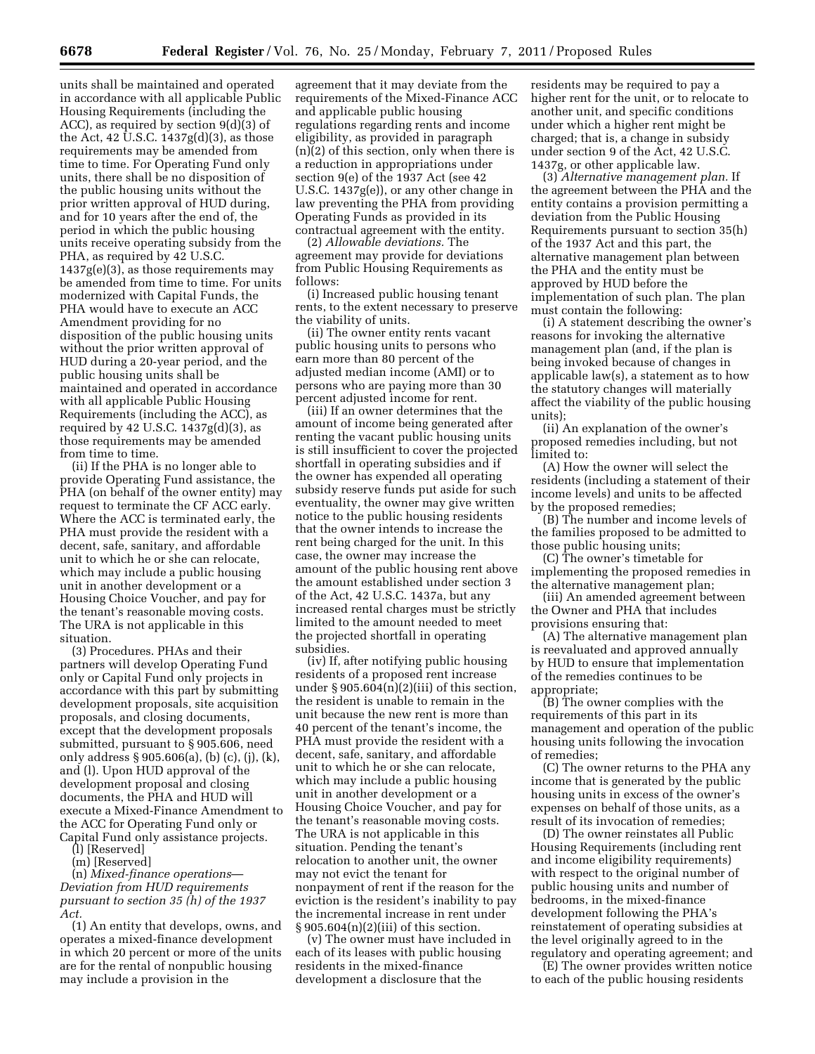units shall be maintained and operated in accordance with all applicable Public Housing Requirements (including the ACC), as required by section 9(d)(3) of the Act, 42 U.S.C. 1437g(d)(3), as those requirements may be amended from time to time. For Operating Fund only units, there shall be no disposition of the public housing units without the prior written approval of HUD during, and for 10 years after the end of, the period in which the public housing units receive operating subsidy from the PHA, as required by 42 U.S.C. 1437g(e)(3), as those requirements may be amended from time to time. For units modernized with Capital Funds, the PHA would have to execute an ACC Amendment providing for no disposition of the public housing units without the prior written approval of HUD during a 20-year period, and the public housing units shall be maintained and operated in accordance with all applicable Public Housing Requirements (including the ACC), as required by 42 U.S.C. 1437g(d)(3), as those requirements may be amended from time to time.

(ii) If the PHA is no longer able to provide Operating Fund assistance, the PHA (on behalf of the owner entity) may request to terminate the CF ACC early. Where the ACC is terminated early, the PHA must provide the resident with a decent, safe, sanitary, and affordable unit to which he or she can relocate, which may include a public housing unit in another development or a Housing Choice Voucher, and pay for the tenant's reasonable moving costs. The URA is not applicable in this situation.

(3) Procedures. PHAs and their partners will develop Operating Fund only or Capital Fund only projects in accordance with this part by submitting development proposals, site acquisition proposals, and closing documents, except that the development proposals submitted, pursuant to § 905.606, need only address § 905.606(a), (b) (c), (j), (k), and (l). Upon HUD approval of the development proposal and closing documents, the PHA and HUD will execute a Mixed-Finance Amendment to the ACC for Operating Fund only or Capital Fund only assistance projects.

(l) [Reserved]

(m) [Reserved]

(n) *Mixed-finance operations—Deviation from HUD requirements pursuant to section 35 (h) of the 1937 Act.*

(1) An entity that develops, owns, and operates a mixed-finance development in which 20 percent or more of the units are for the rental of nonpublic housing may include a provision in the agreement that it may deviate from the requirements of the Mixed-Finance ACC and applicable public housing regulations regarding rents and income eligibility, as provided in paragraph (n)(2) of this section, only when there is a reduction in appropriations under section 9(e) of the 1937 Act (see 42 U.S.C. 1437g(e)), or any other change in law preventing the PHA from providing Operating Funds as provided in its contractual agreement with the entity.

(2) *Allowable deviations.* The agreement may provide for deviations from Public Housing Requirements as follows:

(i) Increased public housing tenant rents, to the extent necessary to preserve the viability of units.

(ii) The owner entity rents vacant public housing units to persons who earn more than 80 percent of the adjusted median income (AMI) or to persons who are paying more than 30 percent adjusted income for rent.

(iii) If an owner determines that the amount of income being generated after renting the vacant public housing units is still insufficient to cover the projected shortfall in operating subsidies and if the owner has expended all operating subsidy reserve funds put aside for such eventuality, the owner may give written notice to the public housing residents that the owner intends to increase the rent being charged for the unit. In this case, the owner may increase the amount of the public housing rent above the amount established under section 3 of the Act, 42 U.S.C. 1437a, but any increased rental charges must be strictly limited to the amount needed to meet the projected shortfall in operating subsidies.

(iv) If, after notifying public housing residents of a proposed rent increase under § 905.604(n)(2)(iii) of this section, the resident is unable to remain in the unit because the new rent is more than 40 percent of the tenant's income, the PHA must provide the resident with a decent, safe, sanitary, and affordable unit to which he or she can relocate, which may include a public housing unit in another development or a Housing Choice Voucher, and pay for the tenant's reasonable moving costs. The URA is not applicable in this situation. Pending the tenant's relocation to another unit, the owner may not evict the tenant for nonpayment of rent if the reason for the eviction is the resident's inability to pay the incremental increase in rent under § 905.604(n)(2)(iii) of this section.

(v) The owner must have included in each of its leases with public housing residents in the mixed-finance development a disclosure that the residents may be required to pay a higher rent for the unit, or to relocate to another unit, and specific conditions under which a higher rent might be charged; that is, a change in subsidy under section 9 of the Act, 42 U.S.C. 1437g, or other applicable law.

(3) *Alternative management plan.* If the agreement between the PHA and the entity contains a provision permitting a deviation from the Public Housing Requirements pursuant to section 35(h) of the 1937 Act and this part, the alternative management plan between the PHA and the entity must be approved by HUD before the implementation of such plan. The plan must contain the following:

(i) A statement describing the owner's reasons for invoking the alternative management plan (and, if the plan is being invoked because of changes in applicable law(s), a statement as to how the statutory changes will materially affect the viability of the public housing units);

(ii) An explanation of the owner's proposed remedies including, but not limited to:

(A) How the owner will select the residents (including a statement of their income levels) and units to be affected by the proposed remedies;

(B) The number and income levels of the families proposed to be admitted to those public housing units;

(C) The owner's timetable for implementing the proposed remedies in the alternative management plan;

(iii) An amended agreement between the Owner and PHA that includes provisions ensuring that:

(A) The alternative management plan is reevaluated and approved annually by HUD to ensure that implementation of the remedies continues to be appropriate;

(B) The owner complies with the requirements of this part in its management and operation of the public housing units following the invocation of remedies;

(C) The owner returns to the PHA any income that is generated by the public housing units in excess of the owner's expenses on behalf of those units, as a result of its invocation of remedies;

(D) The owner reinstates all Public Housing Requirements (including rent and income eligibility requirements) with respect to the original number of public housing units and number of bedrooms, in the mixed-finance development following the PHA's reinstatement of operating subsidies at the level originally agreed to in the regulatory and operating agreement; and

(E) The owner provides written notice to each of the public housing residents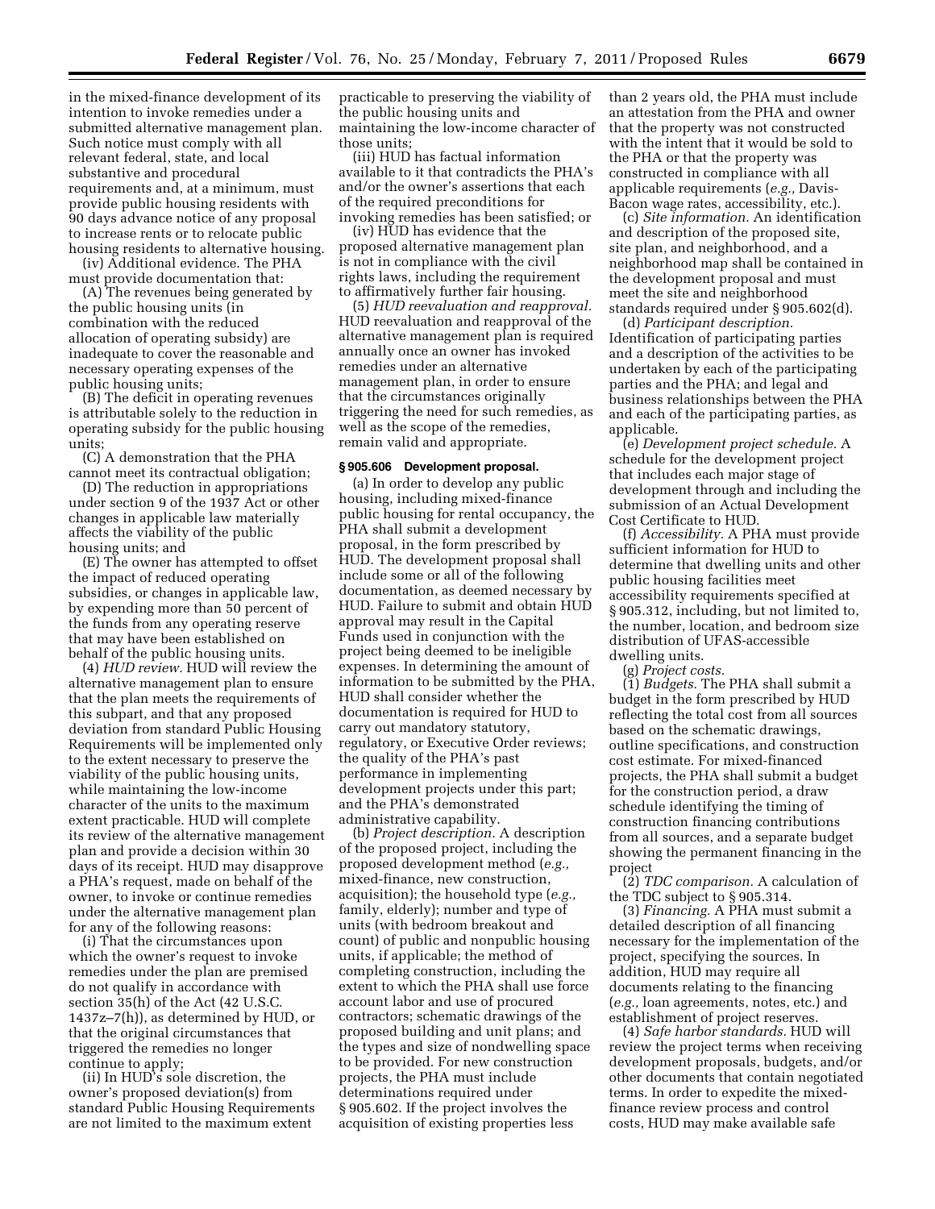in the mixed-finance development of its intention to invoke remedies under a submitted alternative management plan. Such notice must comply with all relevant federal, state, and local substantive and procedural requirements and, at a minimum, must provide public housing residents with 90 days advance notice of any proposal to increase rents or to relocate public housing residents to alternative housing.

(iv) Additional evidence. The PHA must provide documentation that:

(A) The revenues being generated by the public housing units (in combination with the reduced allocation of operating subsidy) are inadequate to cover the reasonable and necessary operating expenses of the public housing units;

(B) The deficit in operating revenues is attributable solely to the reduction in operating subsidy for the public housing units;

(C) A demonstration that the PHA cannot meet its contractual obligation;

(D) The reduction in appropriations under section 9 of the 1937 Act or other changes in applicable law materially affects the viability of the public housing units; and

(E) The owner has attempted to offset the impact of reduced operating subsidies, or changes in applicable law, by expending more than 50 percent of the funds from any operating reserve that may have been established on behalf of the public housing units.

(4) *HUD review.* HUD will review the alternative management plan to ensure that the plan meets the requirements of this subpart, and that any proposed deviation from standard Public Housing Requirements will be implemented only to the extent necessary to preserve the viability of the public housing units, while maintaining the low-income character of the units to the maximum extent practicable. HUD will complete its review of the alternative management plan and provide a decision within 30 days of its receipt. HUD may disapprove a PHA's request, made on behalf of the owner, to invoke or continue remedies under the alternative management plan for any of the following reasons:

(i) That the circumstances upon which the owner's request to invoke remedies under the plan are premised do not qualify in accordance with section 35(h) of the Act (42 U.S.C. 1437z–7(h)), as determined by HUD, or that the original circumstances that triggered the remedies no longer continue to apply;

(ii) In HUD's sole discretion, the owner's proposed deviation(s) from standard Public Housing Requirements are not limited to the maximum extent practicable to preserving the viability of the public housing units and maintaining the low-income character of those units;

(iii) HUD has factual information available to it that contradicts the PHA's and/or the owner's assertions that each of the required preconditions for invoking remedies has been satisfied; or

(iv) HUD has evidence that the proposed alternative management plan is not in compliance with the civil rights laws, including the requirement to affirmatively further fair housing.

(5) *HUD reevaluation and reapproval.* HUD reevaluation and reapproval of the alternative management plan is required annually once an owner has invoked remedies under an alternative management plan, in order to ensure that the circumstances originally triggering the need for such remedies, as well as the scope of the remedies, remain valid and appropriate.

**§ 905.606 Development proposal.**

(a) In order to develop any public housing, including mixed-finance public housing for rental occupancy, the PHA shall submit a development proposal, in the form prescribed by HUD. The development proposal shall include some or all of the following documentation, as deemed necessary by HUD. Failure to submit and obtain HUD approval may result in the Capital Funds used in conjunction with the project being deemed to be ineligible expenses. In determining the amount of information to be submitted by the PHA, HUD shall consider whether the documentation is required for HUD to carry out mandatory statutory, regulatory, or Executive Order reviews; the quality of the PHA's past performance in implementing development projects under this part; and the PHA's demonstrated administrative capability.

(b) *Project description.* A description of the proposed project, including the proposed development method (*e.g.,* mixed-finance, new construction, acquisition); the household type (*e.g.,* family, elderly); number and type of units (with bedroom breakout and count) of public and nonpublic housing units, if applicable; the method of completing construction, including the extent to which the PHA shall use force account labor and use of procured contractors; schematic drawings of the proposed building and unit plans; and the types and size of nondwelling space to be provided. For new construction projects, the PHA must include determinations required under § 905.602. If the project involves the acquisition of existing properties less than 2 years old, the PHA must include an attestation from the PHA and owner that the property was not constructed with the intent that it would be sold to the PHA or that the property was constructed in compliance with all applicable requirements (*e.g.,* Davis-Bacon wage rates, accessibility, etc.).

(c) *Site information.* An identification and description of the proposed site, site plan, and neighborhood, and a neighborhood map shall be contained in the development proposal and must meet the site and neighborhood standards required under § 905.602(d).

(d) *Participant description.* Identification of participating parties and a description of the activities to be undertaken by each of the participating parties and the PHA; and legal and business relationships between the PHA and each of the participating parties, as applicable.

(e) *Development project schedule.* A schedule for the development project that includes each major stage of development through and including the submission of an Actual Development Cost Certificate to HUD.

(f) *Accessibility.* A PHA must provide sufficient information for HUD to determine that dwelling units and other public housing facilities meet accessibility requirements specified at § 905.312, including, but not limited to, the number, location, and bedroom size distribution of UFAS-accessible dwelling units.

(g) *Project costs.*

(1) *Budgets.* The PHA shall submit a budget in the form prescribed by HUD reflecting the total cost from all sources based on the schematic drawings, outline specifications, and construction cost estimate. For mixed-financed projects, the PHA shall submit a budget for the construction period, a draw schedule identifying the timing of construction financing contributions from all sources, and a separate budget showing the permanent financing in the project

(2) *TDC comparison.* A calculation of the TDC subject to § 905.314.

(3) *Financing.* A PHA must submit a detailed description of all financing necessary for the implementation of the project, specifying the sources. In addition, HUD may require all documents relating to the financing (*e.g.,* loan agreements, notes, etc.) and establishment of project reserves.

(4) *Safe harbor standards.* HUD will review the project terms when receiving development proposals, budgets, and/or other documents that contain negotiated terms. In order to expedite the mixed-finance review process and control costs, HUD may make available safe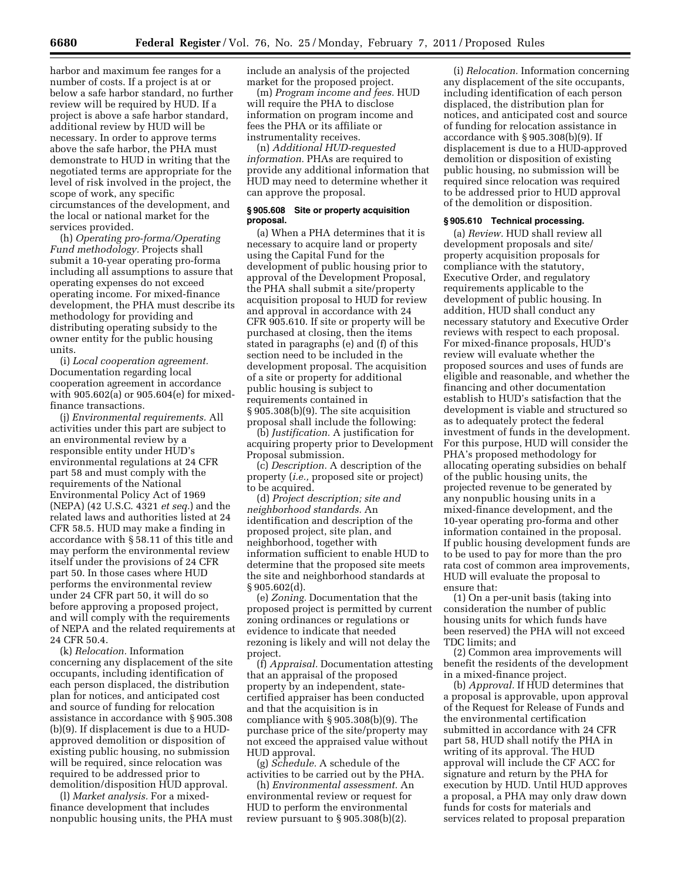harbor and maximum fee ranges for a number of costs. If a project is at or below a safe harbor standard, no further review will be required by HUD. If a project is above a safe harbor standard, additional review by HUD will be necessary. In order to approve terms above the safe harbor, the PHA must demonstrate to HUD in writing that the negotiated terms are appropriate for the level of risk involved in the project, the scope of work, any specific circumstances of the development, and the local or national market for the services provided.

(h) *Operating pro-forma/Operating Fund methodology.* Projects shall submit a 10-year operating pro-forma including all assumptions to assure that operating expenses do not exceed operating income. For mixed-finance development, the PHA must describe its methodology for providing and distributing operating subsidy to the owner entity for the public housing units.

(i) *Local cooperation agreement.* Documentation regarding local cooperation agreement in accordance with 905.602(a) or 905.604(e) for mixed-finance transactions.

(j) *Environmental requirements.* All activities under this part are subject to an environmental review by a responsible entity under HUD's environmental regulations at 24 CFR part 58 and must comply with the requirements of the National Environmental Policy Act of 1969 (NEPA) (42 U.S.C. 4321 *et seq.*) and the related laws and authorities listed at 24 CFR 58.5. HUD may make a finding in accordance with § 58.11 of this title and may perform the environmental review itself under the provisions of 24 CFR part 50. In those cases where HUD performs the environmental review under 24 CFR part 50, it will do so before approving a proposed project, and will comply with the requirements of NEPA and the related requirements at 24 CFR 50.4.

(k) *Relocation.* Information concerning any displacement of the site occupants, including identification of each person displaced, the distribution plan for notices, and anticipated cost and source of funding for relocation assistance in accordance with § 905.308 (b)(9). If displacement is due to a HUD-approved demolition or disposition of existing public housing, no submission will be required, since relocation was required to be addressed prior to demolition/disposition HUD approval.

(l) *Market analysis.* For a mixed-finance development that includes nonpublic housing units, the PHA must include an analysis of the projected market for the proposed project.

(m) *Program income and fees.* HUD will require the PHA to disclose information on program income and fees the PHA or its affiliate or instrumentality receives.

(n) *Additional HUD-requested information.* PHAs are required to provide any additional information that HUD may need to determine whether it can approve the proposal.

**§ 905.608 Site or property acquisition proposal.**

(a) When a PHA determines that it is necessary to acquire land or property using the Capital Fund for the development of public housing prior to approval of the Development Proposal, the PHA shall submit a site/property acquisition proposal to HUD for review and approval in accordance with 24 CFR 905.610. If site or property will be purchased at closing, then the items stated in paragraphs (e) and (f) of this section need to be included in the development proposal. The acquisition of a site or property for additional public housing is subject to requirements contained in § 905.308(b)(9). The site acquisition proposal shall include the following:

(b) *Justification.* A justification for acquiring property prior to Development Proposal submission.

(c) *Description.* A description of the property (*i.e.,* proposed site or project) to be acquired.

(d) *Project description; site and neighborhood standards.* An identification and description of the proposed project, site plan, and neighborhood, together with information sufficient to enable HUD to determine that the proposed site meets the site and neighborhood standards at § 905.602(d).

(e) *Zoning.* Documentation that the proposed project is permitted by current zoning ordinances or regulations or evidence to indicate that needed rezoning is likely and will not delay the project.

(f) *Appraisal.* Documentation attesting that an appraisal of the proposed property by an independent, state-certified appraiser has been conducted and that the acquisition is in compliance with § 905.308(b)(9). The purchase price of the site/property may not exceed the appraised value without HUD approval.

(g) *Schedule.* A schedule of the activities to be carried out by the PHA.

(h) *Environmental assessment.* An environmental review or request for HUD to perform the environmental review pursuant to § 905.308(b)(2).

(i) *Relocation.* Information concerning any displacement of the site occupants, including identification of each person displaced, the distribution plan for notices, and anticipated cost and source of funding for relocation assistance in accordance with § 905.308(b)(9). If displacement is due to a HUD-approved demolition or disposition of existing public housing, no submission will be required since relocation was required to be addressed prior to HUD approval of the demolition or disposition.

**§ 905.610 Technical processing.**

(a) *Review.* HUD shall review all development proposals and site/property acquisition proposals for compliance with the statutory, Executive Order, and regulatory requirements applicable to the development of public housing. In addition, HUD shall conduct any necessary statutory and Executive Order reviews with respect to each proposal. For mixed-finance proposals, HUD's review will evaluate whether the proposed sources and uses of funds are eligible and reasonable, and whether the financing and other documentation establish to HUD's satisfaction that the development is viable and structured so as to adequately protect the federal investment of funds in the development. For this purpose, HUD will consider the PHA's proposed methodology for allocating operating subsidies on behalf of the public housing units, the projected revenue to be generated by any nonpublic housing units in a mixed-finance development, and the 10-year operating pro-forma and other information contained in the proposal. If public housing development funds are to be used to pay for more than the pro rata cost of common area improvements, HUD will evaluate the proposal to ensure that:

(1) On a per-unit basis (taking into consideration the number of public housing units for which funds have been reserved) the PHA will not exceed TDC limits; and

(2) Common area improvements will benefit the residents of the development in a mixed-finance project.

(b) *Approval.* If HUD determines that a proposal is approvable, upon approval of the Request for Release of Funds and the environmental certification submitted in accordance with 24 CFR part 58, HUD shall notify the PHA in writing of its approval. The HUD approval will include the CF ACC for signature and return by the PHA for execution by HUD. Until HUD approves a proposal, a PHA may only draw down funds for costs for materials and services related to proposal preparation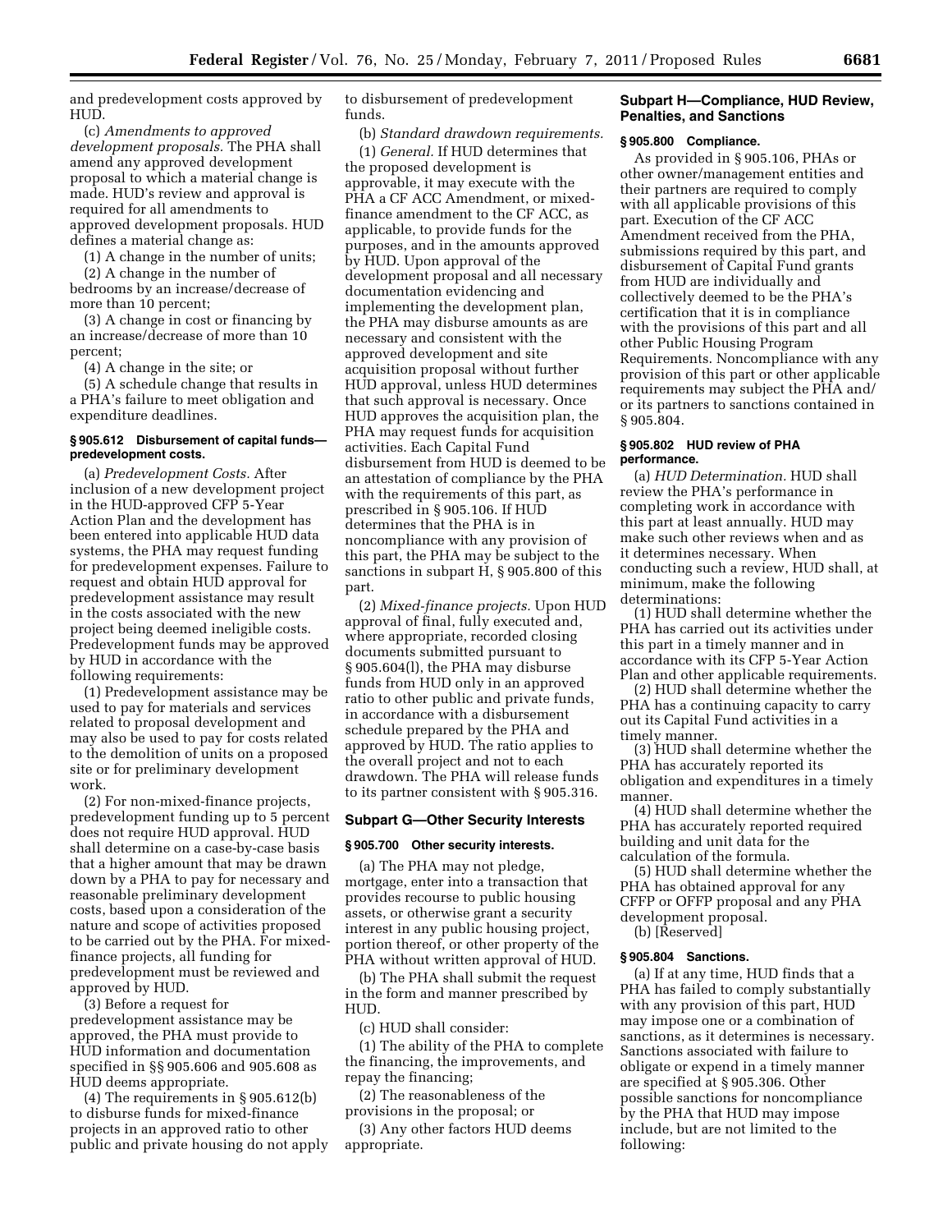and predevelopment costs approved by HUD.

(c) *Amendments to approved development proposals.* The PHA shall amend any approved development proposal to which a material change is made. HUD's review and approval is required for all amendments to approved development proposals. HUD defines a material change as:

(1) A change in the number of units;

(2) A change in the number of bedrooms by an increase/decrease of more than 10 percent;

(3) A change in cost or financing by an increase/decrease of more than 10 percent;

(4) A change in the site; or

(5) A schedule change that results in a PHA's failure to meet obligation and expenditure deadlines.

### § 905.612 Disbursement of capital funds—predevelopment costs.

(a) *Predevelopment Costs.* After inclusion of a new development project in the HUD-approved CFP 5-Year Action Plan and the development has been entered into applicable HUD data systems, the PHA may request funding for predevelopment expenses. Failure to request and obtain HUD approval for predevelopment assistance may result in the costs associated with the new project being deemed ineligible costs. Predevelopment funds may be approved by HUD in accordance with the following requirements:

(1) Predevelopment assistance may be used to pay for materials and services related to proposal development and may also be used to pay for costs related to the demolition of units on a proposed site or for preliminary development work.

(2) For non-mixed-finance projects, predevelopment funding up to 5 percent does not require HUD approval. HUD shall determine on a case-by-case basis that a higher amount that may be drawn down by a PHA to pay for necessary and reasonable preliminary development costs, based upon a consideration of the nature and scope of activities proposed to be carried out by the PHA. For mixed-finance projects, all funding for predevelopment must be reviewed and approved by HUD.

(3) Before a request for predevelopment assistance may be approved, the PHA must provide to HUD information and documentation specified in §§ 905.606 and 905.608 as HUD deems appropriate.

(4) The requirements in § 905.612(b) to disburse funds for mixed-finance projects in an approved ratio to other public and private housing do not apply to disbursement of predevelopment funds.

(b) *Standard drawdown requirements.*

(1) *General.* If HUD determines that the proposed development is approvable, it may execute with the PHA a CF ACC Amendment, or mixed-finance amendment to the CF ACC, as applicable, to provide funds for the purposes, and in the amounts approved by HUD. Upon approval of the development proposal and all necessary documentation evidencing and implementing the development plan, the PHA may disburse amounts as are necessary and consistent with the approved development and site acquisition proposal without further HUD approval, unless HUD determines that such approval is necessary. Once HUD approves the acquisition plan, the PHA may request funds for acquisition activities. Each Capital Fund disbursement from HUD is deemed to be an attestation of compliance by the PHA with the requirements of this part, as prescribed in § 905.106. If HUD determines that the PHA is in noncompliance with any provision of this part, the PHA may be subject to the sanctions in subpart H, § 905.800 of this part.

(2) *Mixed-finance projects.* Upon HUD approval of final, fully executed and, where appropriate, recorded closing documents submitted pursuant to § 905.604(l), the PHA may disburse funds from HUD only in an approved ratio to other public and private funds, in accordance with a disbursement schedule prepared by the PHA and approved by HUD. The ratio applies to the overall project and not to each drawdown. The PHA will release funds to its partner consistent with § 905.316.

## Subpart G—Other Security Interests

### § 905.700 Other security interests.

(a) The PHA may not pledge, mortgage, enter into a transaction that provides recourse to public housing assets, or otherwise grant a security interest in any public housing project, portion thereof, or other property of the PHA without written approval of HUD.

(b) The PHA shall submit the request in the form and manner prescribed by HUD.

(c) HUD shall consider:

(1) The ability of the PHA to complete the financing, the improvements, and repay the financing;

(2) The reasonableness of the provisions in the proposal; or

(3) Any other factors HUD deems appropriate.

## Subpart H—Compliance, HUD Review, Penalties, and Sanctions

### § 905.800 Compliance.

As provided in § 905.106, PHAs or other owner/management entities and their partners are required to comply with all applicable provisions of this part. Execution of the CF ACC Amendment received from the PHA, submissions required by this part, and disbursement of Capital Fund grants from HUD are individually and collectively deemed to be the PHA's certification that it is in compliance with the provisions of this part and all other Public Housing Program Requirements. Noncompliance with any provision of this part or other applicable requirements may subject the PHA and/or its partners to sanctions contained in § 905.804.

### § 905.802 HUD review of PHA performance.

(a) *HUD Determination.* HUD shall review the PHA's performance in completing work in accordance with this part at least annually. HUD may make such other reviews when and as it determines necessary. When conducting such a review, HUD shall, at minimum, make the following determinations:

(1) HUD shall determine whether the PHA has carried out its activities under this part in a timely manner and in accordance with its CFP 5-Year Action Plan and other applicable requirements.

(2) HUD shall determine whether the PHA has a continuing capacity to carry out its Capital Fund activities in a timely manner.

(3) HUD shall determine whether the PHA has accurately reported its obligation and expenditures in a timely manner.

(4) HUD shall determine whether the PHA has accurately reported required building and unit data for the calculation of the formula.

(5) HUD shall determine whether the PHA has obtained approval for any CFFP or OFFP proposal and any PHA development proposal.

(b) [Reserved]

### § 905.804 Sanctions.

(a) If at any time, HUD finds that a PHA has failed to comply substantially with any provision of this part, HUD may impose one or a combination of sanctions, as it determines is necessary. Sanctions associated with failure to obligate or expend in a timely manner are specified at § 905.306. Other possible sanctions for noncompliance by the PHA that HUD may impose include, but are not limited to the following: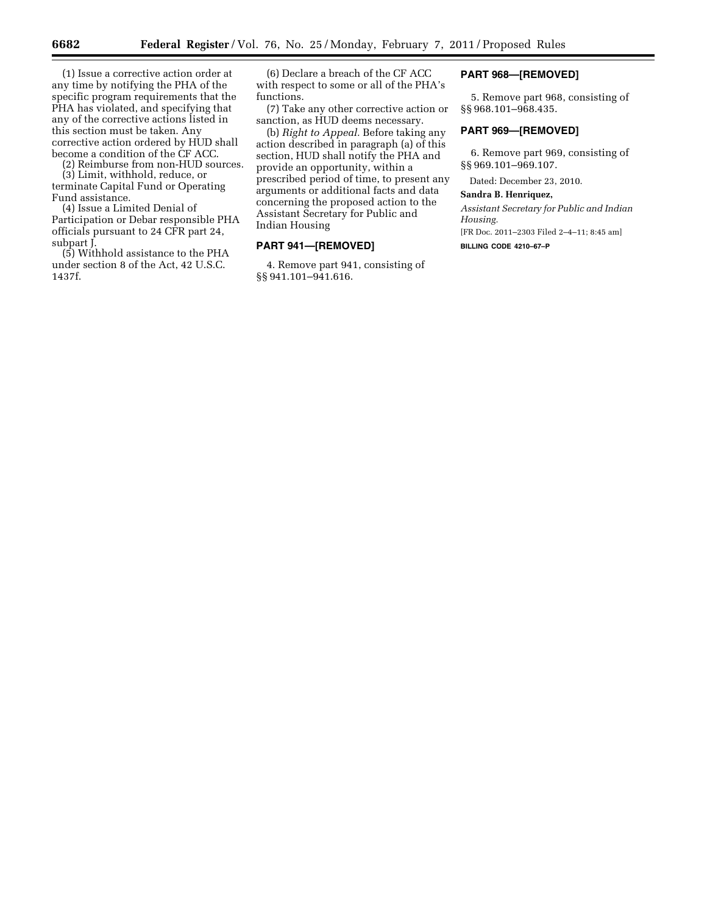(1) Issue a corrective action order at any time by notifying the PHA of the specific program requirements that the PHA has violated, and specifying that any of the corrective actions listed in this section must be taken. Any corrective action ordered by HUD shall become a condition of the CF ACC.

(2) Reimburse from non-HUD sources.

(3) Limit, withhold, reduce, or terminate Capital Fund or Operating Fund assistance.

(4) Issue a Limited Denial of Participation or Debar responsible PHA officials pursuant to 24 CFR part 24, subpart J.

(5) Withhold assistance to the PHA under section 8 of the Act, 42 U.S.C. 1437f.

(6) Declare a breach of the CF ACC with respect to some or all of the PHA's functions.

(7) Take any other corrective action or sanction, as HUD deems necessary.

(b) *Right to Appeal.* Before taking any action described in paragraph (a) of this section, HUD shall notify the PHA and provide an opportunity, within a prescribed period of time, to present any arguments or additional facts and data concerning the proposed action to the Assistant Secretary for Public and Indian Housing

### PART 941—[REMOVED]

4. Remove part 941, consisting of §§ 941.101–941.616.

### PART 968—[REMOVED]

5. Remove part 968, consisting of §§ 968.101–968.435.

### PART 969—[REMOVED]

6. Remove part 969, consisting of §§ 969.101–969.107.

Dated: December 23, 2010.

**Sandra B. Henriquez,**

*Assistant Secretary for Public and Indian Housing.*

[FR Doc. 2011–2303 Filed 2–4–11; 8:45 am]

**BILLING CODE 4210–67–P**